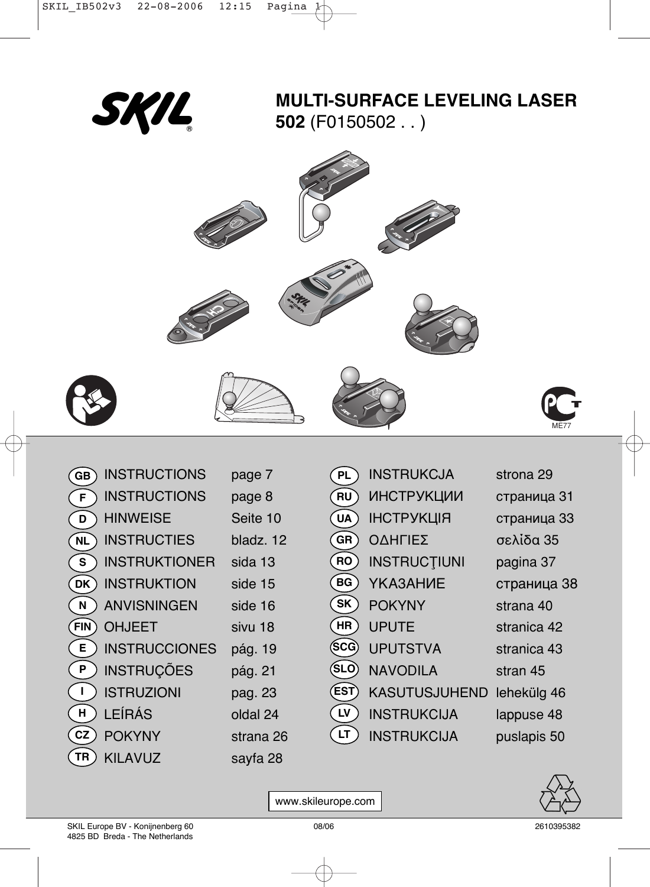# MULTI-SURFACE LEVELING LASER

**502** (F0150502 . . )

| | | |
|---|---|---|
| GB | INSTRUCTIONS | page 7 |
| F | INSTRUCTIONS | page 8 |
| D | HINWEISE | Seite 10 |
| NL | INSTRUCTIES | bladz. 12 |
| S | INSTRUKTIONER | sida 13 |
| DK | INSTRUKTION | side 15 |
| N | ANVISNINGEN | side 16 |
| FIN | OHJEET | sivu 18 |
| E | INSTRUCCIONES | pág. 19 |
| P | INSTRUÇÕES | pág. 21 |
| I | ISTRUZIONI | pag. 23 |
| H | LEÍRÁS | oldal 24 |
| CZ | POKYNY | strana 26 |
| TR | KILAVUZ | sayfa 28 |
| PL | INSTRUKCJA | strona 29 |
| RU | ИНСТРУКЦИИ | страница 31 |
| UA | ІНСТРУКЦІЯ | страница 33 |
| GR | ΟΔΗΓΙΕΣ | σελὶδα 35 |
| RO | INSTRUCŢIUNI | pagina 37 |
| BG | УКАЗАНИЕ | страница 38 |
| SK | POKYNY | strana 40 |
| HR | UPUTE | stranica 42 |
| SCG | UPUTSTVA | stranica 43 |
| SLO | NAVODILA | stran 45 |
| EST | KASUTUSJUHEND | lehekülg 46 |
| LV | INSTRUKCIJA | lappuse 48 |
| LT | INSTRUKCIJA | puslapis 50 |

ME77

www.skileurope.com

SKIL Europe BV - Konijnenberg 60
4825 BD Breda - The Netherlands

08/06

2610395382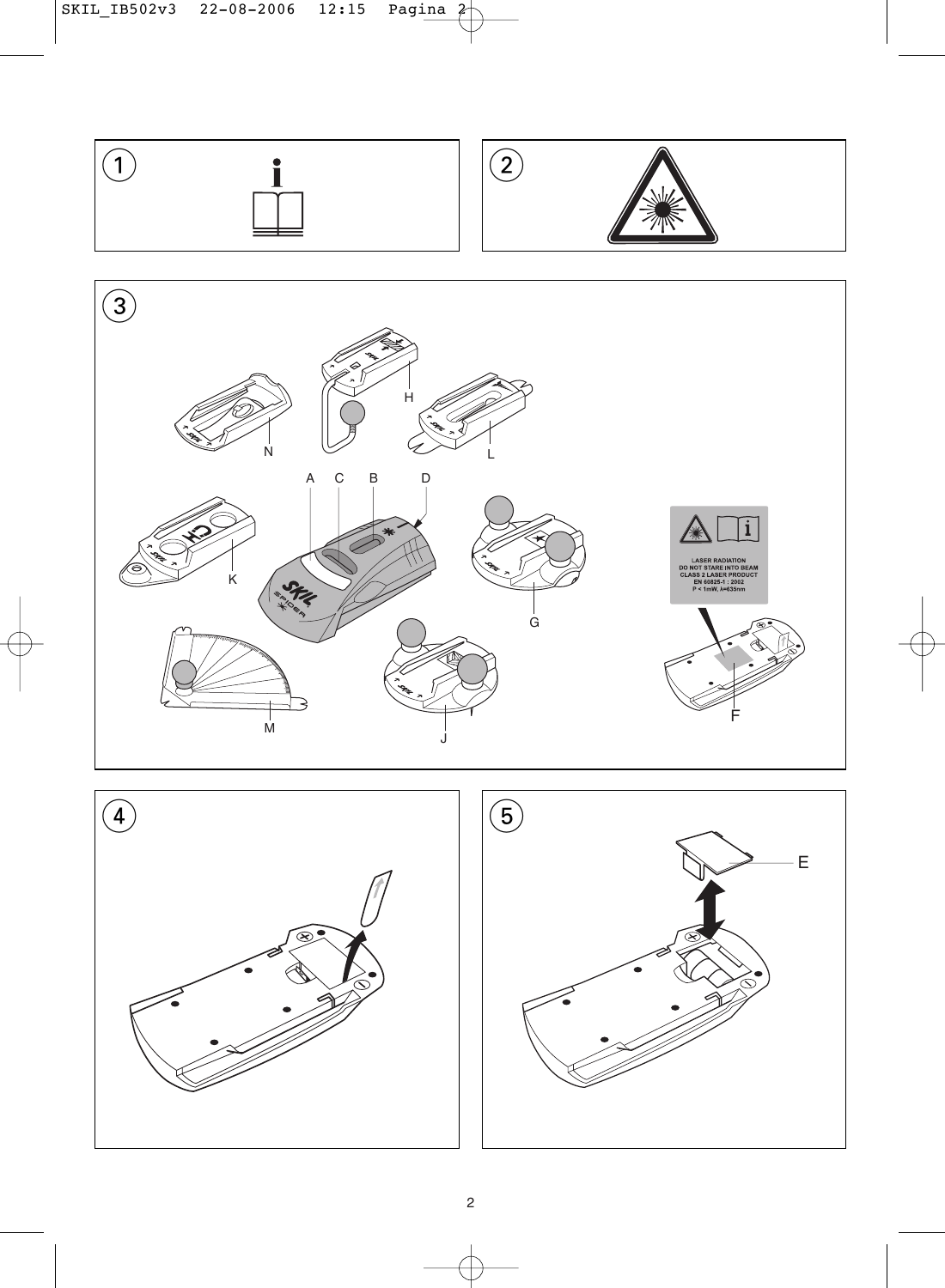①

②

③

N H L

A C B D

K G

LASER RADIATION
DO NOT STARE INTO BEAM
CLASS 2 LASER PRODUCT
EN 60825-1 : 2002
P < 1mW, λ=635nm

M J F

④

⑤

E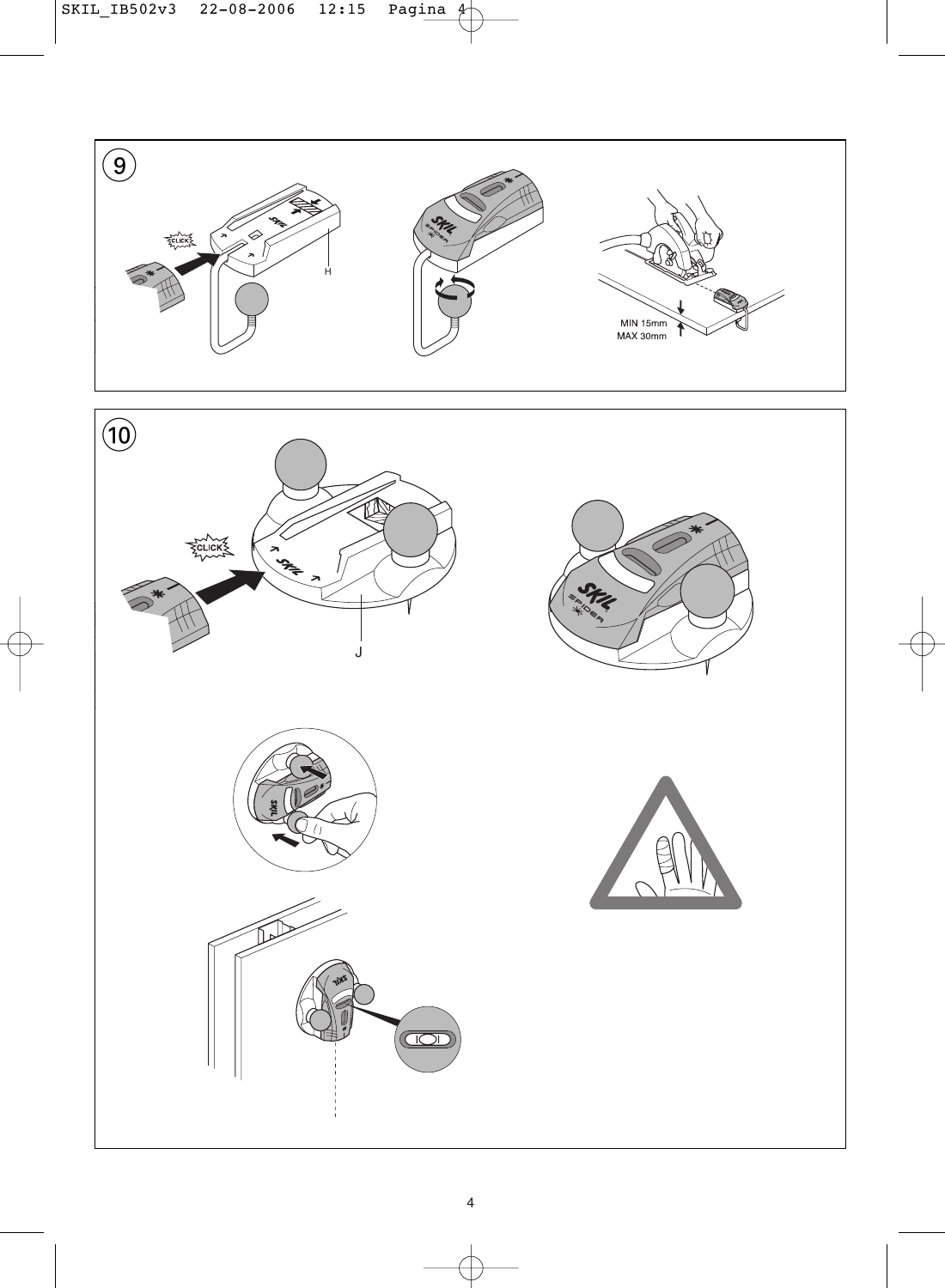9

CLICK

H

MIN 15mm
MAX 30mm

10

CLICK

J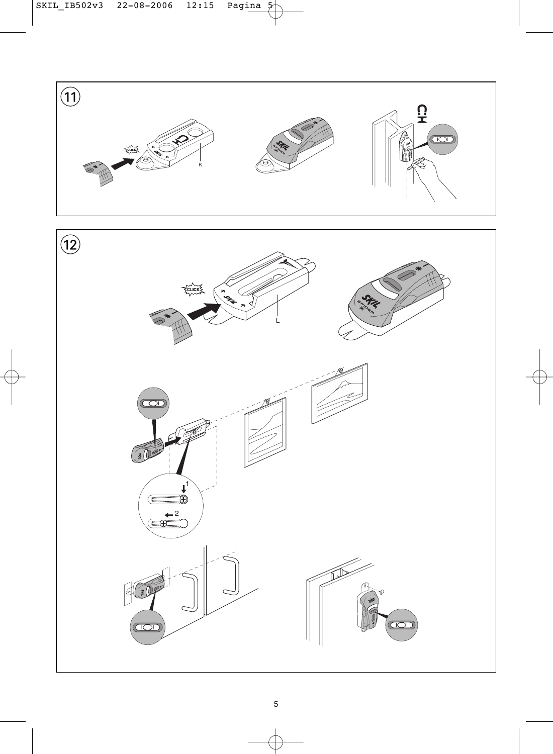11

12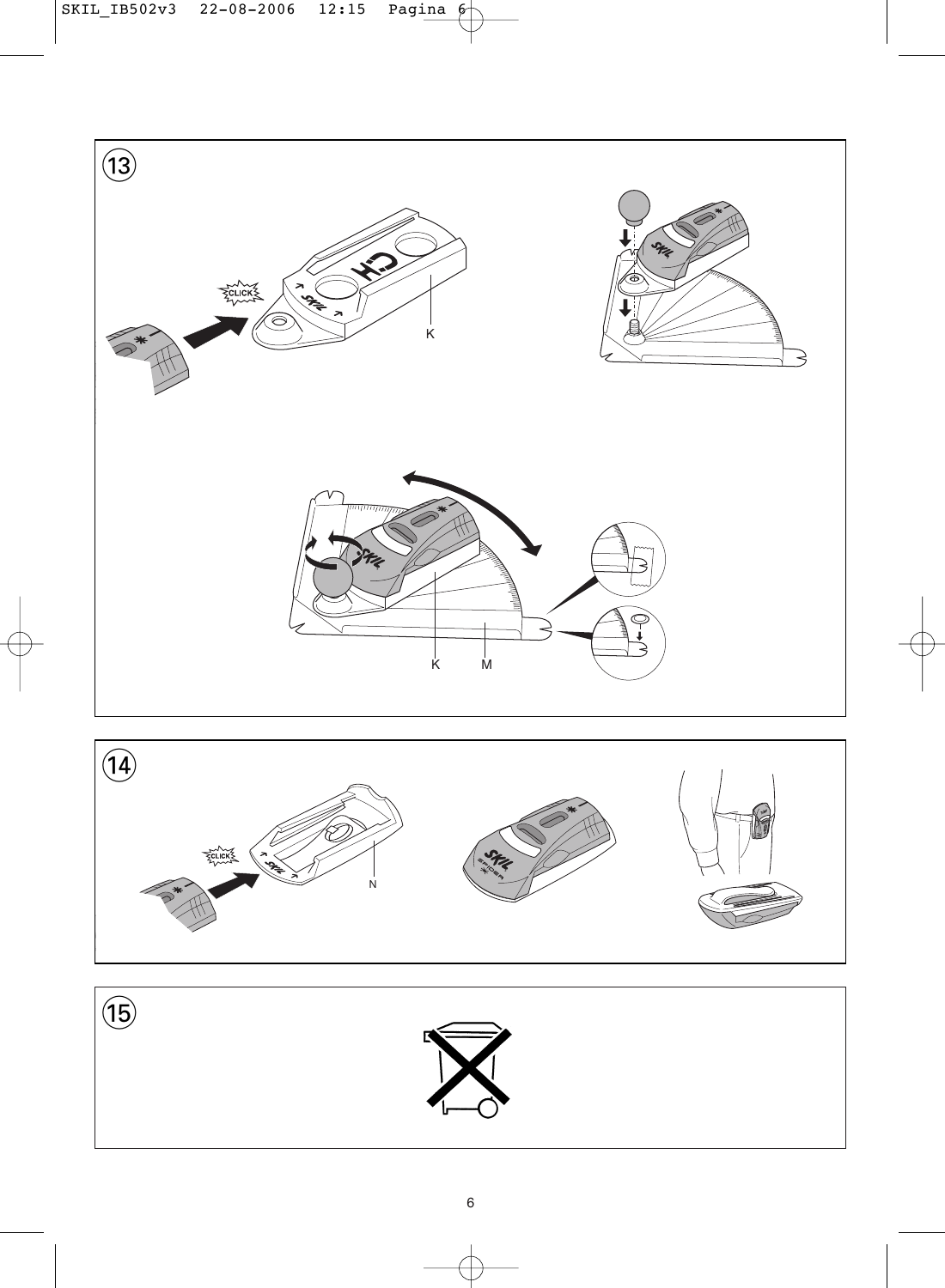13

CLICK

K

K M

14

CLICK

N

15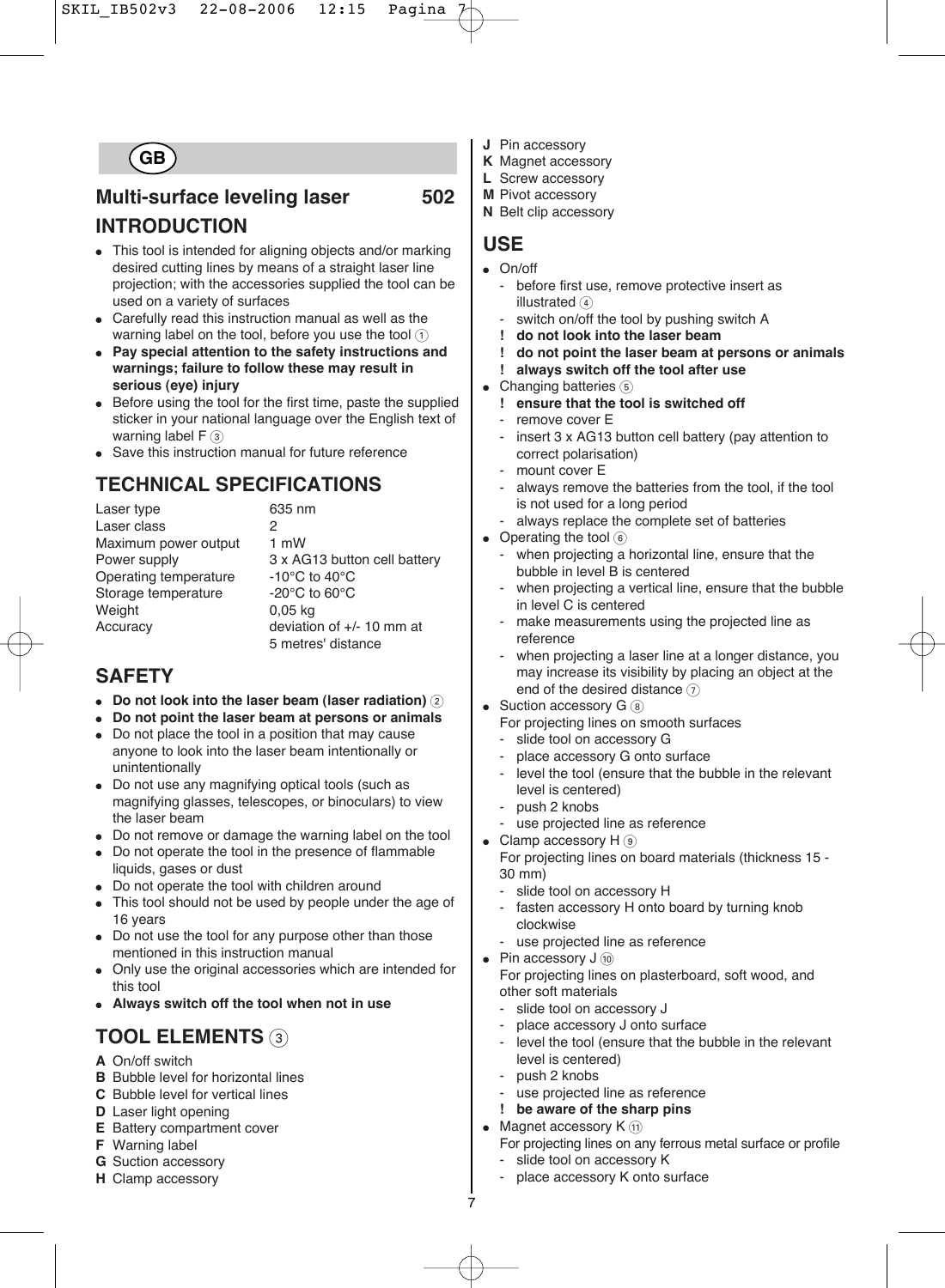# GB

## Multi-surface leveling laser 502

## INTRODUCTION

- This tool is intended for aligning objects and/or marking desired cutting lines by means of a straight laser line projection; with the accessories supplied the tool can be used on a variety of surfaces
- Carefully read this instruction manual as well as the warning label on the tool, before you use the tool ①
- **Pay special attention to the safety instructions and warnings; failure to follow these may result in serious (eye) injury**
- Before using the tool for the first time, paste the supplied sticker in your national language over the English text of warning label F ③
- Save this instruction manual for future reference

## TECHNICAL SPECIFICATIONS

| | |
|---|---|
| Laser type | 635 nm |
| Laser class | 2 |
| Maximum power output | 1 mW |
| Power supply | 3 x AG13 button cell battery |
| Operating temperature | -10°C to 40°C |
| Storage temperature | -20°C to 60°C |
| Weight | 0,05 kg |
| Accuracy | deviation of +/- 10 mm at 5 metres' distance |

## SAFETY

- **Do not look into the laser beam (laser radiation)** ②
- **Do not point the laser beam at persons or animals**
- Do not place the tool in a position that may cause anyone to look into the laser beam intentionally or unintentionally
- Do not use any magnifying optical tools (such as magnifying glasses, telescopes, or binoculars) to view the laser beam
- Do not remove or damage the warning label on the tool
- Do not operate the tool in the presence of flammable liquids, gases or dust
- Do not operate the tool with children around
- This tool should not be used by people under the age of 16 years
- Do not use the tool for any purpose other than those mentioned in this instruction manual
- Only use the original accessories which are intended for this tool
- **Always switch off the tool when not in use**

## TOOL ELEMENTS ③

**A** On/off switch
**B** Bubble level for horizontal lines
**C** Bubble level for vertical lines
**D** Laser light opening
**E** Battery compartment cover
**F** Warning label
**G** Suction accessory
**H** Clamp accessory
**J** Pin accessory
**K** Magnet accessory
**L** Screw accessory
**M** Pivot accessory
**N** Belt clip accessory

## USE

- On/off
  - before first use, remove protective insert as illustrated ④
  - switch on/off the tool by pushing switch A
  - **! do not look into the laser beam**
  - **! do not point the laser beam at persons or animals**
  - **! always switch off the tool after use**
- Changing batteries ⑤
  - **! ensure that the tool is switched off**
  - remove cover E
  - insert 3 x AG13 button cell battery (pay attention to correct polarisation)
  - mount cover E
  - always remove the batteries from the tool, if the tool is not used for a long period
  - always replace the complete set of batteries
- Operating the tool ⑥
  - when projecting a horizontal line, ensure that the bubble in level B is centered
  - when projecting a vertical line, ensure that the bubble in level C is centered
  - make measurements using the projected line as reference
  - when projecting a laser line at a longer distance, you may increase its visibility by placing an object at the end of the desired distance ⑦
- Suction accessory G ⑧
  For projecting lines on smooth surfaces
  - slide tool on accessory G
  - place accessory G onto surface
  - level the tool (ensure that the bubble in the relevant level is centered)
  - push 2 knobs
  - use projected line as reference
- Clamp accessory H ⑨
  For projecting lines on board materials (thickness 15 - 30 mm)
  - slide tool on accessory H
  - fasten accessory H onto board by turning knob clockwise
  - use projected line as reference
- Pin accessory J ⑩
  For projecting lines on plasterboard, soft wood, and other soft materials
  - slide tool on accessory J
  - place accessory J onto surface
  - level the tool (ensure that the bubble in the relevant level is centered)
  - push 2 knobs
  - use projected line as reference
  - **! be aware of the sharp pins**
- Magnet accessory K ⑪
  For projecting lines on any ferrous metal surface or profile
  - slide tool on accessory K
  - place accessory K onto surface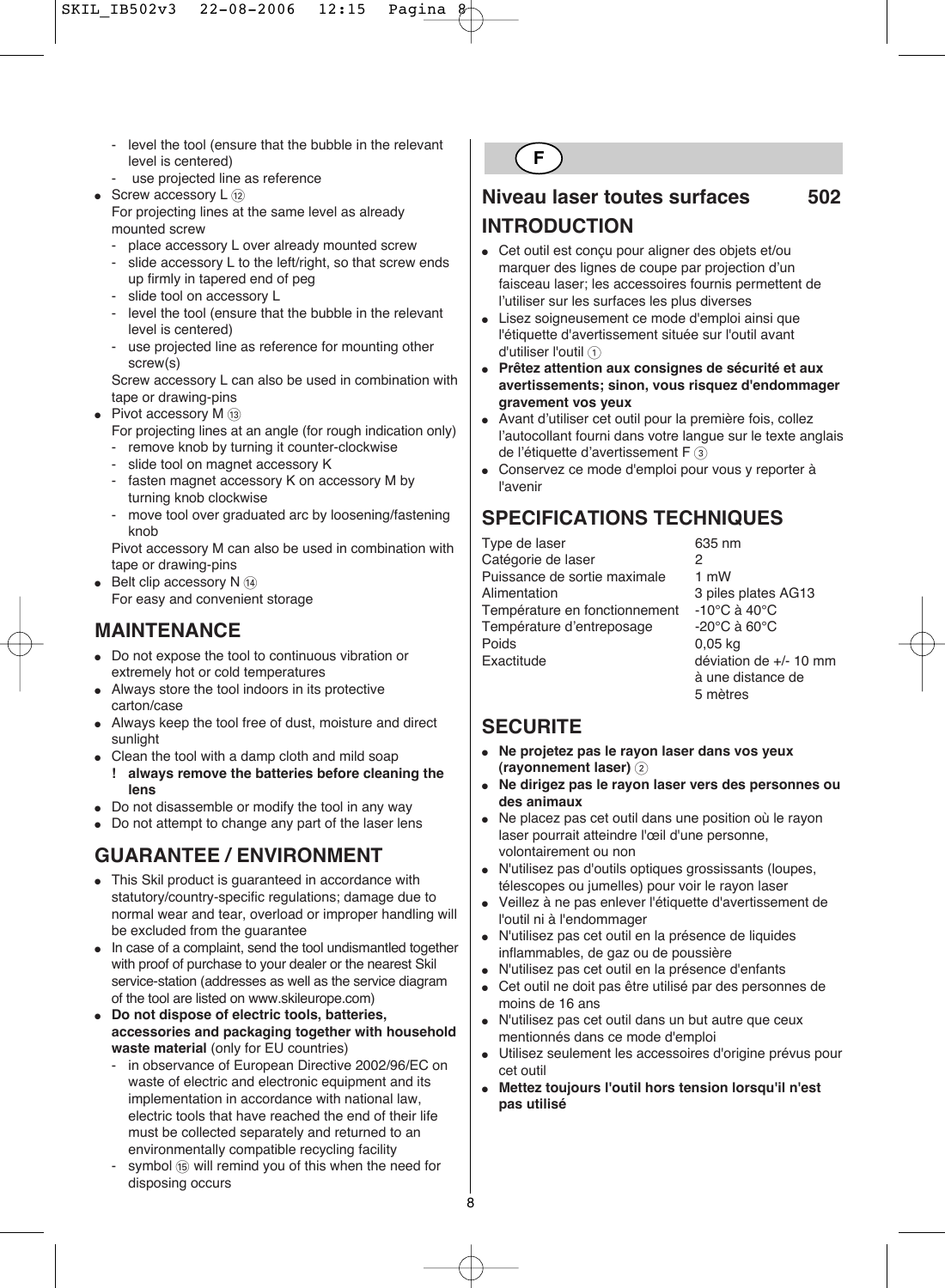- level the tool (ensure that the bubble in the relevant level is centered)
- use projected line as reference

- Screw accessory L ⑫
  For projecting lines at the same level as already mounted screw
  - place accessory L over already mounted screw
  - slide accessory L to the left/right, so that screw ends up firmly in tapered end of peg
  - slide tool on accessory L
  - level the tool (ensure that the bubble in the relevant level is centered)
  - use projected line as reference for mounting other screw(s)

  Screw accessory L can also be used in combination with tape or drawing-pins
- Pivot accessory M ⑬
  For projecting lines at an angle (for rough indication only)
  - remove knob by turning it counter-clockwise
  - slide tool on magnet accessory K
  - fasten magnet accessory K on accessory M by turning knob clockwise
  - move tool over graduated arc by loosening/fastening knob

  Pivot accessory M can also be used in combination with tape or drawing-pins
- Belt clip accessory N ⑭
  For easy and convenient storage

## MAINTENANCE

- Do not expose the tool to continuous vibration or extremely hot or cold temperatures
- Always store the tool indoors in its protective carton/case
- Always keep the tool free of dust, moisture and direct sunlight
- Clean the tool with a damp cloth and mild soap
  **! always remove the batteries before cleaning the lens**
- Do not disassemble or modify the tool in any way
- Do not attempt to change any part of the laser lens

## GUARANTEE / ENVIRONMENT

- This Skil product is guaranteed in accordance with statutory/country-specific regulations; damage due to normal wear and tear, overload or improper handling will be excluded from the guarantee
- In case of a complaint, send the tool undismantled together with proof of purchase to your dealer or the nearest Skil service-station (addresses as well as the service diagram of the tool are listed on www.skileurope.com)
- **Do not dispose of electric tools, batteries, accessories and packaging together with household waste material** (only for EU countries)
  - in observance of European Directive 2002/96/EC on waste of electric and electronic equipment and its implementation in accordance with national law, electric tools that have reached the end of their life must be collected separately and returned to an environmentally compatible recycling facility
  - symbol ⑮ will remind you of this when the need for disposing occurs

**F**

# Niveau laser toutes surfaces 502

## INTRODUCTION

- Cet outil est conçu pour aligner des objets et/ou marquer des lignes de coupe par projection d'un faisceau laser; les accessoires fournis permettent de l'utiliser sur les surfaces les plus diverses
- Lisez soigneusement ce mode d'emploi ainsi que l'étiquette d'avertissement située sur l'outil avant d'utiliser l'outil ①
- **Prêtez attention aux consignes de sécurité et aux avertissements; sinon, vous risquez d'endommager gravement vos yeux**
- Avant d'utiliser cet outil pour la première fois, collez l'autocollant fourni dans votre langue sur le texte anglais de l'étiquette d'avertissement F ③
- Conservez ce mode d'emploi pour vous y reporter à l'avenir

## SPECIFICATIONS TECHNIQUES

| | |
|---|---|
| Type de laser | 635 nm |
| Catégorie de laser | 2 |
| Puissance de sortie maximale | 1 mW |
| Alimentation | 3 piles plates AG13 |
| Température en fonctionnement | -10°C à 40°C |
| Température d'entreposage | -20°C à 60°C |
| Poids | 0,05 kg |
| Exactitude | déviation de +/- 10 mm à une distance de 5 mètres |

## SECURITE

- **Ne projetez pas le rayon laser dans vos yeux (rayonnement laser)** ②
- **Ne dirigez pas le rayon laser vers des personnes ou des animaux**
- Ne placez pas cet outil dans une position où le rayon laser pourrait atteindre l'œil d'une personne, volontairement ou non
- N'utilisez pas d'outils optiques grossissants (loupes, télescopes ou jumelles) pour voir le rayon laser
- Veillez à ne pas enlever l'étiquette d'avertissement de l'outil ni à l'endommager
- N'utilisez pas cet outil en la présence de liquides inflammables, de gaz ou de poussière
- N'utilisez pas cet outil en la présence d'enfants
- Cet outil ne doit pas être utilisé par des personnes de moins de 16 ans
- N'utilisez pas cet outil dans un but autre que ceux mentionnés dans ce mode d'emploi
- Utilisez seulement les accessoires d'origine prévus pour cet outil
- **Mettez toujours l'outil hors tension lorsqu'il n'est pas utilisé**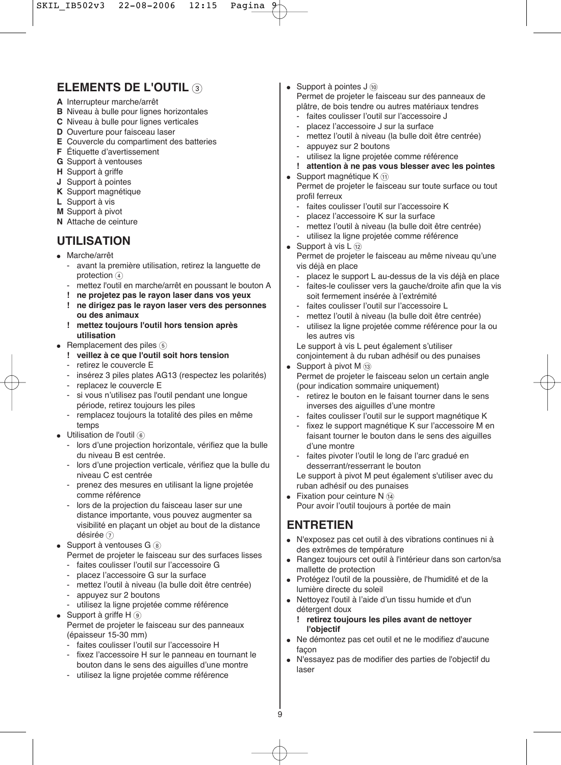## ELEMENTS DE L'OUTIL ③

**A** Interrupteur marche/arrêt
**B** Niveau à bulle pour lignes horizontales
**C** Niveau à bulle pour lignes verticales
**D** Ouverture pour faisceau laser
**E** Couvercle du compartiment des batteries
**F** Étiquette d'avertissement
**G** Support à ventouses
**H** Support à griffe
**J** Support à pointes
**K** Support magnétique
**L** Support à vis
**M** Support à pivot
**N** Attache de ceinture

## UTILISATION

- Marche/arrêt
  - avant la première utilisation, retirez la languette de protection ④
  - mettez l'outil en marche/arrêt en poussant le bouton A
  - **! ne projetez pas le rayon laser dans vos yeux**
  - **! ne dirigez pas le rayon laser vers des personnes ou des animaux**
  - **! mettez toujours l'outil hors tension après utilisation**
- Remplacement des piles ⑤
  - **! veillez à ce que l'outil soit hors tension**
  - retirez le couvercle E
  - insérez 3 piles plates AG13 (respectez les polarités)
  - replacez le couvercle E
  - si vous n'utilisez pas l'outil pendant une longue période, retirez toujours les piles
  - remplacez toujours la totalité des piles en même temps
- Utilisation de l'outil ⑥
  - lors d'une projection horizontale, vérifiez que la bulle du niveau B est centrée.
  - lors d'une projection verticale, vérifiez que la bulle du niveau C est centrée
  - prenez des mesures en utilisant la ligne projetée comme référence
  - lors de la projection du faisceau laser sur une distance importante, vous pouvez augmenter sa visibilité en plaçant un objet au bout de la distance désirée ⑦
- Support à ventouses G ⑧
  Permet de projeter le faisceau sur des surfaces lisses
  - faites coulisser l'outil sur l'accessoire G
  - placez l'accessoire G sur la surface
  - mettez l'outil à niveau (la bulle doit être centrée)
  - appuyez sur 2 boutons
  - utilisez la ligne projetée comme référence
- Support à griffe H ⑨
  Permet de projeter le faisceau sur des panneaux (épaisseur 15-30 mm)
  - faites coulisser l'outil sur l'accessoire H
  - fixez l'accessoire H sur le panneau en tournant le bouton dans le sens des aiguilles d'une montre
  - utilisez la ligne projetée comme référence
- Support à pointes J ⑩
  Permet de projeter le faisceau sur des panneaux de plâtre, de bois tendre ou autres matériaux tendres
  - faites coulisser l'outil sur l'accessoire J
  - placez l'accessoire J sur la surface
  - mettez l'outil à niveau (la bulle doit être centrée)
  - appuyez sur 2 boutons
  - utilisez la ligne projetée comme référence
  - **! attention à ne pas vous blesser avec les pointes**
- Support magnétique K ⑪
  Permet de projeter le faisceau sur toute surface ou tout profil ferreux
  - faites coulisser l'outil sur l'accessoire K
  - placez l'accessoire K sur la surface
  - mettez l'outil à niveau (la bulle doit être centrée)
  - utilisez la ligne projetée comme référence
- Support à vis L ⑫
  Permet de projeter le faisceau au même niveau qu'une vis déjà en place
  - placez le support L au-dessus de la vis déjà en place
  - faites-le coulisser vers la gauche/droite afin que la vis soit fermement insérée à l'extrémité
  - faites coulisser l'outil sur l'accessoire L
  - mettez l'outil à niveau (la bulle doit être centrée)
  - utilisez la ligne projetée comme référence pour la ou les autres vis

  Le support à vis L peut également s'utiliser conjointement à du ruban adhésif ou des punaises
- Support à pivot M ⑬
  Permet de projeter le faisceau selon un certain angle (pour indication sommaire uniquement)
  - retirez le bouton en le faisant tourner dans le sens inverses des aiguilles d'une montre
  - faites coulisser l'outil sur le support magnétique K
  - fixez le support magnétique K sur l'accessoire M en faisant tourner le bouton dans le sens des aiguilles d'une montre
  - faites pivoter l'outil le long de l'arc gradué en desserrant/resserrant le bouton

  Le support à pivot M peut également s'utiliser avec du ruban adhésif ou des punaises
- Fixation pour ceinture N ⑭
  Pour avoir l'outil toujours à portée de main

## ENTRETIEN

- N'exposez pas cet outil à des vibrations continues ni à des extrêmes de température
- Rangez toujours cet outil à l'intérieur dans son carton/sa mallette de protection
- Protégez l'outil de la poussière, de l'humidité et de la lumière directe du soleil
- Nettoyez l'outil à l'aide d'un tissu humide et d'un détergent doux
  - **! retirez toujours les piles avant de nettoyer l'objectif**
- Ne démontez pas cet outil et ne le modifiez d'aucune façon
- N'essayez pas de modifier des parties de l'objectif du laser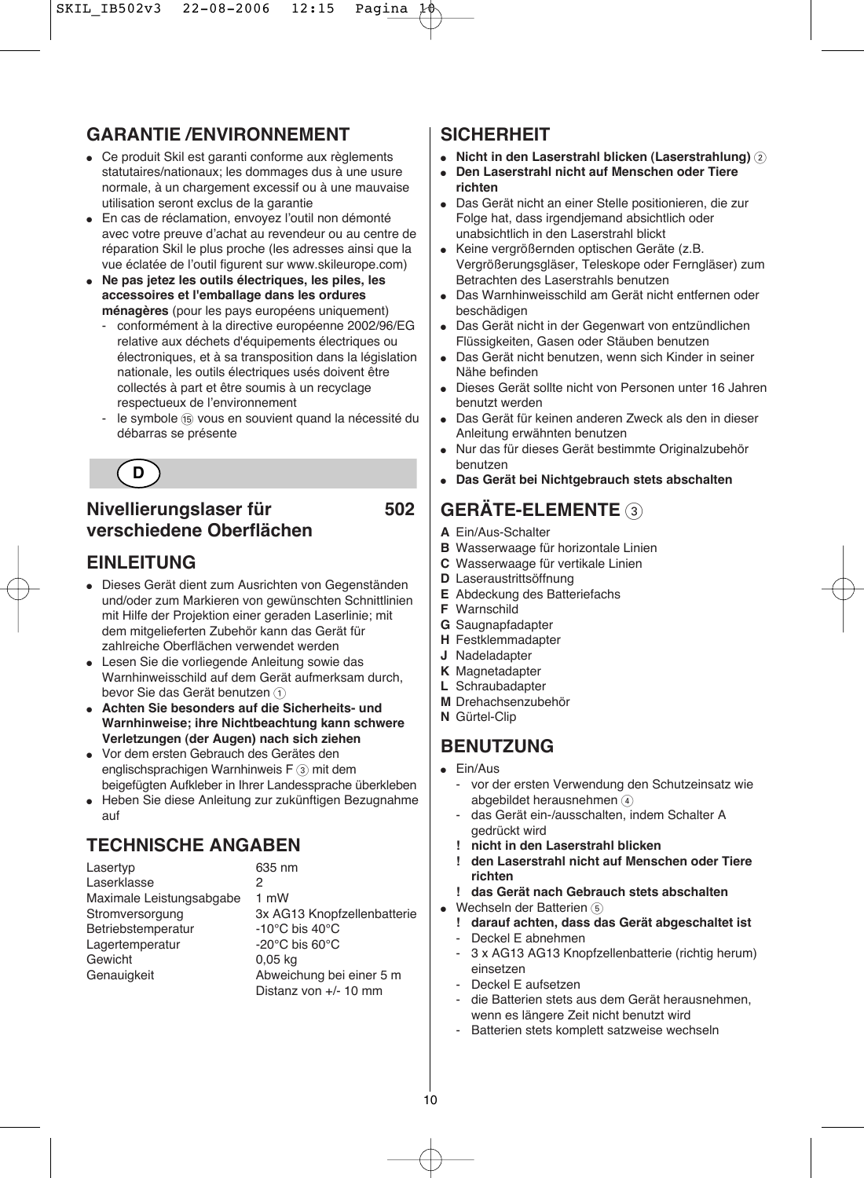## GARANTIE /ENVIRONNEMENT

- Ce produit Skil est garanti conforme aux règlements statutaires/nationaux; les dommages dus à une usure normale, à un chargement excessif ou à une mauvaise utilisation seront exclus de la garantie
- En cas de réclamation, envoyez l'outil non démonté avec votre preuve d'achat au revendeur ou au centre de réparation Skil le plus proche (les adresses ainsi que la vue éclatée de l'outil figurent sur www.skileurope.com)
- **Ne pas jetez les outils électriques, les piles, les accessoires et l'emballage dans les ordures ménagères** (pour les pays européens uniquement)
  - conformément à la directive européenne 2002/96/EG relative aux déchets d'équipements électriques ou électroniques, et à sa transposition dans la législation nationale, les outils électriques usés doivent être collectés à part et être soumis à un recyclage respectueux de l'environnement
  - le symbole ⑮ vous en souvient quand la nécessité du débarras se présente

**D**

# Nivellierungslaser für verschiedene Oberflächen 502

## EINLEITUNG

- Dieses Gerät dient zum Ausrichten von Gegenständen und/oder zum Markieren von gewünschten Schnittlinien mit Hilfe der Projektion einer geraden Laserlinie; mit dem mitgelieferten Zubehör kann das Gerät für zahlreiche Oberflächen verwendet werden
- Lesen Sie die vorliegende Anleitung sowie das Warnhinweisschild auf dem Gerät aufmerksam durch, bevor Sie das Gerät benutzen ①
- **Achten Sie besonders auf die Sicherheits- und Warnhinweise; ihre Nichtbeachtung kann schwere Verletzungen (der Augen) nach sich ziehen**
- Vor dem ersten Gebrauch des Gerätes den englischsprachigen Warnhinweis F ③ mit dem beigefügten Aufkleber in Ihrer Landessprache überkleben
- Heben Sie diese Anleitung zur zukünftigen Bezugnahme auf

## TECHNISCHE ANGABEN

| | |
|---|---|
| Lasertyp | 635 nm |
| Laserklasse | 2 |
| Maximale Leistungsabgabe | 1 mW |
| Stromversorgung | 3x AG13 Knopfzellenbatterie |
| Betriebstemperatur | -10°C bis 40°C |
| Lagertemperatur | -20°C bis 60°C |
| Gewicht | 0,05 kg |
| Genauigkeit | Abweichung bei einer 5 m Distanz von +/- 10 mm |

## SICHERHEIT

- **Nicht in den Laserstrahl blicken (Laserstrahlung)** ②
- **Den Laserstrahl nicht auf Menschen oder Tiere richten**
- Das Gerät nicht an einer Stelle positionieren, die zur Folge hat, dass irgendjemand absichtlich oder unabsichtlich in den Laserstrahl blickt
- Keine vergrößernden optischen Geräte (z.B. Vergrößerungsgläser, Teleskope oder Ferngläser) zum Betrachten des Laserstrahls benutzen
- Das Warnhinweisschild am Gerät nicht entfernen oder beschädigen
- Das Gerät nicht in der Gegenwart von entzündlichen Flüssigkeiten, Gasen oder Stäuben benutzen
- Das Gerät nicht benutzen, wenn sich Kinder in seiner Nähe befinden
- Dieses Gerät sollte nicht von Personen unter 16 Jahren benutzt werden
- Das Gerät für keinen anderen Zweck als den in dieser Anleitung erwähnten benutzen
- Nur das für dieses Gerät bestimmte Originalzubehör benutzen
- **Das Gerät bei Nichtgebrauch stets abschalten**

## GERÄTE-ELEMENTE ③

**A** Ein/Aus-Schalter
**B** Wasserwaage für horizontale Linien
**C** Wasserwaage für vertikale Linien
**D** Laseraustrittsöffnung
**E** Abdeckung des Batteriefachs
**F** Warnschild
**G** Saugnapfadapter
**H** Festklemmadapter
**J** Nadeladapter
**K** Magnetadapter
**L** Schraubadapter
**M** Drehachsenzubehör
**N** Gürtel-Clip

## BENUTZUNG

- Ein/Aus
  - vor der ersten Verwendung den Schutzeinsatz wie abgebildet herausnehmen ④
  - das Gerät ein-/ausschalten, indem Schalter A gedrückt wird
  - **! nicht in den Laserstrahl blicken**
  - **! den Laserstrahl nicht auf Menschen oder Tiere richten**
  - **! das Gerät nach Gebrauch stets abschalten**
- Wechseln der Batterien ⑤
  - **! darauf achten, dass das Gerät abgeschaltet ist**
  - Deckel E abnehmen
  - 3 x AG13 AG13 Knopfzellenbatterie (richtig herum) einsetzen
  - Deckel E aufsetzen
  - die Batterien stets aus dem Gerät herausnehmen, wenn es längere Zeit nicht benutzt wird
  - Batterien stets komplett satzweise wechseln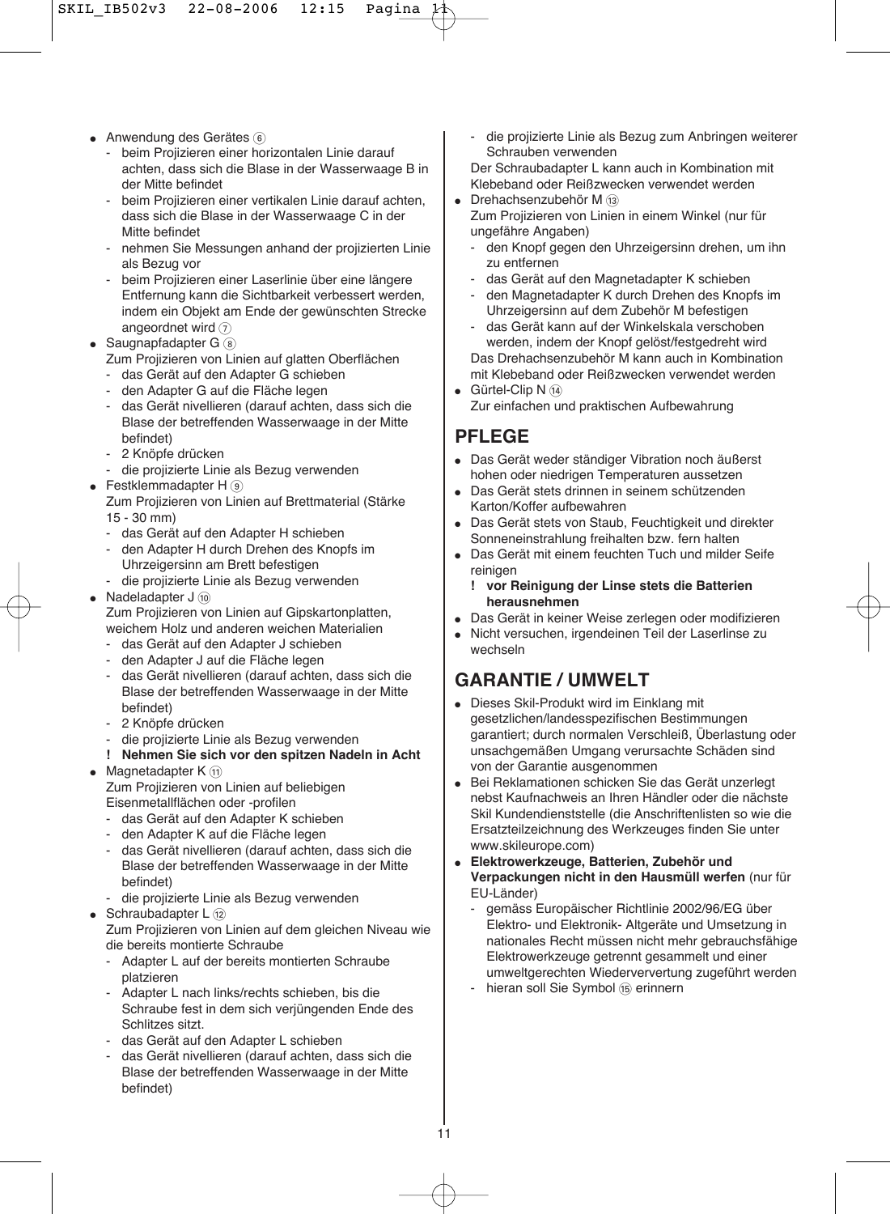- Anwendung des Gerätes ⑥
  - beim Projizieren einer horizontalen Linie darauf achten, dass sich die Blase in der Wasserwaage B in der Mitte befindet
  - beim Projizieren einer vertikalen Linie darauf achten, dass sich die Blase in der Wasserwaage C in der Mitte befindet
  - nehmen Sie Messungen anhand der projizierten Linie als Bezug vor
  - beim Projizieren einer Laserlinie über eine längere Entfernung kann die Sichtbarkeit verbessert werden, indem ein Objekt am Ende der gewünschten Strecke angeordnet wird ⑦
- Saugnapfadapter G ⑧
  Zum Projizieren von Linien auf glatten Oberflächen
  - das Gerät auf den Adapter G schieben
  - den Adapter G auf die Fläche legen
  - das Gerät nivellieren (darauf achten, dass sich die Blase der betreffenden Wasserwaage in der Mitte befindet)
  - 2 Knöpfe drücken
  - die projizierte Linie als Bezug verwenden
- Festklemmadapter H ⑨
  Zum Projizieren von Linien auf Brettmaterial (Stärke 15 - 30 mm)
  - das Gerät auf den Adapter H schieben
  - den Adapter H durch Drehen des Knopfs im Uhrzeigersinn am Brett befestigen
  - die projizierte Linie als Bezug verwenden
- Nadeladapter J ⑩
  Zum Projizieren von Linien auf Gipskartonplatten, weichem Holz und anderen weichen Materialien
  - das Gerät auf den Adapter J schieben
  - den Adapter J auf die Fläche legen
  - das Gerät nivellieren (darauf achten, dass sich die Blase der betreffenden Wasserwaage in der Mitte befindet)
  - 2 Knöpfe drücken
  - die projizierte Linie als Bezug verwenden
  - **! Nehmen Sie sich vor den spitzen Nadeln in Acht**
- Magnetadapter K ⑪
  Zum Projizieren von Linien auf beliebigen Eisenmetallflächen oder -profilen
  - das Gerät auf den Adapter K schieben
  - den Adapter K auf die Fläche legen
  - das Gerät nivellieren (darauf achten, dass sich die Blase der betreffenden Wasserwaage in der Mitte befindet)
  - die projizierte Linie als Bezug verwenden
- Schraubadapter L ⑫
  Zum Projizieren von Linien auf dem gleichen Niveau wie die bereits montierte Schraube
  - Adapter L auf der bereits montierten Schraube platzieren
  - Adapter L nach links/rechts schieben, bis die Schraube fest in dem sich verjüngenden Ende des Schlitzes sitzt.
  - das Gerät auf den Adapter L schieben
  - das Gerät nivellieren (darauf achten, dass sich die Blase der betreffenden Wasserwaage in der Mitte befindet)
  - die projizierte Linie als Bezug zum Anbringen weiterer Schrauben verwenden

  Der Schraubadapter L kann auch in Kombination mit Klebeband oder Reißzwecken verwendet werden
- Drehachsenzubehör M ⑬
  Zum Projizieren von Linien in einem Winkel (nur für ungefähre Angaben)
  - den Knopf gegen den Uhrzeigersinn drehen, um ihn zu entfernen
  - das Gerät auf den Magnetadapter K schieben
  - den Magnetadapter K durch Drehen des Knopfs im Uhrzeigersinn auf dem Zubehör M befestigen
  - das Gerät kann auf der Winkelskala verschoben werden, indem der Knopf gelöst/festgedreht wird

  Das Drehachsenzubehör M kann auch in Kombination mit Klebeband oder Reißzwecken verwendet werden
- Gürtel-Clip N ⑭
  Zur einfachen und praktischen Aufbewahrung

## PFLEGE

- Das Gerät weder ständiger Vibration noch äußerst hohen oder niedrigen Temperaturen aussetzen
- Das Gerät stets drinnen in seinem schützenden Karton/Koffer aufbewahren
- Das Gerät stets von Staub, Feuchtigkeit und direkter Sonneneinstrahlung freihalten bzw. fern halten
- Das Gerät mit einem feuchten Tuch und milder Seife reinigen
  - **! vor Reinigung der Linse stets die Batterien herausnehmen**
- Das Gerät in keiner Weise zerlegen oder modifizieren
- Nicht versuchen, irgendeinen Teil der Laserlinse zu wechseln

## GARANTIE / UMWELT

- Dieses Skil-Produkt wird im Einklang mit gesetzlichen/landesspezifischen Bestimmungen garantiert; durch normalen Verschleiß, Überlastung oder unsachgemäßen Umgang verursachte Schäden sind von der Garantie ausgenommen
- Bei Reklamationen schicken Sie das Gerät unzerlegt nebst Kaufnachweis an Ihren Händler oder die nächste Skil Kundendienststelle (die Anschriftenlisten so wie die Ersatzteilzeichnung des Werkzeuges finden Sie unter www.skileurope.com)
- **Elektrowerkzeuge, Batterien, Zubehör und Verpackungen nicht in den Hausmüll werfen** (nur für EU-Länder)
  - gemäss Europäischer Richtlinie 2002/96/EG über Elektro- und Elektronik- Altgeräte und Umsetzung in nationales Recht müssen nicht mehr gebrauchsfähige Elektrowerkzeuge getrennt gesammelt und einer umweltgerechten Wiederververtung zugeführt werden
  - hieran soll Sie Symbol ⑮ erinnern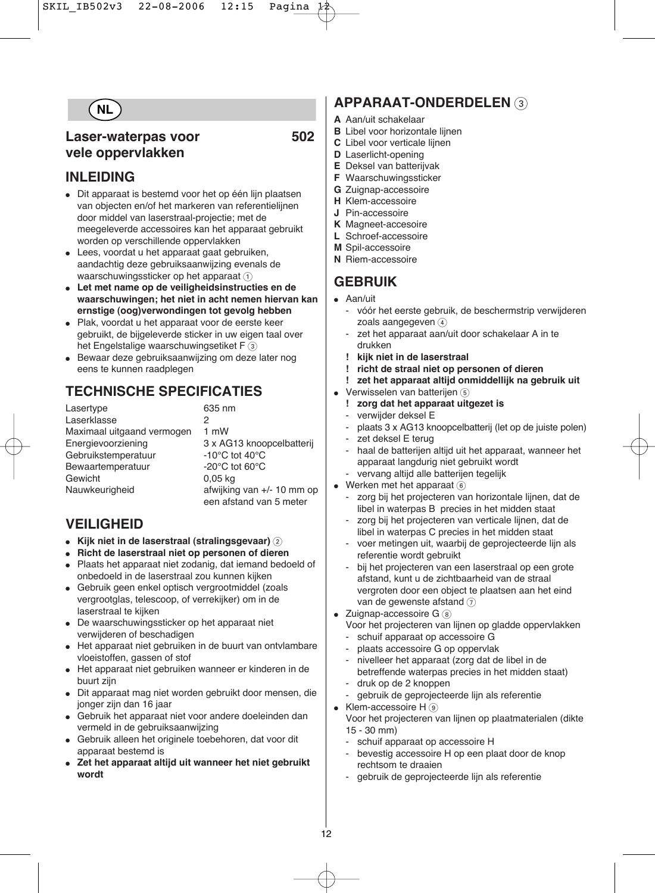## NL

# Laser-waterpas voor vele oppervlakken 502

## INLEIDING

- Dit apparaat is bestemd voor het op één lijn plaatsen van objecten en/of het markeren van referentielijnen door middel van laserstraal-projectie; met de meegeleverde accessoires kan het apparaat gebruikt worden op verschillende oppervlakken
- Lees, voordat u het apparaat gaat gebruiken, aandachtig deze gebruiksaanwijzing evenals de waarschuwingssticker op het apparaat ①
- **Let met name op de veiligheidsinstructies en de waarschuwingen; het niet in acht nemen hiervan kan ernstige (oog)verwondingen tot gevolg hebben**
- Plak, voordat u het apparaat voor de eerste keer gebruikt, de bijgeleverde sticker in uw eigen taal over het Engelstalige waarschuwingsetiket F ③
- Bewaar deze gebruiksaanwijzing om deze later nog eens te kunnen raadplegen

## TECHNISCHE SPECIFICATIES

| | |
|---|---|
| Lasertype | 635 nm |
| Laserklasse | 2 |
| Maximaal uitgaand vermogen | 1 mW |
| Energievoorziening | 3 x AG13 knoopcelbatterij |
| Gebruikstemperatuur | -10°C tot 40°C |
| Bewaartemperatuur | -20°C tot 60°C |
| Gewicht | 0,05 kg |
| Nauwkeurigheid | afwijking van +/- 10 mm op een afstand van 5 meter |

## VEILIGHEID

- **Kijk niet in de laserstraal (stralingsgevaar)** ②
- **Richt de laserstraal niet op personen of dieren**
- Plaats het apparaat niet zodanig, dat iemand bedoeld of onbedoeld in de laserstraal zou kunnen kijken
- Gebruik geen enkel optisch vergrootmiddel (zoals vergrootglas, telescoop, of verrekijker) om in de laserstraal te kijken
- De waarschuwingssticker op het apparaat niet verwijderen of beschadigen
- Het apparaat niet gebruiken in de buurt van ontvlambare vloeistoffen, gassen of stof
- Het apparaat niet gebruiken wanneer er kinderen in de buurt zijn
- Dit apparaat mag niet worden gebruikt door mensen, die jonger zijn dan 16 jaar
- Gebruik het apparaat niet voor andere doeleinden dan vermeld in de gebruiksaanwijzing
- Gebruik alleen het originele toebehoren, dat voor dit apparaat bestemd is
- **Zet het apparaat altijd uit wanneer het niet gebruikt wordt**

## APPARAAT-ONDERDELEN ③

**A** Aan/uit schakelaar
**B** Libel voor horizontale lijnen
**C** Libel voor verticale lijnen
**D** Laserlicht-opening
**E** Deksel van batterijvak
**F** Waarschuwingssticker
**G** Zuignap-accessoire
**H** Klem-accessoire
**J** Pin-accessoire
**K** Magneet-accesoire
**L** Schroef-accessoire
**M** Spil-accessoire
**N** Riem-accessoire

## GEBRUIK

- Aan/uit
  - vóór het eerste gebruik, de beschermstrip verwijderen zoals aangegeven ④
  - zet het apparaat aan/uit door schakelaar A in te drukken
  - **! kijk niet in de laserstraal**
  - **! richt de straal niet op personen of dieren**
  - **! zet het apparaat altijd onmiddellijk na gebruik uit**
- Verwisselen van batterijen ⑤
  - **! zorg dat het apparaat uitgezet is**
  - verwijder deksel E
  - plaats 3 x AG13 knoopcelbatterij (let op de juiste polen)
  - zet deksel E terug
  - haal de batterijen altijd uit het apparaat, wanneer het apparaat langdurig niet gebruikt wordt
  - vervang altijd alle batterijen tegelijk
- Werken met het apparaat ⑥
  - zorg bij het projecteren van horizontale lijnen, dat de libel in waterpas B precies in het midden staat
  - zorg bij het projecteren van verticale lijnen, dat de libel in waterpas C precies in het midden staat
  - voer metingen uit, waarbij de geprojecteerde lijn als referentie wordt gebruikt
  - bij het projecteren van een laserstraal op een grote afstand, kunt u de zichtbaarheid van de straal vergroten door een object te plaatsen aan het eind van de gewenste afstand ⑦
- Zuignap-accessoire G ⑧
  Voor het projecteren van lijnen op gladde oppervlakken
  - schuif apparaat op accessoire G
  - plaats accessoire G op oppervlak
  - nivelleer het apparaat (zorg dat de libel in de betreffende waterpas precies in het midden staat)
  - druk op de 2 knoppen
  - gebruik de geprojecteerde lijn als referentie
- Klem-accessoire H ⑨
  Voor het projecteren van lijnen op plaatmaterialen (dikte 15 - 30 mm)
  - schuif apparaat op accessoire H
  - bevestig accessoire H op een plaat door de knop rechtsom te draaien
  - gebruik de geprojecteerde lijn als referentie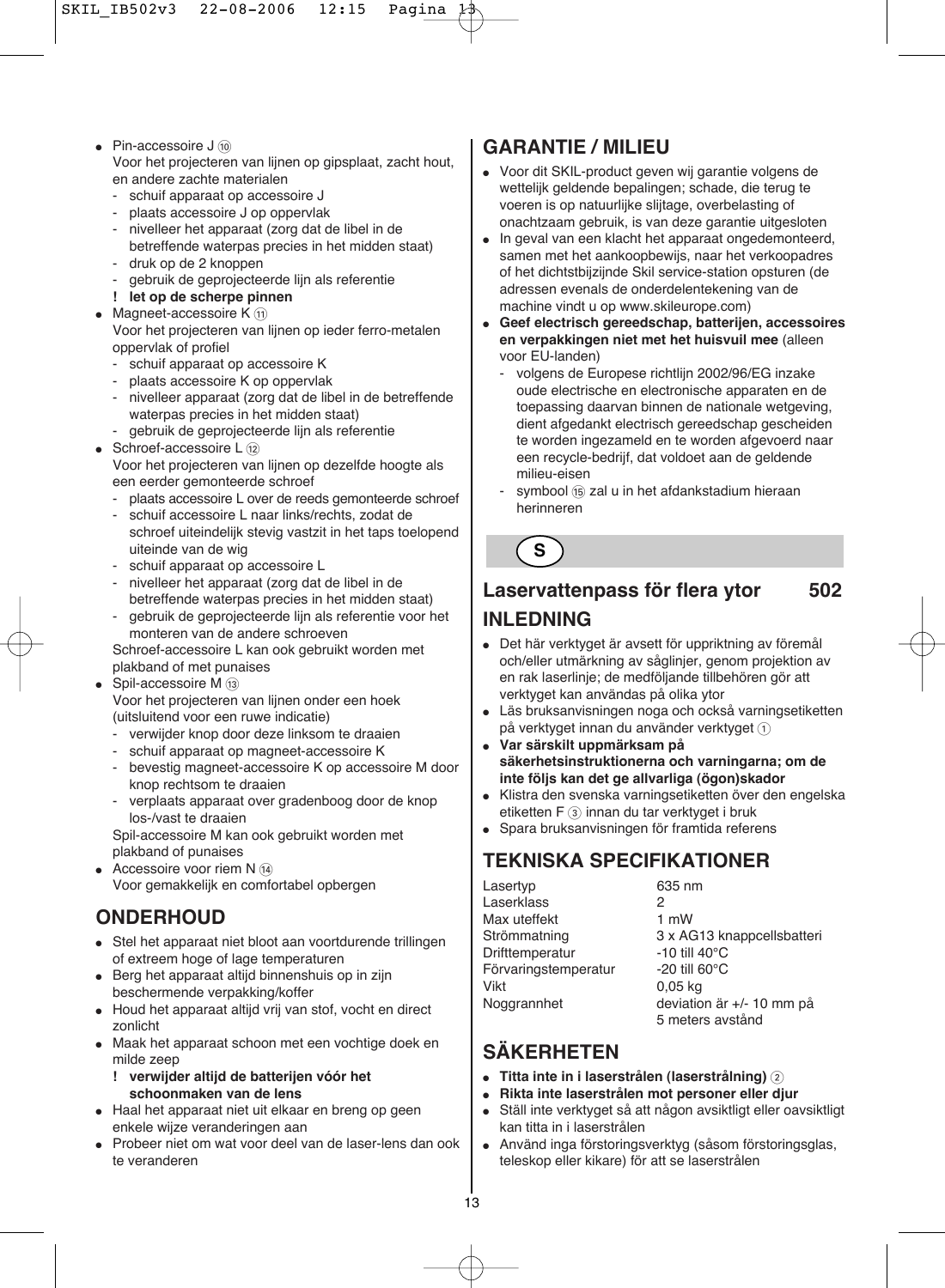- Pin-accessoire J ⑩
  Voor het projecteren van lijnen op gipsplaat, zacht hout, en andere zachte materialen
  - schuif apparaat op accessoire J
  - plaats accessoire J op oppervlak
  - nivelleer het apparaat (zorg dat de libel in de betreffende waterpas precies in het midden staat)
  - druk op de 2 knoppen
  - gebruik de geprojecteerde lijn als referentie
  
  **! let op de scherpe pinnen**
- Magneet-accessoire K ⑪
  Voor het projecteren van lijnen op ieder ferro-metalen oppervlak of profiel
  - schuif apparaat op accessoire K
  - plaats accessoire K op oppervlak
  - nivelleer apparaat (zorg dat de libel in de betreffende waterpas precies in het midden staat)
  - gebruik de geprojecteerde lijn als referentie
- Schroef-accessoire L ⑫
  Voor het projecteren van lijnen op dezelfde hoogte als een eerder gemonteerde schroef
  - plaats accessoire L over de reeds gemonteerde schroef
  - schuif accessoire L naar links/rechts, zodat de schroef uiteindelijk stevig vastzit in het taps toelopend uiteinde van de wig
  - schuif apparaat op accessoire L
  - nivelleer het apparaat (zorg dat de libel in de betreffende waterpas precies in het midden staat)
  - gebruik de geprojecteerde lijn als referentie voor het monteren van de andere schroeven
  
  Schroef-accessoire L kan ook gebruikt worden met plakband of met punaises
- Spil-accessoire M ⑬
  Voor het projecteren van lijnen onder een hoek (uitsluitend voor een ruwe indicatie)
  - verwijder knop door deze linksom te draaien
  - schuif apparaat op magneet-accessoire K
  - bevestig magneet-accessoire K op accessoire M door knop rechtsom te draaien
  - verplaats apparaat over gradenboog door de knop los-/vast te draaien
  
  Spil-accessoire M kan ook gebruikt worden met plakband of punaises
- Accessoire voor riem N ⑭
  Voor gemakkelijk en comfortabel opbergen

## ONDERHOUD

- Stel het apparaat niet bloot aan voortdurende trillingen of extreem hoge of lage temperaturen
- Berg het apparaat altijd binnenshuis op in zijn beschermende verpakking/koffer
- Houd het apparaat altijd vrij van stof, vocht en direct zonlicht
- Maak het apparaat schoon met een vochtige doek en milde zeep
  
  **! verwijder altijd de batterijen vóór het schoonmaken van de lens**
- Haal het apparaat niet uit elkaar en breng op geen enkele wijze veranderingen aan
- Probeer niet om wat voor deel van de laser-lens dan ook te veranderen

## GARANTIE / MILIEU

- Voor dit SKIL-product geven wij garantie volgens de wettelijk geldende bepalingen; schade, die terug te voeren is op natuurlijke slijtage, overbelasting of onachtzaam gebruik, is van deze garantie uitgesloten
- In geval van een klacht het apparaat ongedemonteerd, samen met het aankoopbewijs, naar het verkoopadres of het dichtstbijzijnde Skil service-station opsturen (de adressen evenals de onderdelentekening van de machine vindt u op www.skileurope.com)
- **Geef electrisch gereedschap, batterijen, accessoires en verpakkingen niet met het huisvuil mee** (alleen voor EU-landen)
  - volgens de Europese richtlijn 2002/96/EG inzake oude electrische en electronische apparaten en de toepassing daarvan binnen de nationale wetgeving, dient afgedankt electrisch gereedschap gescheiden te worden ingezameld en te worden afgevoerd naar een recycle-bedrijf, dat voldoet aan de geldende milieu-eisen
  - symbool ⑮ zal u in het afdankstadium hieraan herinneren

**S**

# Laservattenpass för flera ytor 502

## INLEDNING

- Det här verktyget är avsett för uppriktning av föremål och/eller utmärkning av såglinjer, genom projektion av en rak laserlinje; de medföljande tillbehören gör att verktyget kan användas på olika ytor
- Läs bruksanvisningen noga och också varningsetiketten på verktyget innan du använder verktyget ①
- **Var särskilt uppmärksam på säkerhetsinstruktionerna och varningarna; om de inte följs kan det ge allvarliga (ögon)skador**
- Klistra den svenska varningsetiketten över den engelska etiketten F ③ innan du tar verktyget i bruk
- Spara bruksanvisningen för framtida referens

## TEKNISKA SPECIFIKATIONER

| | |
|---|---|
| Lasertyp | 635 nm |
| Laserklass | 2 |
| Max uteffekt | 1 mW |
| Strömmatning | 3 x AG13 knappcellsbatteri |
| Drifttemperatur | -10 till 40°C |
| Förvaringstemperatur | -20 till 60°C |
| Vikt | 0,05 kg |
| Noggrannhet | deviation är +/- 10 mm på 5 meters avstånd |

## SÄKERHETEN

- **Titta inte in i laserstrålen (laserstrålning)** ②
- **Rikta inte laserstrålen mot personer eller djur**
- Ställ inte verktyget så att någon avsiktligt eller oavsiktligt kan titta in i laserstrålen
- Använd inga förstoringsverktyg (såsom förstoringsglas, teleskop eller kikare) för att se laserstrålen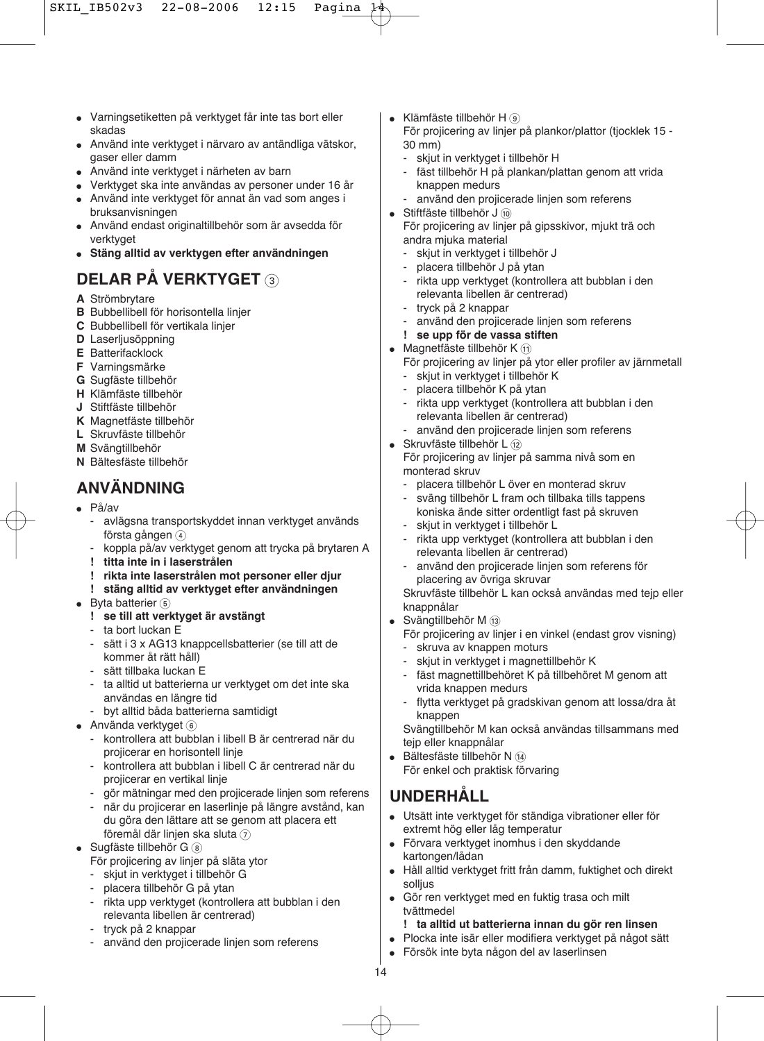- Varningsetiketten på verktyget får inte tas bort eller skadas
- Använd inte verktyget i närvaro av antändliga vätskor, gaser eller damm
- Använd inte verktyget i närheten av barn
- Verktyget ska inte användas av personer under 16 år
- Använd inte verktyget för annat än vad som anges i bruksanvisningen
- Använd endast originaltillbehör som är avsedda för verktyget
- **Stäng alltid av verktygen efter användningen**

## DELAR PÅ VERKTYGET ③

**A** Strömbrytare
**B** Bubbellibell för horisontella linjer
**C** Bubbellibell för vertikala linjer
**D** Laserljusöppning
**E** Batterifacklock
**F** Varningsmärke
**G** Sugfäste tillbehör
**H** Klämfäste tillbehör
**J** Stiftfäste tillbehör
**K** Magnetfäste tillbehör
**L** Skruvfäste tillbehör
**M** Svängtillbehör
**N** Bältesfäste tillbehör

## ANVÄNDNING

- På/av
  - avlägsna transportskyddet innan verktyget används första gången ④
  - koppla på/av verktyget genom att trycka på brytaren A
  - **! titta inte in i laserstrålen**
  - **! rikta inte laserstrålen mot personer eller djur**
  - **! stäng alltid av verktyget efter användningen**
- Byta batterier ⑤
  - **! se till att verktyget är avstängt**
  - ta bort luckan E
  - sätt i 3 x AG13 knappcellsbatterier (se till att de kommer åt rätt håll)
  - sätt tillbaka luckan E
  - ta alltid ut batterierna ur verktyget om det inte ska användas en längre tid
  - byt alltid båda batterierna samtidigt
- Använda verktyget ⑥
  - kontrollera att bubblan i libell B är centrerad när du projicerar en horisontell linje
  - kontrollera att bubblan i libell C är centrerad när du projicerar en vertikal linje
  - gör mätningar med den projicerade linjen som referens
  - när du projicerar en laserlinje på längre avstånd, kan du göra den lättare att se genom att placera ett föremål där linjen ska sluta ⑦
- Sugfäste tillbehör G ⑧
  För projicering av linjer på släta ytor
  - skjut in verktyget i tillbehör G
  - placera tillbehör G på ytan
  - rikta upp verktyget (kontrollera att bubblan i den relevanta libellen är centrerad)
  - tryck på 2 knappar
  - använd den projicerade linjen som referens
- Klämfäste tillbehör H ⑨
  För projicering av linjer på plankor/plattor (tjocklek 15 - 30 mm)
  - skjut in verktyget i tillbehör H
  - fäst tillbehör H på plankan/plattan genom att vrida knappen medurs
  - använd den projicerade linjen som referens
- Stiftfäste tillbehör J ⑩
  För projicering av linjer på gipsskivor, mjukt trä och andra mjuka material
  - skjut in verktyget i tillbehör J
  - placera tillbehör J på ytan
  - rikta upp verktyget (kontrollera att bubblan i den relevanta libellen är centrerad)
  - tryck på 2 knappar
  - använd den projicerade linjen som referens
  - **! se upp för de vassa stiften**
- Magnetfäste tillbehör K ⑪
  För projicering av linjer på ytor eller profiler av järnmetall
  - skjut in verktyget i tillbehör K
  - placera tillbehör K på ytan
  - rikta upp verktyget (kontrollera att bubblan i den relevanta libellen är centrerad)
  - använd den projicerade linjen som referens
- Skruvfäste tillbehör L ⑫
  För projicering av linjer på samma nivå som en monterad skruv
  - placera tillbehör L över en monterad skruv
  - sväng tillbehör L fram och tillbaka tills tappens koniska ände sitter ordentligt fast på skruven
  - skjut in verktyget i tillbehör L
  - rikta upp verktyget (kontrollera att bubblan i den relevanta libellen är centrerad)
  - använd den projicerade linjen som referens för placering av övriga skruvar

  Skruvfäste tillbehör L kan också användas med tejp eller knappnålar
- Svängtillbehör M ⑬
  För projicering av linjer i en vinkel (endast grov visning)
  - skruva av knappen moturs
  - skjut in verktyget i magnettillbehör K
  - fäst magnettillbehöret K på tillbehöret M genom att vrida knappen medurs
  - flytta verktyget på gradskivan genom att lossa/dra åt knappen

  Svängtillbehör M kan också användas tillsammans med tejp eller knappnålar
- Bältesfäste tillbehör N ⑭
  För enkel och praktisk förvaring

## UNDERHÅLL

- Utsätt inte verktyget för ständiga vibrationer eller för extremt hög eller låg temperatur
- Förvara verktyget inomhus i den skyddande kartongen/lådan
- Håll alltid verktyget fritt från damm, fuktighet och direkt solljus
- Gör ren verktyget med en fuktig trasa och milt tvättmedel
  - **! ta alltid ut batterierna innan du gör ren linsen**
- Plocka inte isär eller modifiera verktyget på något sätt
- Försök inte byta någon del av laserlinsen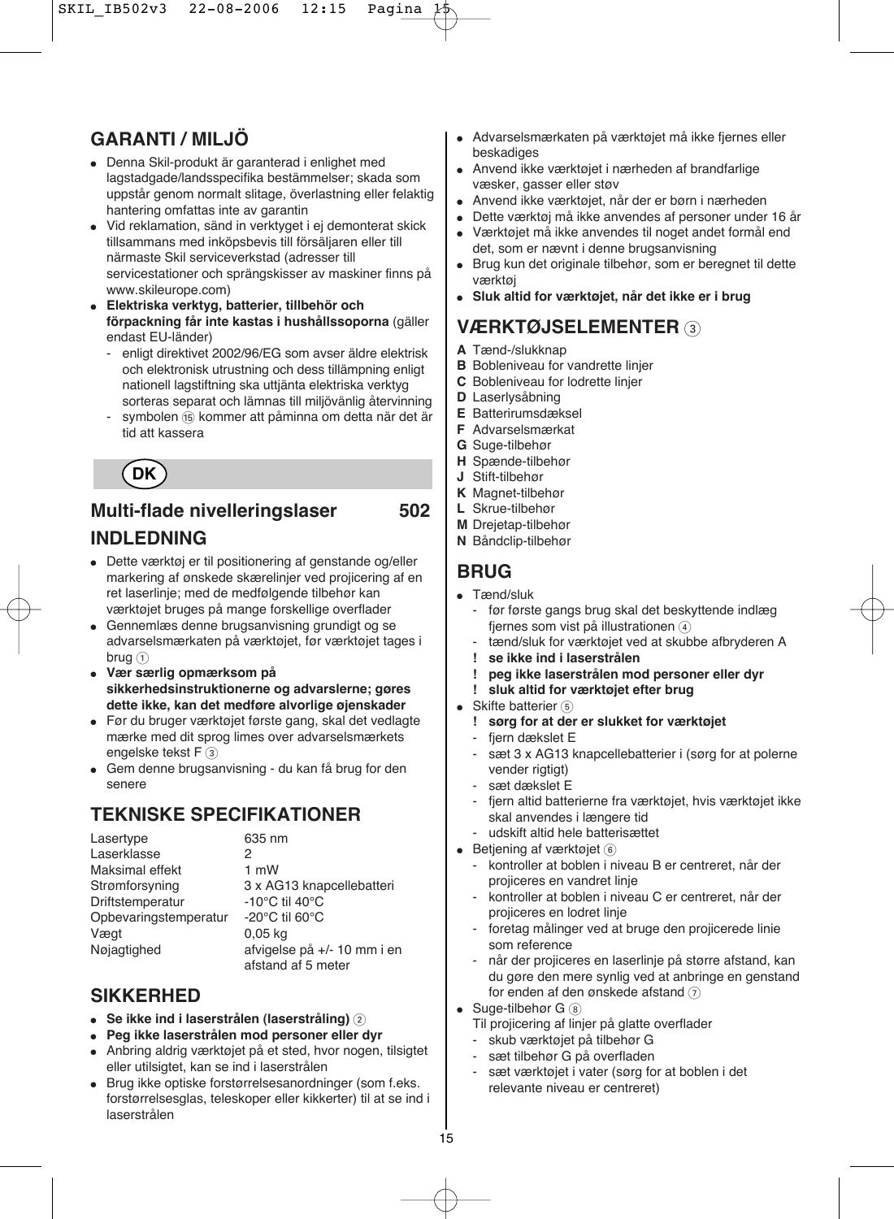## GARANTI / MILJÖ

- Denna Skil-produkt är garanterad i enlighet med lagstadgade/landsspecifika bestämmelser; skada som uppstår genom normalt slitage, överlastning eller felaktig hantering omfattas inte av garantin
- Vid reklamation, sänd in verktyget i ej demonterat skick tillsammans med inköpsbevis till försäljaren eller till närmaste Skil serviceverkstad (adresser till servicestationer och sprängskisser av maskiner finns på www.skileurope.com)
- **Elektriska verktyg, batterier, tillbehör och förpackning får inte kastas i hushållssoporna** (gäller endast EU-länder)
  - enligt direktivet 2002/96/EG som avser äldre elektrisk och elektronisk utrustning och dess tillämpning enligt nationell lagstiftning ska uttjänta elektriska verktyg sorteras separat och lämnas till miljövänlig återvinning
  - symbolen ⑮ kommer att påminna om detta när det är tid att kassera

**DK**

## Multi-flade nivelleringslaser 502

## INDLEDNING

- Dette værktøj er til positionering af genstande og/eller markering af ønskede skærelinjer ved projicering af en ret laserlinje; med de medfølgende tilbehør kan værktøjet bruges på mange forskellige overflader
- Gennemlæs denne brugsanvisning grundigt og se advarselsmærkaten på værktøjet, før værktøjet tages i brug ①
- **Vær særlig opmærksom på sikkerhedsinstruktionerne og advarslerne; gøres dette ikke, kan det medføre alvorlige øjenskader**
- Før du bruger værktøjet første gang, skal det vedlagte mærke med dit sprog limes over advarselsmærkets engelske tekst F ③
- Gem denne brugsanvisning - du kan få brug for den senere

## TEKNISKE SPECIFIKATIONER

| | |
|---|---|
| Lasertype | 635 nm |
| Laserklasse | 2 |
| Maksimal effekt | 1 mW |
| Strømforsyning | 3 x AG13 knapcellebatteri |
| Driftstemperatur | -10°C til 40°C |
| Opbevaringstemperatur | -20°C til 60°C |
| Vægt | 0,05 kg |
| Nøjagtighed | afvigelse på +/- 10 mm i en afstand af 5 meter |

## SIKKERHED

- **Se ikke ind i laserstrålen (laserstråling)** ②
- **Peg ikke laserstrålen mod personer eller dyr**
- Anbring aldrig værktøjet på et sted, hvor nogen, tilsigtet eller utilsigtet, kan se ind i laserstrålen
- Brug ikke optiske forstørrelsesanordninger (som f.eks. forstørrelsesglas, teleskoper eller kikkerter) til at se ind i laserstrålen
- Advarselsmærkaten på værktøjet må ikke fjernes eller beskadiges
- Anvend ikke værktøjet i nærheden af brandfarlige væsker, gasser eller støv
- Anvend ikke værktøjet, når der er børn i nærheden
- Dette værktøj må ikke anvendes af personer under 16 år
- Værktøjet må ikke anvendes til noget andet formål end det, som er nævnt i denne brugsanvisning
- Brug kun det originale tilbehør, som er beregnet til dette værktøj
- **Sluk altid for værktøjet, når det ikke er i brug**

## VÆRKTØJSELEMENTER ③

**A** Tænd-/slukknap
**B** Bobleniveau for vandrette linjer
**C** Bobleniveau for lodrette linjer
**D** Laserlysåbning
**E** Batterirumsdæksel
**F** Advarselsmærkat
**G** Suge-tilbehør
**H** Spænde-tilbehør
**J** Stift-tilbehør
**K** Magnet-tilbehør
**L** Skrue-tilbehør
**M** Drejetap-tilbehør
**N** Båndclip-tilbehør

## BRUG

- Tænd/sluk
  - før første gangs brug skal det beskyttende indlæg fjernes som vist på illustrationen ④
  - tænd/sluk for værktøjet ved at skubbe afbryderen A
  - **! se ikke ind i laserstrålen**
  - **! peg ikke laserstrålen mod personer eller dyr**
  - **! sluk altid for værktøjet efter brug**
- Skifte batterier ⑤
  - **! sørg for at der er slukket for værktøjet**
  - fjern dækslet E
  - sæt 3 x AG13 knapcellebatterier i (sørg for at polerne vender rigtigt)
  - sæt dækslet E
  - fjern altid batterierne fra værktøjet, hvis værktøjet ikke skal anvendes i længere tid
  - udskift altid hele batterisættet
- Betjening af værktøjet ⑥
  - kontroller at boblen i niveau B er centreret, når der projiceres en vandret linje
  - kontroller at boblen i niveau C er centreret, når der projiceres en lodret linje
  - foretag målinger ved at bruge den projicerede linie som reference
  - når der projiceres en laserlinje på større afstand, kan du gøre den mere synlig ved at anbringe en genstand for enden af den ønskede afstand ⑦
- Suge-tilbehør G ⑧
  Til projicering af linjer på glatte overflader
  - skub værktøjet på tilbehør G
  - sæt tilbehør G på overfladen
  - sæt værktøjet i vater (sørg for at boblen i det relevante niveau er centreret)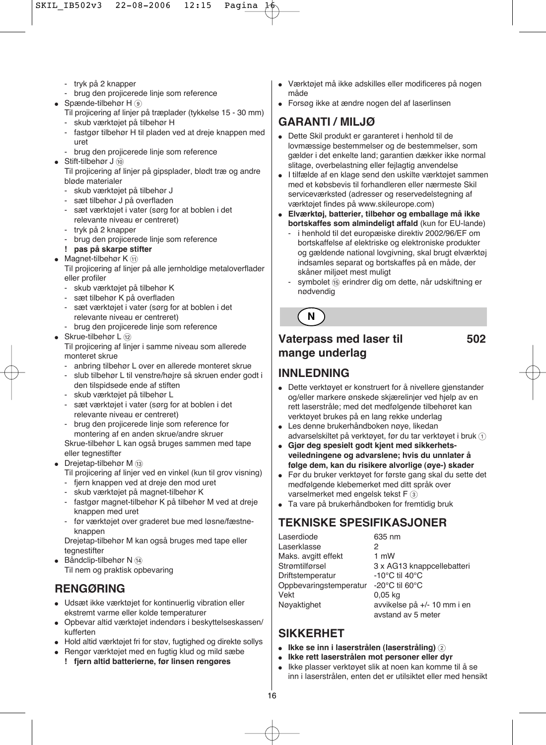- tryk på 2 knapper
- brug den projicerede linje som reference

- Spænde-tilbehør H ⑨
  Til projicering af linjer på træplader (tykkelse 15 - 30 mm)
  - skub værktøjet på tilbehør H
  - fastgør tilbehør H til pladen ved at dreje knappen med uret
  - brug den projicerede linje som reference
- Stift-tilbehør J ⑩
  Til projicering af linjer på gipsplader, blødt træ og andre bløde materialer
  - skub værktøjet på tilbehør J
  - sæt tilbehør J på overfladen
  - sæt værktøjet i vater (sørg for at boblen i det relevante niveau er centreret)
  - tryk på 2 knapper
  - brug den projicerede linje som reference
  
  **! pas på skarpe stifter**
- Magnet-tilbehør K ⑪
  Til projicering af linjer på alle jernholdige metaloverflader eller profiler
  - skub værktøjet på tilbehør K
  - sæt tilbehør K på overfladen
  - sæt værktøjet i vater (sørg for at boblen i det relevante niveau er centreret)
  - brug den projicerede linje som reference
- Skrue-tilbehør L ⑫
  Til projicering af linjer i samme niveau som allerede monteret skrue
  - anbring tilbehør L over en allerede monteret skrue
  - slub tilbehør L til venstre/højre så skruen ender godt i den tilspidsede ende af stiften
  - skub værktøjet på tilbehør L
  - sæt værktøjet i vater (sørg for at boblen i det relevante niveau er centreret)
  - brug den projicerede linje som reference for montering af en anden skrue/andre skruer
  
  Skrue-tilbehør L kan også bruges sammen med tape eller tegnestifter
- Drejetap-tilbehør M ⑬
  Til projicering af linjer ved en vinkel (kun til grov visning)
  - fjern knappen ved at dreje den mod uret
  - skub værktøjet på magnet-tilbehør K
  - fastgør magnet-tilbehør K på tilbehør M ved at dreje knappen med uret
  - før værktøjet over graderet bue med løsne/fæstne-knappen
  
  Drejetap-tilbehør M kan også bruges med tape eller tegnestifter
- Båndclip-tilbehør N ⑭
  Til nem og praktisk opbevaring

## RENGØRING

- Udsæt ikke værktøjet for kontinuerlig vibration eller ekstremt varme eller kolde temperaturer
- Opbevar altid værktøjet indendørs i beskyttelseskassen/kufferten
- Hold altid værktøjet fri for støv, fugtighed og direkte sollys
- Rengør værktøjet med en fugtig klud og mild sæbe

  **! fjern altid batterierne, før linsen rengøres**
- Værktøjet må ikke adskilles eller modificeres på nogen måde
- Forsøg ikke at ændre nogen del af laserlinsen

## GARANTI / MILJØ

- Dette Skil produkt er garanteret i henhold til de lovmæssige bestemmelser og de bestemmelser, som gælder i det enkelte land; garantien dækker ikke normal slitage, overbelastning eller fejlagtig anvendelse
- I tilfælde af en klage send den uskilte værktøjet sammen med et købsbevis til forhandleren eller nærmeste Skil serviceværksted (adresser og reservedelstegning af værktøjet findes på www.skileurope.com)
- **Elværktøj, batterier, tilbehør og emballage må ikke bortskaffes som almindeligt affald** (kun for EU-lande)
  - i henhold til det europæiske direktiv 2002/96/EF om bortskaffelse af elektriske og elektroniske produkter og gældende national lovgivning, skal brugt elværktøj indsamles separat og bortskaffes på en måde, der skåner miljøet mest muligt
  - symbolet ⑮ erindrer dig om dette, når udskiftning er nødvendig

**N**

# Vaterpass med laser til mange underlag 502

## INNLEDNING

- Dette verktøyet er konstruert for å nivellere gjenstander og/eller markere ønskede skjærelinjer ved hjelp av en rett laserstråle; med det medfølgende tilbehøret kan verktøyet brukes på en lang rekke underlag
- Les denne brukerhåndboken nøye, likedan advarselskiltet på verktøyet, før du tar verktøyet i bruk ①
- **Gjør deg spesielt godt kjent med sikkerhets-veiledningene og advarslene; hvis du unnlater å følge dem, kan du risikere alvorlige (øye-) skader**
- Før du bruker verktøyet for første gang skal du sette det medfølgende klebemerket med ditt språk over varselmerket med engelsk tekst F ③
- Ta vare på brukerhåndboken for fremtidig bruk

## TEKNISKE SPESIFIKASJONER

| | |
|---|---|
| Laserdiode | 635 nm |
| Laserklasse | 2 |
| Maks. avgitt effekt | 1 mW |
| Strømtilførsel | 3 x AG13 knappcellebatteri |
| Driftstemperatur | -10°C til 40°C |
| Oppbevaringstemperatur | -20°C til 60°C |
| Vekt | 0,05 kg |
| Nøyaktighet | avvikelse på +/- 10 mm i en avstand av 5 meter |

## SIKKERHET

- **Ikke se inn i laserstrålen (laserstråling)** ②
- **Ikke rett laserstrålen mot personer eller dyr**
- Ikke plasser verktøyet slik at noen kan komme til å se inn i laserstrålen, enten det er utilsiktet eller med hensikt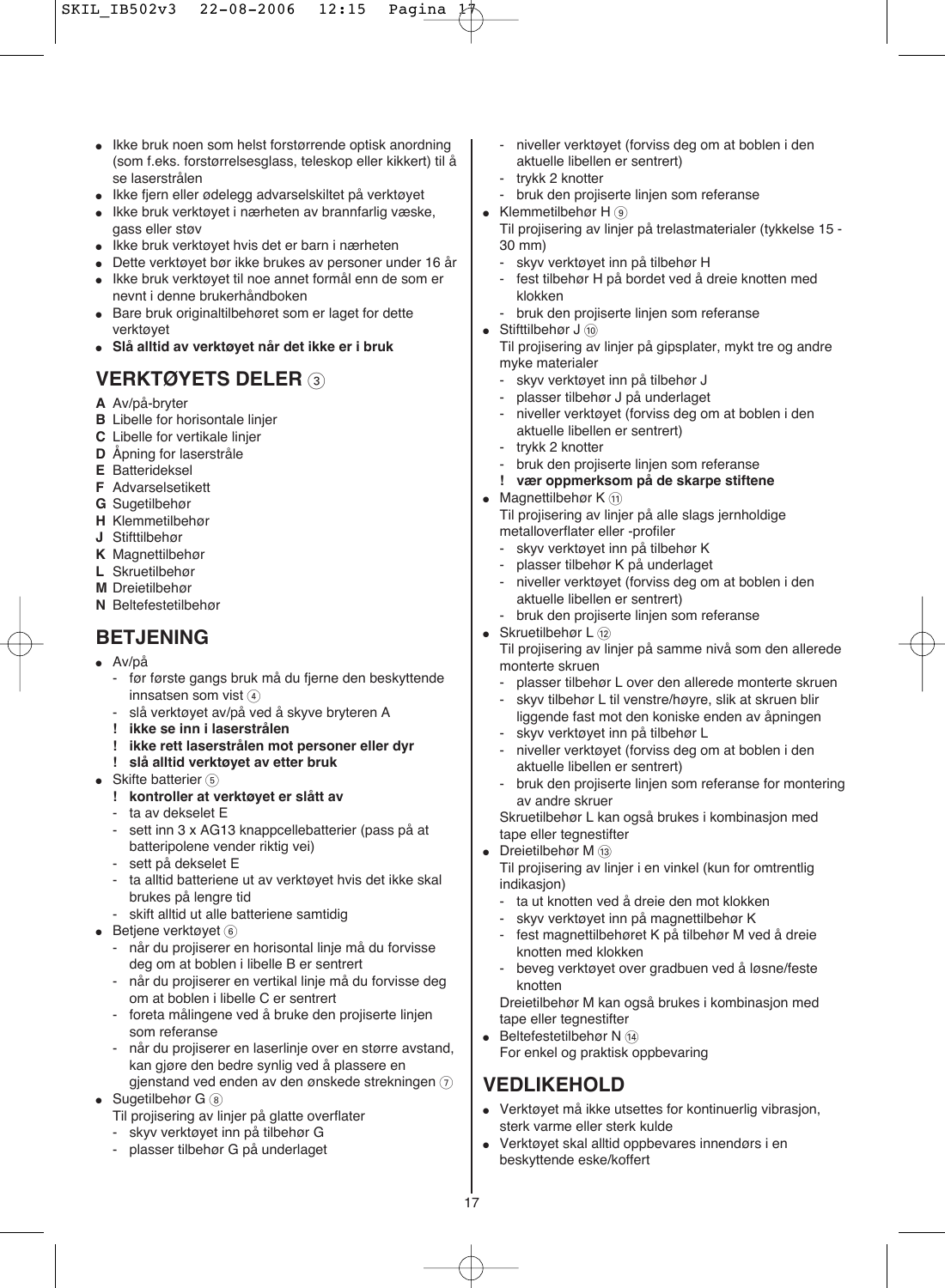- Ikke bruk noen som helst forstørrende optisk anordning (som f.eks. forstørrelsesglass, teleskop eller kikkert) til å se laserstrålen
- Ikke fjern eller ødelegg advarselskiltet på verktøyet
- Ikke bruk verktøyet i nærheten av brannfarlig væske, gass eller støv
- Ikke bruk verktøyet hvis det er barn i nærheten
- Dette verktøyet bør ikke brukes av personer under 16 år
- Ikke bruk verktøyet til noe annet formål enn de som er nevnt i denne brukerhåndboken
- Bare bruk originaltilbehøret som er laget for dette verktøyet
- **Slå alltid av verktøyet når det ikke er i bruk**

## VERKTØYETS DELER ③

**A** Av/på-bryter
**B** Libelle for horisontale linjer
**C** Libelle for vertikale linjer
**D** Åpning for laserstråle
**E** Batterideksel
**F** Advarselsetikett
**G** Sugetilbehør
**H** Klemmetilbehør
**J** Stifttilbehør
**K** Magnettilbehør
**L** Skruetilbehør
**M** Dreietilbehør
**N** Beltefestetilbehør

## BETJENING

- Av/på
  - før første gangs bruk må du fjerne den beskyttende innsatsen som vist ④
  - slå verktøyet av/på ved å skyve bryteren A
  - **! ikke se inn i laserstrålen**
  - **! ikke rett laserstrålen mot personer eller dyr**
  - **! slå alltid verktøyet av etter bruk**
- Skifte batterier ⑤
  - **! kontroller at verktøyet er slått av**
  - ta av dekselet E
  - sett inn 3 x AG13 knappcellebatterier (pass på at batteripolene vender riktig vei)
  - sett på dekselet E
  - ta alltid batteriene ut av verktøyet hvis det ikke skal brukes på lengre tid
  - skift alltid ut alle batteriene samtidig
- Betjene verktøyet ⑥
  - når du projiserer en horisontal linje må du forvisse deg om at boblen i libelle B er sentrert
  - når du projiserer en vertikal linje må du forvisse deg om at boblen i libelle C er sentrert
  - foreta målingene ved å bruke den projiserte linjen som referanse
  - når du projiserer en laserlinje over en større avstand, kan gjøre den bedre synlig ved å plassere en gjenstand ved enden av den ønskede strekningen ⑦
- Sugetilbehør G ⑧
  Til projisering av linjer på glatte overflater
  - skyv verktøyet inn på tilbehør G
  - plasser tilbehør G på underlaget
  - niveller verktøyet (forviss deg om at boblen i den aktuelle libellen er sentrert)
  - trykk 2 knotter
  - bruk den projiserte linjen som referanse
- Klemmetilbehør H ⑨
  Til projisering av linjer på trelastmaterialer (tykkelse 15 - 30 mm)
  - skyv verktøyet inn på tilbehør H
  - fest tilbehør H på bordet ved å dreie knotten med klokken
  - bruk den projiserte linjen som referanse
- Stifttilbehør J ⑩
  Til projisering av linjer på gipsplater, mykt tre og andre myke materialer
  - skyv verktøyet inn på tilbehør J
  - plasser tilbehør J på underlaget
  - niveller verktøyet (forviss deg om at boblen i den aktuelle libellen er sentrert)
  - trykk 2 knotter
  - bruk den projiserte linjen som referanse
  - **! vær oppmerksom på de skarpe stiftene**
- Magnettilbehør K ⑪
  Til projisering av linjer på alle slags jernholdige metalloverflater eller -profiler
  - skyv verktøyet inn på tilbehør K
  - plasser tilbehør K på underlaget
  - niveller verktøyet (forviss deg om at boblen i den aktuelle libellen er sentrert)
  - bruk den projiserte linjen som referanse
- Skruetilbehør L ⑫
  Til projisering av linjer på samme nivå som den allerede monterte skruen
  - plasser tilbehør L over den allerede monterte skruen
  - skyv tilbehør L til venstre/høyre, slik at skruen blir liggende fast mot den koniske enden av åpningen
  - skyv verktøyet inn på tilbehør L
  - niveller verktøyet (forviss deg om at boblen i den aktuelle libellen er sentrert)
  - bruk den projiserte linjen som referanse for montering av andre skruer

  Skruetilbehør L kan også brukes i kombinasjon med tape eller tegnestifter
- Dreietilbehør M ⑬
  Til projisering av linjer i en vinkel (kun for omtrentlig indikasjon)
  - ta ut knotten ved å dreie den mot klokken
  - skyv verktøyet inn på magnettilbehør K
  - fest magnettilbehøret K på tilbehør M ved å dreie knotten med klokken
  - beveg verktøyet over gradbuen ved å løsne/feste knotten

  Dreietilbehør M kan også brukes i kombinasjon med tape eller tegnestifter
- Beltefestetilbehør N ⑭
  For enkel og praktisk oppbevaring

## VEDLIKEHOLD

- Verktøyet må ikke utsettes for kontinuerlig vibrasjon, sterk varme eller sterk kulde
- Verktøyet skal alltid oppbevares innendørs i en beskyttende eske/koffert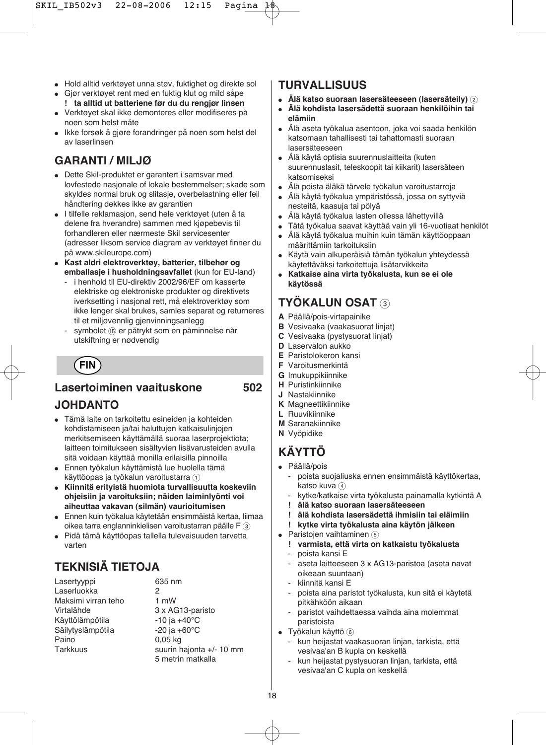- Hold alltid verktøyet unna støv, fuktighet og direkte sol
- Gjør verktøyet rent med en fuktig klut og mild såpe
  **! ta alltid ut batteriene før du du rengjør linsen**
- Verktøyet skal ikke demonteres eller modifiseres på noen som helst måte
- Ikke forsøk å gjøre forandringer på noen som helst del av laserlinsen

## GARANTI / MILJØ

- Dette Skil-produktet er garantert i samsvar med lovfestede nasjonale of lokale bestemmelser; skade som skyldes normal bruk og slitasje, overbelastning eller feil håndtering dekkes ikke av garantien
- I tilfelle reklamasjon, send hele verktøyet (uten å ta delene fra hverandre) sammen med kjøpebevis til forhandleren eller nærmeste Skil servicesenter (adresser liksom service diagram av verktøyet finner du på www.skileurope.com)
- **Kast aldri elektroverktøy, batterier, tilbehør og emballasje i husholdningsavfallet** (kun for EU-land)
  - i henhold til EU-direktiv 2002/96/EF om kasserte elektriske og elektroniske produkter og direktivets iverksetting i nasjonal rett, må elektroverktøy som ikke lenger skal brukes, samles separat og returneres til et miljøvennlig gjenvinningsanlegg
  - symbolet ⑮ er påtrykt som en påminnelse når utskiftning er nødvendig

**FIN**

## Lasertoiminen vaaituskone 502

## JOHDANTO

- Tämä laite on tarkoitettu esineiden ja kohteiden kohdistamiseen ja/tai haluttujen katkaisulinjojen merkitsemiseen käyttämällä suoraa laserprojektiota; laitteen toimitukseen sisältyvien lisävarusteiden avulla sitä voidaan käyttää monilla erilaisilla pinnoilla
- Ennen työkalun käyttämistä lue huolella tämä käyttöopas ja työkalun varoitustarra ①
- **Kiinnitä erityistä huomiota turvallisuutta koskeviin ohjeisiin ja varoituksiin; näiden laiminlyönti voi aiheuttaa vakavan (silmän) vaurioitumisen**
- Ennen kuin työkalua käytetään ensimmäistä kertaa, liimaa oikea tarra englanninkielisen varoitustarran päälle F ③
- Pidä tämä käyttöopas tallella tulevaisuuden tarvetta varten

## TEKNISIÄ TIETOJA

| | |
|---|---|
| Lasertyyppi | 635 nm |
| Laserluokka | 2 |
| Maksimi virran teho | 1 mW |
| Virtalähde | 3 x AG13-paristo |
| Käyttölämpötila | -10 ja +40°C |
| Säilytyslämpötila | -20 ja +60°C |
| Paino | 0,05 kg |
| Tarkkuus | suurin hajonta +/- 10 mm 5 metrin matkalla |

## TURVALLISUUS

- **Älä katso suoraan lasersäteeseen (lasersäteily)** ②
- **Älä kohdista lasersädettä suoraan henkilöihin tai eläimiin**
- Älä aseta työkalua asentoon, joka voi saada henkilön katsomaan tahallisesti tai tahattomasti suoraan lasersäteeseen
- Älä käytä optisia suurennuslaitteita (kuten suurennuslasit, teleskoopit tai kiikarit) lasersäteen katsomiseksi
- Älä poista äläkä tärvele työkalun varoitustarroja
- Älä käytä työkalua ympäristössä, jossa on syttyviä nesteitä, kaasuja tai pölyä
- Älä käytä työkalua lasten ollessa lähettyvillä
- Tätä työkalua saavat käyttää vain yli 16-vuotiaat henkilöt
- Älä käytä työkalua muihin kuin tämän käyttöoppaan määrittämiin tarkoituksiin
- Käytä vain alkuperäisiä tämän työkalun yhteydessä käytettäväksi tarkoitettuja lisätarvikkeita
- **Katkaise aina virta työkalusta, kun se ei ole käytössä**

## TYÖKALUN OSAT ③

**A** Päällä/pois-virtapainike
**B** Vesivaaka (vaakasuorat linjat)
**C** Vesivaaka (pystysuorat linjat)
**D** Laservalon aukko
**E** Paristolokeron kansi
**F** Varoitusmerkintä
**G** Imukuppikiinnike
**H** Puristinkiinnike
**J** Nastakiinnike
**K** Magneettikiinnike
**L** Ruuvikiinnike
**M** Saranakiinnike
**N** Vyöpidike

## KÄYTTÖ

- Päällä/pois
  - poista suojaliuska ennen ensimmäistä käyttökertaa, katso kuva ④
  - kytke/katkaise virta työkalusta painamalla kytkintä A
  **! älä katso suoraan lasersäteeseen**
  **! älä kohdista lasersädettä ihmisiin tai eläimiin**
  **! kytke virta työkalusta aina käytön jälkeen**
- Paristojen vaihtaminen ⑤
  **! varmista, että virta on katkaistu työkalusta**
  - poista kansi E
  - aseta laitteeseen 3 x AG13-paristoa (aseta navat oikeaan suuntaan)
  - kiinnitä kansi E
  - poista aina paristot työkalusta, kun sitä ei käytetä pitkähköön aikaan
  - paristot vaihdettaessa vaihda aina molemmat paristoista
- Työkalun käyttö ⑥
  - kun heijastat vaakasuoran linjan, tarkista, että vesivaa'an B kupla on keskellä
  - kun heijastat pystysuoran linjan, tarkista, että vesivaa'an C kupla on keskellä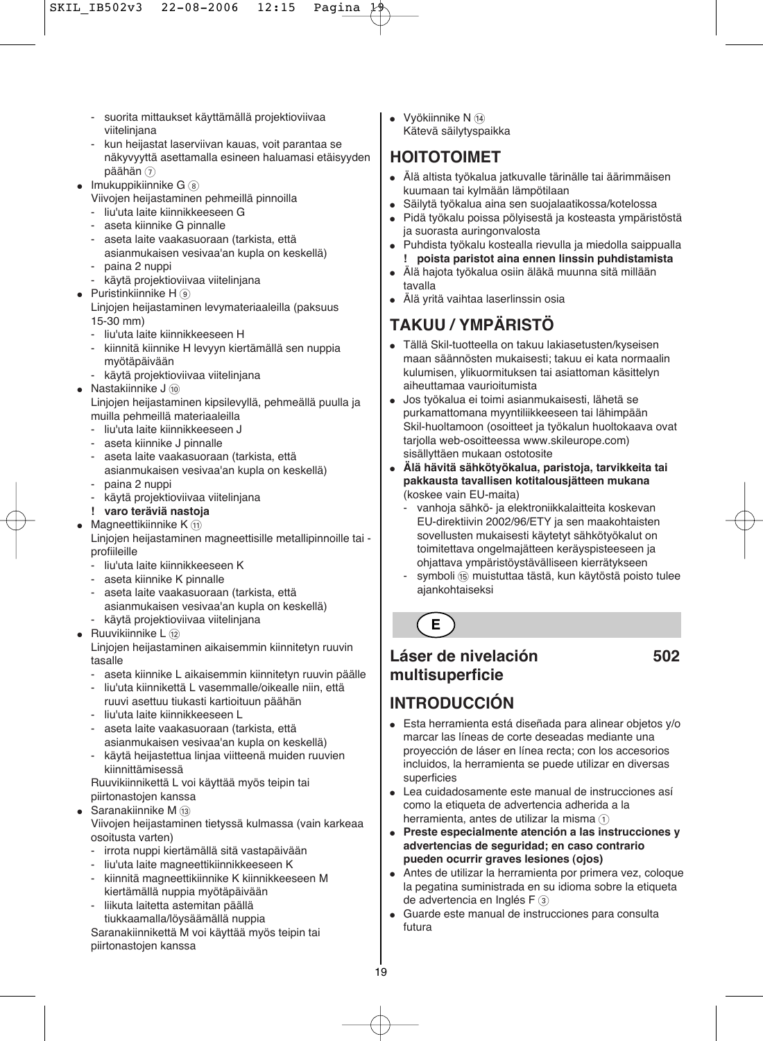- suorita mittaukset käyttämällä projektioviivaa viitelinjana
- kun heijastat laserviivan kauas, voit parantaa se näkyvyyttä asettamalla esineen haluamasi etäisyyden päähän ⑦

- Imukuppikiinnike G ⑧
  Viivojen heijastaminen pehmeillä pinnoilla
  - liu'uta laite kiinnikkeeseen G
  - aseta kiinnike G pinnalle
  - aseta laite vaakasuoraan (tarkista, että asianmukaisen vesivaa'an kupla on keskellä)
  - paina 2 nuppi
  - käytä projektioviivaa viitelinjana
- Puristinkiinnike H ⑨
  Linjojen heijastaminen levymateriaaleilla (paksuus 15-30 mm)
  - liu'uta laite kiinnikkeeseen H
  - kiinnitä kiinnike H levyyn kiertämällä sen nuppia myötäpäivään
  - käytä projektioviivaa viitelinjana
- Nastakiinnike J ⑩
  Linjojen heijastaminen kipsilevyllä, pehmeällä puulla ja muilla pehmeillä materiaaleilla
  - liu'uta laite kiinnikkeeseen J
  - aseta kiinnike J pinnalle
  - aseta laite vaakasuoraan (tarkista, että asianmukaisen vesivaa'an kupla on keskellä)
  - paina 2 nuppi
  - käytä projektioviivaa viitelinjana
  - **! varo teräviä nastoja**
- Magneettikiinnike K ⑪
  Linjojen heijastaminen magneettisille metallipinnoille tai -profiileille
  - liu'uta laite kiinnikkeeseen K
  - aseta kiinnike K pinnalle
  - aseta laite vaakasuoraan (tarkista, että asianmukaisen vesivaa'an kupla on keskellä)
  - käytä projektioviivaa viitelinjana
- Ruuvikiinnike L ⑫
  Linjojen heijastaminen aikaisemmin kiinnitetyn ruuvin tasalle
  - aseta kiinnike L aikaisemmin kiinnitetyn ruuvin päälle
  - liu'uta kiinnikettä L vasemmalle/oikealle niin, että ruuvi asettuu tiukasti kartioituun päähän
  - liu'uta laite kiinnikkeeseen L
  - aseta laite vaakasuoraan (tarkista, että asianmukaisen vesivaa'an kupla on keskellä)
  - käytä heijastettua linjaa viitteenä muiden ruuvien kiinnittämisessä

  Ruuvikiinnikettä L voi käyttää myös teipin tai piirtonastojen kanssa
- Saranakiinnike M ⑬
  Viivojen heijastaminen tietyssä kulmassa (vain karkeaa osoitusta varten)
  - irrota nuppi kiertämällä sitä vastapäivään
  - liu'uta laite magneettikiinnikkeeseen K
  - kiinnitä magneettikiinnike K kiinnikkeeseen M kiertämällä nuppia myötäpäivään
  - liikuta laitetta astemitan päällä tiukkaamalla/löysäämällä nuppia

  Saranakiinnikettä M voi käyttää myös teipin tai piirtonastojen kanssa
- Vyökiinnike N ⑭
  Kätevä säilytyspaikka

## HOITOTOIMET

- Älä altista työkalua jatkuvalle tärinälle tai äärimmäisen kuumaan tai kylmään lämpötilaan
- Säilytä työkalua aina sen suojalaatikossa/kotelossa
- Pidä työkalu poissa pölyisestä ja kosteasta ympäristöstä ja suorasta auringonvalosta
- Puhdista työkalu kostealla rievulla ja miedolla saippualla
  **! poista paristot aina ennen linssin puhdistamista**
- Älä hajota työkalua osiin äläkä muunna sitä millään tavalla
- Älä yritä vaihtaa laserlinssin osia

## TAKUU / YMPÄRISTÖ

- Tällä Skil-tuotteella on takuu lakiasetusten/kyseisen maan säännösten mukaisesti; takuu ei kata normaalin kulumisen, ylikuormituksen tai asiattoman käsittelyn aiheuttamaa vaurioitumista
- Jos työkalua ei toimi asianmukaisesti, lähetä se purkamattomana myyntiliikkeeseen tai lähimpään Skil-huoltamoon (osoitteet ja työkalun huoltokaava ovat tarjolla web-osoitteessa www.skileurope.com) sisällyttäen mukaan ostotosite
- **Älä hävitä sähkötyökalua, paristoja, tarvikkeita tai pakkausta tavallisen kotitalousjätteen mukana** (koskee vain EU-maita)
  - vanhoja sähkö- ja elektroniikkalaitteita koskevan EU-direktiivin 2002/96/ETY ja sen maakohtaisten sovellusten mukaisesti käytetyt sähkötyökalut on toimitettava ongelmajätteen keräyspisteeseen ja ohjattava ympäristöystävälliseen kierrätykseen
  - symboli ⑮ muistuttaa tästä, kun käytöstä poisto tulee ajankohtaiseksi

E

## Láser de nivelación multisuperficie 502

## INTRODUCCIÓN

- Esta herramienta está diseñada para alinear objetos y/o marcar las líneas de corte deseadas mediante una proyección de láser en línea recta; con los accesorios incluidos, la herramienta se puede utilizar en diversas superficies
- Lea cuidadosamente este manual de instrucciones así como la etiqueta de advertencia adherida a la herramienta, antes de utilizar la misma ①
- **Preste especialmente atención a las instrucciones y advertencias de seguridad; en caso contrario pueden ocurrir graves lesiones (ojos)**
- Antes de utilizar la herramienta por primera vez, coloque la pegatina suministrada en su idioma sobre la etiqueta de advertencia en Inglés F ③
- Guarde este manual de instrucciones para consulta futura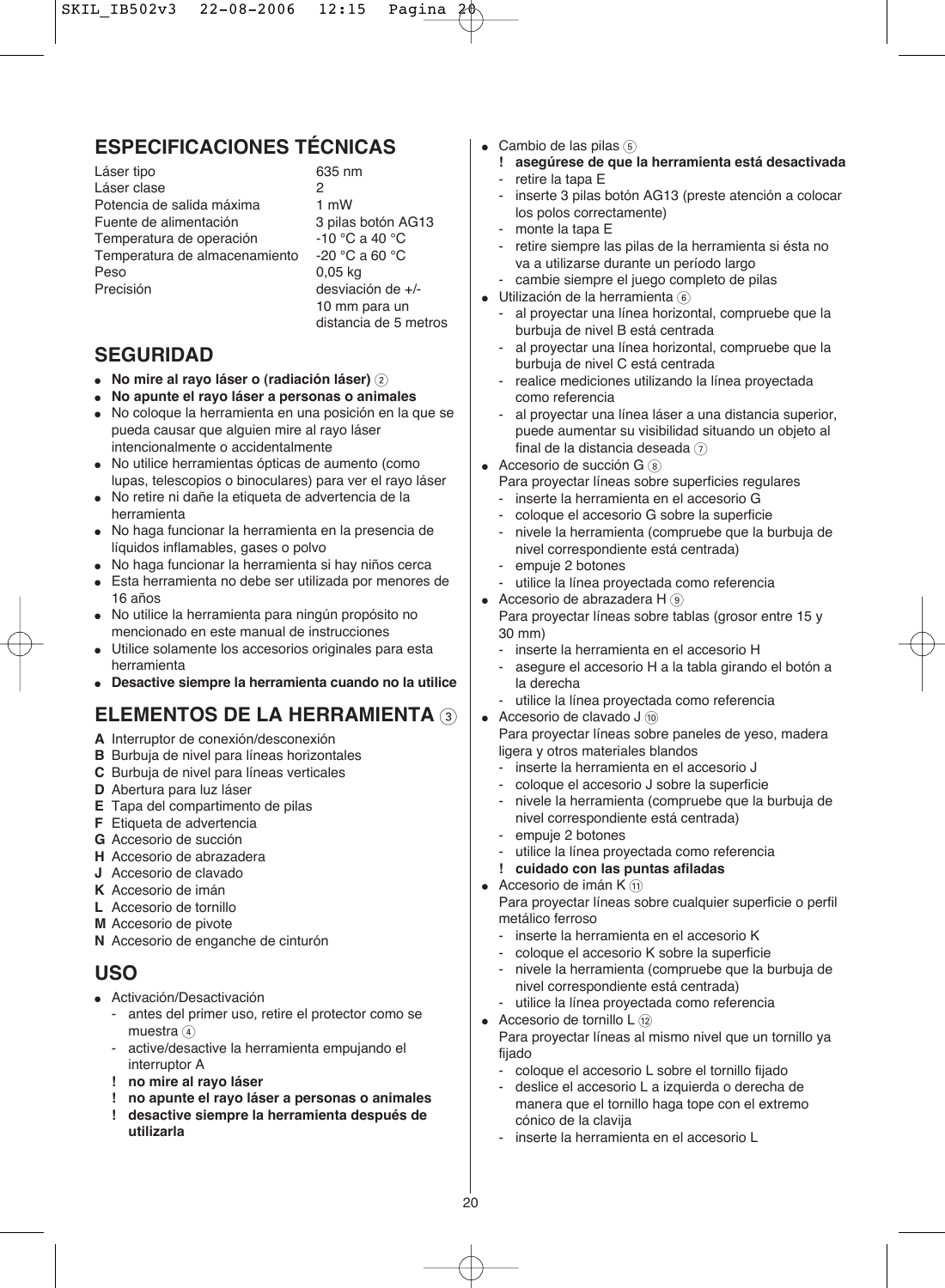## ESPECIFICACIONES TÉCNICAS

| | |
|---|---|
| Láser tipo | 635 nm |
| Láser clase | 2 |
| Potencia de salida máxima | 1 mW |
| Fuente de alimentación | 3 pilas botón AG13 |
| Temperatura de operación | -10 °C a 40 °C |
| Temperatura de almacenamiento | -20 °C a 60 °C |
| Peso | 0,05 kg |
| Precisión | desviación de +/- 10 mm para un distancia de 5 metros |

## SEGURIDAD

- **No mire al rayo láser o (radiación láser)** ②
- **No apunte el rayo láser a personas o animales**
- No coloque la herramienta en una posición en la que se pueda causar que alguien mire al rayo láser intencionalmente o accidentalmente
- No utilice herramientas ópticas de aumento (como lupas, telescopios o binoculares) para ver el rayo láser
- No retire ni dañe la etiqueta de advertencia de la herramienta
- No haga funcionar la herramienta en la presencia de líquidos inflamables, gases o polvo
- No haga funcionar la herramienta si hay niños cerca
- Esta herramienta no debe ser utilizada por menores de 16 años
- No utilice la herramienta para ningún propósito no mencionado en este manual de instrucciones
- Utilice solamente los accesorios originales para esta herramienta
- **Desactive siempre la herramienta cuando no la utilice**

## ELEMENTOS DE LA HERRAMIENTA ③

**A** Interruptor de conexión/desconexión
**B** Burbuja de nivel para líneas horizontales
**C** Burbuja de nivel para líneas verticales
**D** Abertura para luz láser
**E** Tapa del compartimento de pilas
**F** Etiqueta de advertencia
**G** Accesorio de succión
**H** Accesorio de abrazadera
**J** Accesorio de clavado
**K** Accesorio de imán
**L** Accesorio de tornillo
**M** Accesorio de pivote
**N** Accesorio de enganche de cinturón

## USO

- Activación/Desactivación
  - antes del primer uso, retire el protector como se muestra ④
  - active/desactive la herramienta empujando el interruptor A
  - **! no mire al rayo láser**
  - **! no apunte el rayo láser a personas o animales**
  - **! desactive siempre la herramienta después de utilizarla**
- Cambio de las pilas ⑤
  - **! asegúrese de que la herramienta está desactivada**
  - retire la tapa E
  - inserte 3 pilas botón AG13 (preste atención a colocar los polos correctamente)
  - monte la tapa E
  - retire siempre las pilas de la herramienta si ésta no va a utilizarse durante un período largo
  - cambie siempre el juego completo de pilas
- Utilización de la herramienta ⑥
  - al proyectar una línea horizontal, compruebe que la burbuja de nivel B está centrada
  - al proyectar una línea horizontal, compruebe que la burbuja de nivel C está centrada
  - realice mediciones utilizando la línea proyectada como referencia
  - al proyectar una línea láser a una distancia superior, puede aumentar su visibilidad situando un objeto al final de la distancia deseada ⑦
- Accesorio de succión G ⑧
  Para proyectar líneas sobre superficies regulares
  - inserte la herramienta en el accesorio G
  - coloque el accesorio G sobre la superficie
  - nivele la herramienta (compruebe que la burbuja de nivel correspondiente está centrada)
  - empuje 2 botones
  - utilice la línea proyectada como referencia
- Accesorio de abrazadera H ⑨
  Para proyectar líneas sobre tablas (grosor entre 15 y 30 mm)
  - inserte la herramienta en el accesorio H
  - asegure el accesorio H a la tabla girando el botón a la derecha
  - utilice la línea proyectada como referencia
- Accesorio de clavado J ⑩
  Para proyectar líneas sobre paneles de yeso, madera ligera y otros materiales blandos
  - inserte la herramienta en el accesorio J
  - coloque el accesorio J sobre la superficie
  - nivele la herramienta (compruebe que la burbuja de nivel correspondiente está centrada)
  - empuje 2 botones
  - utilice la línea proyectada como referencia
  - **! cuidado con las puntas afiladas**
- Accesorio de imán K ⑪
  Para proyectar líneas sobre cualquier superficie o perfil metálico ferroso
  - inserte la herramienta en el accesorio K
  - coloque el accesorio K sobre la superficie
  - nivele la herramienta (compruebe que la burbuja de nivel correspondiente está centrada)
  - utilice la línea proyectada como referencia
- Accesorio de tornillo L ⑫
  Para proyectar líneas al mismo nivel que un tornillo ya fijado
  - coloque el accesorio L sobre el tornillo fijado
  - deslice el accesorio L a izquierda o derecha de manera que el tornillo haga tope con el extremo cónico de la clavija
  - inserte la herramienta en el accesorio L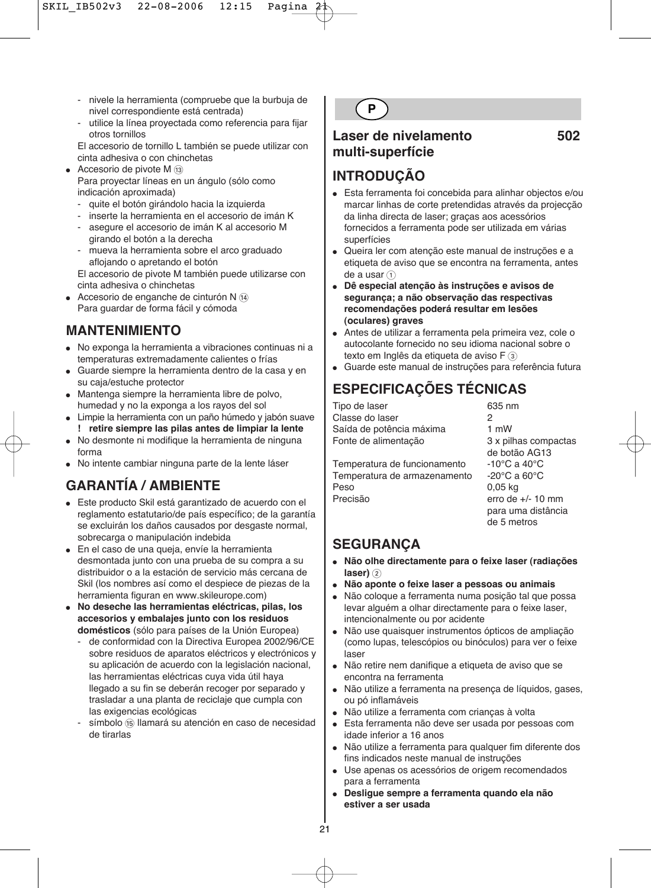- nivele la herramienta (compruebe que la burbuja de nivel correspondiente está centrada)
- utilice la línea proyectada como referencia para fijar otros tornillos

El accesorio de tornillo L también se puede utilizar con cinta adhesiva o con chinchetas

- Accesorio de pivote M ⑬
  Para proyectar líneas en un ángulo (sólo como indicación aproximada)
  - quite el botón girándolo hacia la izquierda
  - inserte la herramienta en el accesorio de imán K
  - asegure el accesorio de imán K al accesorio M girando el botón a la derecha
  - mueva la herramienta sobre el arco graduado aflojando o apretando el botón

  El accesorio de pivote M también puede utilizarse con cinta adhesiva o chinchetas
- Accesorio de enganche de cinturón N ⑭
  Para guardar de forma fácil y cómoda

## MANTENIMIENTO

- No exponga la herramienta a vibraciones continuas ni a temperaturas extremadamente calientes o frías
- Guarde siempre la herramienta dentro de la casa y en su caja/estuche protector
- Mantenga siempre la herramienta libre de polvo, humedad y no la exponga a los rayos del sol
- Limpie la herramienta con un paño húmedo y jabón suave
  **! retire siempre las pilas antes de limpiar la lente**
- No desmonte ni modifique la herramienta de ninguna forma
- No intente cambiar ninguna parte de la lente láser

## GARANTÍA / AMBIENTE

- Este producto Skil está garantizado de acuerdo con el reglamento estatutario/de país específico; de la garantía se excluirán los daños causados por desgaste normal, sobrecarga o manipulación indebida
- En el caso de una queja, envíe la herramienta desmontada junto con una prueba de su compra a su distribuidor o a la estación de servicio más cercana de Skil (los nombres así como el despiece de piezas de la herramienta figuran en www.skileurope.com)
- **No deseche las herramientas eléctricas, pilas, los accesorios y embalajes junto con los residuos domésticos** (sólo para países de la Unión Europea)
  - de conformidad con la Directiva Europea 2002/96/CE sobre residuos de aparatos eléctricos y electrónicos y su aplicación de acuerdo con la legislación nacional, las herramientas eléctricas cuya vida útil haya llegado a su fin se deberán recoger por separado y trasladar a una planta de reciclaje que cumpla con las exigencias ecológicas
  - símbolo ⑮ llamará su atención en caso de necesidad de tirarlas

# P

## Laser de nivelamento multi-superfície 502

## INTRODUÇÃO

- Esta ferramenta foi concebida para alinhar objectos e/ou marcar linhas de corte pretendidas através da projecção da linha directa de laser; graças aos acessórios fornecidos a ferramenta pode ser utilizada em várias superfícies
- Queira ler com atenção este manual de instruções e a etiqueta de aviso que se encontra na ferramenta, antes de a usar ①
- **Dê especial atenção às instruções e avisos de segurança; a não observação das respectivas recomendações poderá resultar em lesões (oculares) graves**
- Antes de utilizar a ferramenta pela primeira vez, cole o autocolante fornecido no seu idioma nacional sobre o texto em Inglês da etiqueta de aviso F ③
- Guarde este manual de instruções para referência futura

## ESPECIFICAÇÕES TÉCNICAS

| | |
|---|---|
| Tipo de laser | 635 nm |
| Classe do laser | 2 |
| Saída de potência máxima | 1 mW |
| Fonte de alimentação | 3 x pilhas compactas de botão AG13 |
| Temperatura de funcionamento | -10°C a 40°C |
| Temperatura de armazenamento | -20°C a 60°C |
| Peso | 0,05 kg |
| Precisão | erro de +/- 10 mm para uma distância de 5 metros |

## SEGURANÇA

- **Não olhe directamente para o feixe laser (radiações laser)** ②
- **Não aponte o feixe laser a pessoas ou animais**
- Não coloque a ferramenta numa posição tal que possa levar alguém a olhar directamente para o feixe laser, intencionalmente ou por acidente
- Não use quaisquer instrumentos ópticos de ampliação (como lupas, telescópios ou binóculos) para ver o feixe laser
- Não retire nem danifique a etiqueta de aviso que se encontra na ferramenta
- Não utilize a ferramenta na presença de líquidos, gases, ou pó inflamáveis
- Não utilize a ferramenta com crianças à volta
- Esta ferramenta não deve ser usada por pessoas com idade inferior a 16 anos
- Não utilize a ferramenta para qualquer fim diferente dos fins indicados neste manual de instruções
- Use apenas os acessórios de origem recomendados para a ferramenta
- **Desligue sempre a ferramenta quando ela não estiver a ser usada**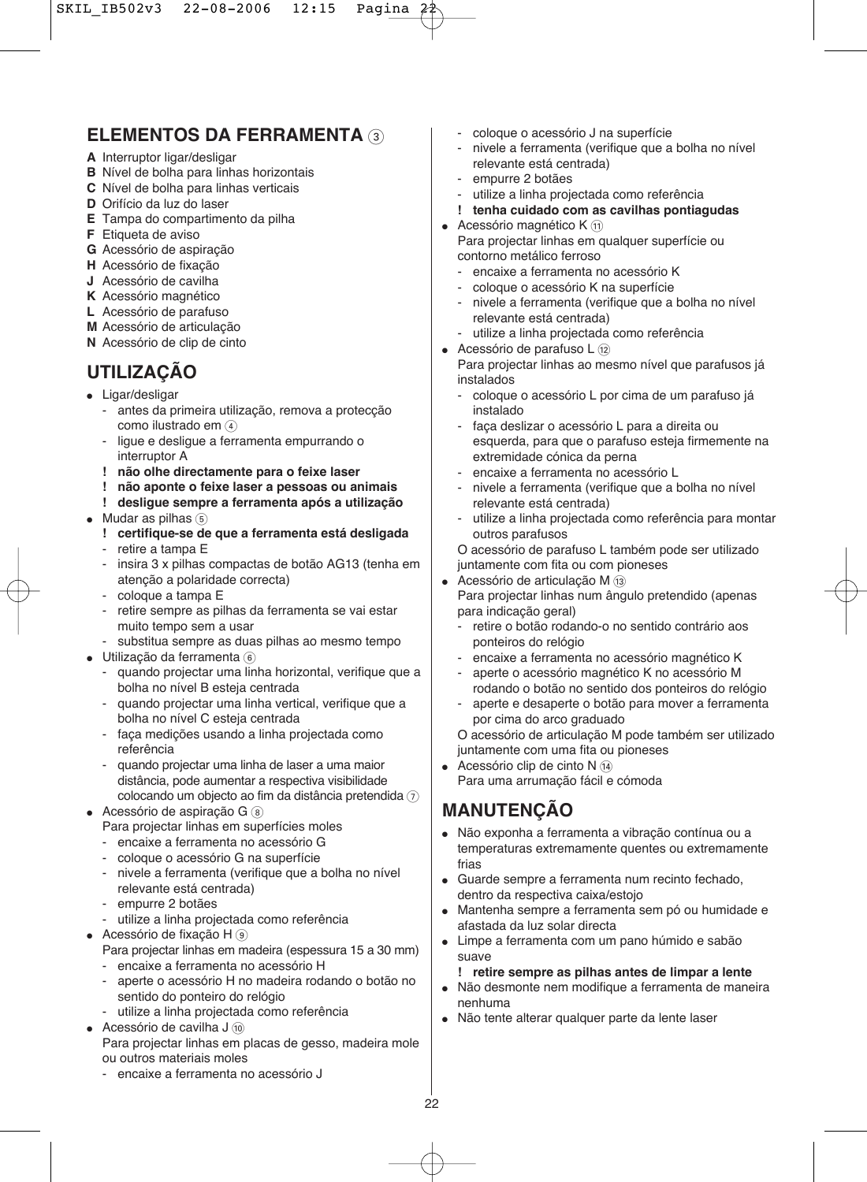## ELEMENTOS DA FERRAMENTA ③

**A** Interruptor ligar/desligar
**B** Nível de bolha para linhas horizontais
**C** Nível de bolha para linhas verticais
**D** Orifício da luz do laser
**E** Tampa do compartimento da pilha
**F** Etiqueta de aviso
**G** Acessório de aspiração
**H** Acessório de fixação
**J** Acessório de cavilha
**K** Acessório magnético
**L** Acessório de parafuso
**M** Acessório de articulação
**N** Acessório de clip de cinto

## UTILIZAÇÃO

- Ligar/desligar
  - antes da primeira utilização, remova a protecção como ilustrado em ④
  - ligue e desligue a ferramenta empurrando o interruptor A
  - **! não olhe directamente para o feixe laser**
  - **! não aponte o feixe laser a pessoas ou animais**
  - **! desligue sempre a ferramenta após a utilização**
- Mudar as pilhas ⑤
  - **! certifique-se de que a ferramenta está desligada**
  - retire a tampa E
  - insira 3 x pilhas compactas de botão AG13 (tenha em atenção a polaridade correcta)
  - coloque a tampa E
  - retire sempre as pilhas da ferramenta se vai estar muito tempo sem a usar
  - substitua sempre as duas pilhas ao mesmo tempo
- Utilização da ferramenta ⑥
  - quando projectar uma linha horizontal, verifique que a bolha no nível B esteja centrada
  - quando projectar uma linha vertical, verifique que a bolha no nível C esteja centrada
  - faça medições usando a linha projectada como referência
  - quando projectar uma linha de laser a uma maior distância, pode aumentar a respectiva visibilidade colocando um objecto ao fim da distância pretendida ⑦
- Acessório de aspiração G ⑧
  Para projectar linhas em superfícies moles
  - encaixe a ferramenta no acessório G
  - coloque o acessório G na superfície
  - nivele a ferramenta (verifique que a bolha no nível relevante está centrada)
  - empurre 2 botões
  - utilize a linha projectada como referência
- Acessório de fixação H ⑨
  Para projectar linhas em madeira (espessura 15 a 30 mm)
  - encaixe a ferramenta no acessório H
  - aperte o acessório H no madeira rodando o botão no sentido do ponteiro do relógio
  - utilize a linha projectada como referência
- Acessório de cavilha J ⑩
  Para projectar linhas em placas de gesso, madeira mole ou outros materiais moles
  - encaixe a ferramenta no acessório J
  - coloque o acessório J na superfície
  - nivele a ferramenta (verifique que a bolha no nível relevante está centrada)
  - empurre 2 botões
  - utilize a linha projectada como referência
  - **! tenha cuidado com as cavilhas pontiagudas**
- Acessório magnético K ⑪
  Para projectar linhas em qualquer superfície ou contorno metálico ferroso
  - encaixe a ferramenta no acessório K
  - coloque o acessório K na superfície
  - nivele a ferramenta (verifique que a bolha no nível relevante está centrada)
  - utilize a linha projectada como referência
- Acessório de parafuso L ⑫
  Para projectar linhas ao mesmo nível que parafusos já instalados
  - coloque o acessório L por cima de um parafuso já instalado
  - faça deslizar o acessório L para a direita ou esquerda, para que o parafuso esteja firmemente na extremidade cónica da perna
  - encaixe a ferramenta no acessório L
  - nivele a ferramenta (verifique que a bolha no nível relevante está centrada)
  - utilize a linha projectada como referência para montar outros parafusos

  O acessório de parafuso L também pode ser utilizado juntamente com fita ou com pioneses
- Acessório de articulação M ⑬
  Para projectar linhas num ângulo pretendido (apenas para indicação geral)
  - retire o botão rodando-o no sentido contrário aos ponteiros do relógio
  - encaixe a ferramenta no acessório magnético K
  - aperte o acessório magnético K no acessório M rodando o botão no sentido dos ponteiros do relógio
  - aperte e desaperte o botão para mover a ferramenta por cima do arco graduado

  O acessório de articulação M pode também ser utilizado juntamente com uma fita ou pioneses
- Acessório clip de cinto N ⑭
  Para uma arrumação fácil e cómoda

## MANUTENÇÃO

- Não exponha a ferramenta a vibração contínua ou a temperaturas extremamente quentes ou extremamente frias
- Guarde sempre a ferramenta num recinto fechado, dentro da respectiva caixa/estojo
- Mantenha sempre a ferramenta sem pó ou humidade e afastada da luz solar directa
- Limpe a ferramenta com um pano húmido e sabão suave
  - **! retire sempre as pilhas antes de limpar a lente**
- Não desmonte nem modifique a ferramenta de maneira nenhuma
- Não tente alterar qualquer parte da lente laser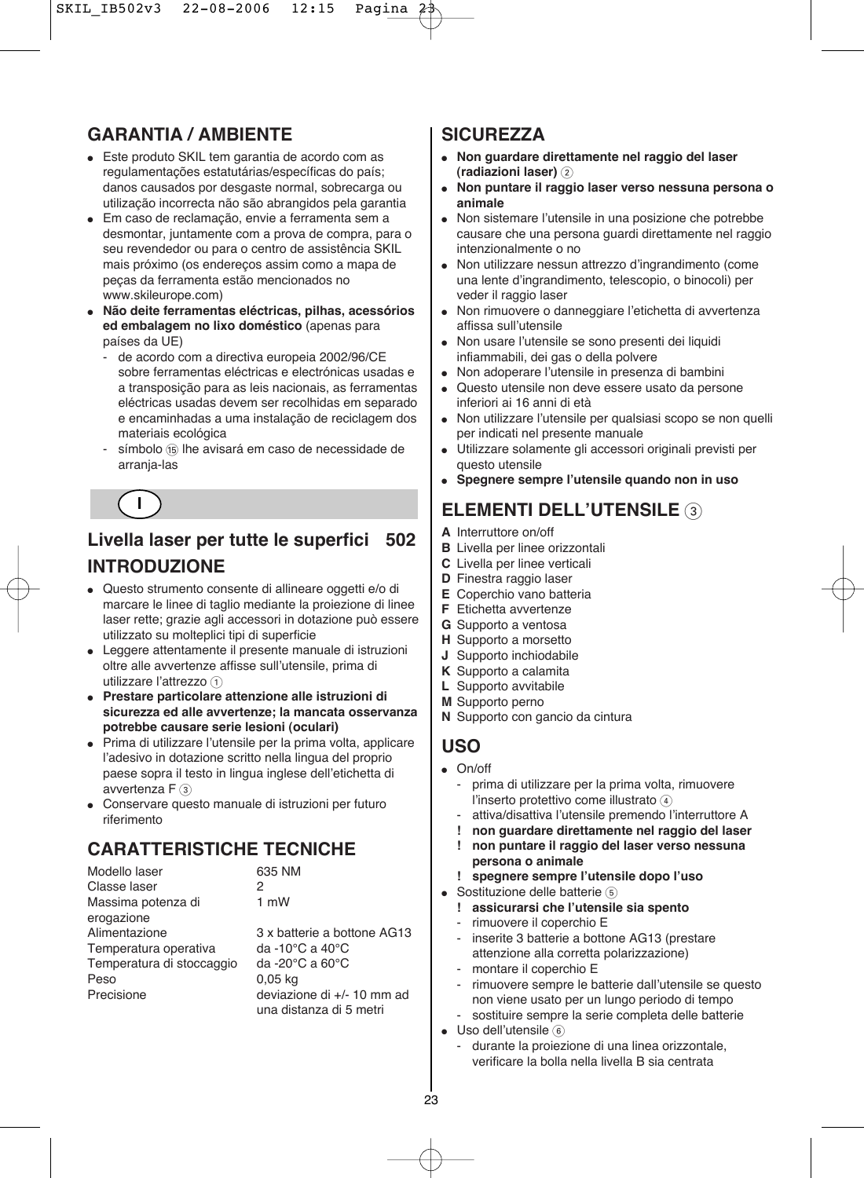## GARANTIA / AMBIENTE

- Este produto SKIL tem garantia de acordo com as regulamentações estatutárias/específicas do país; danos causados por desgaste normal, sobrecarga ou utilização incorrecta não são abrangidos pela garantia
- Em caso de reclamação, envie a ferramenta sem a desmontar, juntamente com a prova de compra, para o seu revendedor ou para o centro de assistência SKIL mais próximo (os endereços assim como a mapa de peças da ferramenta estão mencionados no www.skileurope.com)
- **Não deite ferramentas eléctricas, pilhas, acessórios ed embalagem no lixo doméstico** (apenas para países da UE)
  - de acordo com a directiva europeia 2002/96/CE sobre ferramentas eléctricas e electrónicas usadas e a transposição para as leis nacionais, as ferramentas eléctricas usadas devem ser recolhidas em separado e encaminhadas a uma instalação de reciclagem dos materiais ecológica
  - símbolo ⑮ lhe avisará em caso de necessidade de arranja-las

**I**

# Livella laser per tutte le superfici 502

## INTRODUZIONE

- Questo strumento consente di allineare oggetti e/o di marcare le linee di taglio mediante la proiezione di linee laser rette; grazie agli accessori in dotazione può essere utilizzato su molteplici tipi di superficie
- Leggere attentamente il presente manuale di istruzioni oltre alle avvertenze affisse sull'utensile, prima di utilizzare l'attrezzo ①
- **Prestare particolare attenzione alle istruzioni di sicurezza ed alle avvertenze; la mancata osservanza potrebbe causare serie lesioni (oculari)**
- Prima di utilizzare l'utensile per la prima volta, applicare l'adesivo in dotazione scritto nella lingua del proprio paese sopra il testo in lingua inglese dell'etichetta di avvertenza F ③
- Conservare questo manuale di istruzioni per futuro riferimento

## CARATTERISTICHE TECNICHE

| | |
|---|---|
| Modello laser | 635 NM |
| Classe laser | 2 |
| Massima potenza di erogazione | 1 mW |
| Alimentazione | 3 x batterie a bottone AG13 |
| Temperatura operativa | da -10°C a 40°C |
| Temperatura di stoccaggio | da -20°C a 60°C |
| Peso | 0,05 kg |
| Precisione | deviazione di +/- 10 mm ad una distanza di 5 metri |

## SICUREZZA

- **Non guardare direttamente nel raggio del laser (radiazioni laser)** ②
- **Non puntare il raggio laser verso nessuna persona o animale**
- Non sistemare l'utensile in una posizione che potrebbe causare che una persona guardi direttamente nel raggio intenzionalmente o no
- Non utilizzare nessun attrezzo d'ingrandimento (come una lente d'ingrandimento, telescopio, o binocoli) per veder il raggio laser
- Non rimuovere o danneggiare l'etichetta di avvertenza affissa sull'utensile
- Non usare l'utensile se sono presenti dei liquidi infiammabili, dei gas o della polvere
- Non adoperare l'utensile in presenza di bambini
- Questo utensile non deve essere usato da persone inferiori ai 16 anni di età
- Non utilizzare l'utensile per qualsiasi scopo se non quelli per indicati nel presente manuale
- Utilizzare solamente gli accessori originali previsti per questo utensile
- **Spegnere sempre l'utensile quando non in uso**

## ELEMENTI DELL'UTENSILE ③

**A** Interruttore on/off
**B** Livella per linee orizzontali
**C** Livella per linee verticali
**D** Finestra raggio laser
**E** Coperchio vano batteria
**F** Etichetta avvertenze
**G** Supporto a ventosa
**H** Supporto a morsetto
**J** Supporto inchiodabile
**K** Supporto a calamita
**L** Supporto avvitabile
**M** Supporto perno
**N** Supporto con gancio da cintura

## USO

- On/off
  - prima di utilizzare per la prima volta, rimuovere l'inserto protettivo come illustrato ④
  - attiva/disattiva l'utensile premendo l'interruttore A
  - **! non guardare direttamente nel raggio del laser**
  - **! non puntare il raggio del laser verso nessuna persona o animale**
  - **! spegnere sempre l'utensile dopo l'uso**
- Sostituzione delle batterie ⑤
  - **! assicurarsi che l'utensile sia spento**
  - rimuovere il coperchio E
  - inserite 3 batterie a bottone AG13 (prestare attenzione alla corretta polarizzazione)
  - montare il coperchio E
  - rimuovere sempre le batterie dall'utensile se questo non viene usato per un lungo periodo di tempo
  - sostituire sempre la serie completa delle batterie
- Uso dell'utensile ⑥
  - durante la proiezione di una linea orizzontale, verificare la bolla nella livella B sia centrata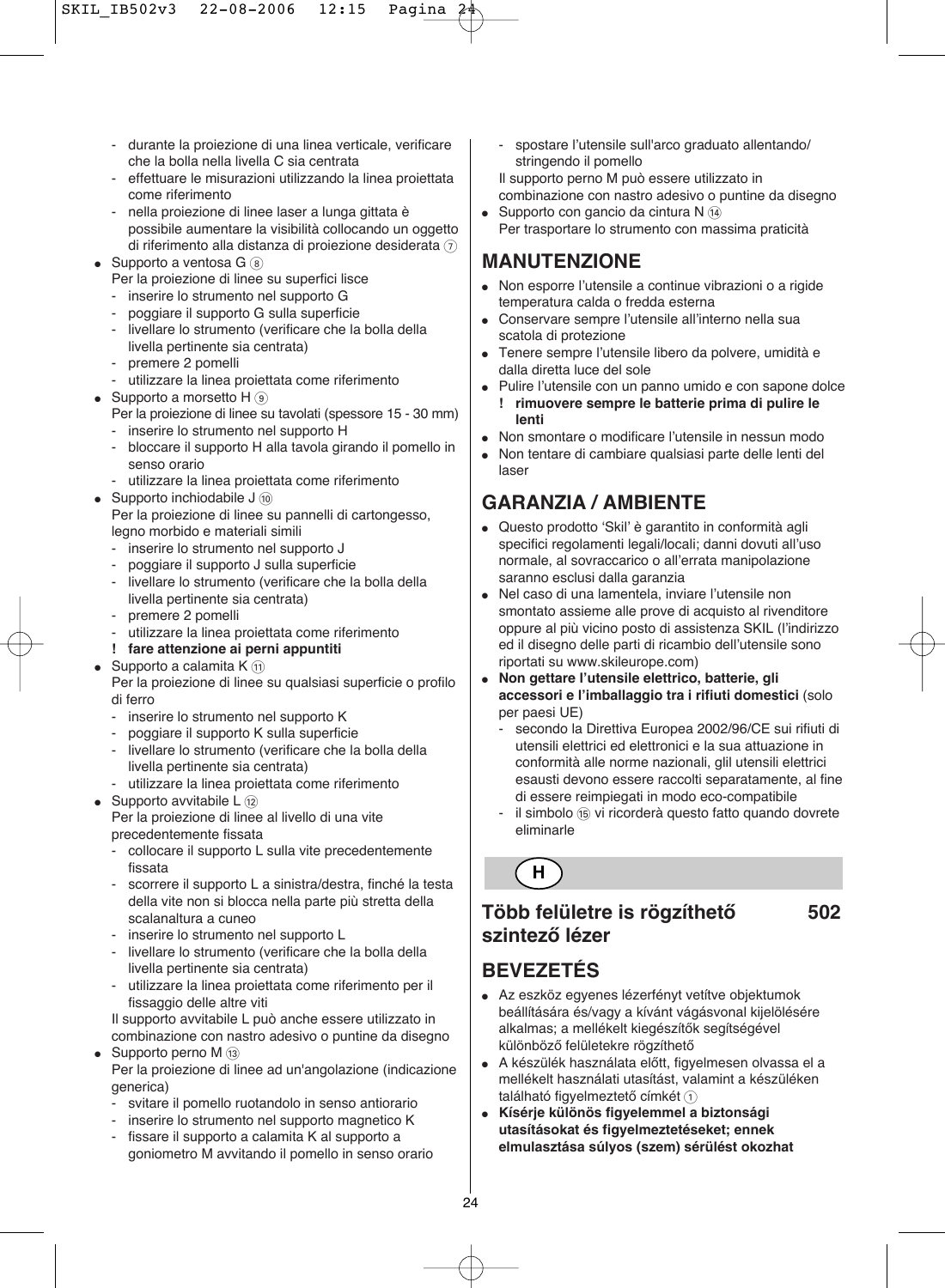- durante la proiezione di una linea verticale, verificare che la bolla nella livella C sia centrata
- effettuare le misurazioni utilizzando la linea proiettata come riferimento
- nella proiezione di linee laser a lunga gittata è possibile aumentare la visibilità collocando un oggetto di riferimento alla distanza di proiezione desiderata ⑦

- Supporto a ventosa G ⑧
  Per la proiezione di linee su superfici lisce
  - inserire lo strumento nel supporto G
  - poggiare il supporto G sulla superficie
  - livellare lo strumento (verificare che la bolla della livella pertinente sia centrata)
  - premere 2 pomelli
  - utilizzare la linea proiettata come riferimento
- Supporto a morsetto H ⑨
  Per la proiezione di linee su tavolati (spessore 15 - 30 mm)
  - inserire lo strumento nel supporto H
  - bloccare il supporto H alla tavola girando il pomello in senso orario
  - utilizzare la linea proiettata come riferimento
- Supporto inchiodabile J ⑩
  Per la proiezione di linee su pannelli di cartongesso, legno morbido e materiali simili
  - inserire lo strumento nel supporto J
  - poggiare il supporto J sulla superficie
  - livellare lo strumento (verificare che la bolla della livella pertinente sia centrata)
  - premere 2 pomelli
  - utilizzare la linea proiettata come riferimento
  
  **! fare attenzione ai perni appuntiti**
- Supporto a calamita K ⑪
  Per la proiezione di linee su qualsiasi superficie o profilo di ferro
  - inserire lo strumento nel supporto K
  - poggiare il supporto K sulla superficie
  - livellare lo strumento (verificare che la bolla della livella pertinente sia centrata)
  - utilizzare la linea proiettata come riferimento
- Supporto avvitabile L ⑫
  Per la proiezione di linee al livello di una vite precedentemente fissata
  - collocare il supporto L sulla vite precedentemente fissata
  - scorrere il supporto L a sinistra/destra, finché la testa della vite non si blocca nella parte più stretta della scanalatura a cuneo
  - inserire lo strumento nel supporto L
  - livellare lo strumento (verificare che la bolla della livella pertinente sia centrata)
  - utilizzare la linea proiettata come riferimento per il fissaggio delle altre viti
  
  Il supporto avvitabile L può anche essere utilizzato in combinazione con nastro adesivo o puntine da disegno
- Supporto perno M ⑬
  Per la proiezione di linee ad un'angolazione (indicazione generica)
  - svitare il pomello ruotandolo in senso antiorario
  - inserire lo strumento nel supporto magnetico K
  - fissare il supporto a calamita K al supporto a goniometro M avvitando il pomello in senso orario
  - spostare l'utensile sull'arco graduato allentando/stringendo il pomello
  
  Il supporto perno M può essere utilizzato in combinazione con nastro adesivo o puntine da disegno
- Supporto con gancio da cintura N ⑭
  Per trasportare lo strumento con massima praticità

## MANUTENZIONE

- Non esporre l'utensile a continue vibrazioni o a rigide temperatura calda o fredda esterna
- Conservare sempre l'utensile all'interno nella sua scatola di protezione
- Tenere sempre l'utensile libero da polvere, umidità e dalla diretta luce del sole
- Pulire l'utensile con un panno umido e con sapone dolce
  **! rimuovere sempre le batterie prima di pulire le lenti**
- Non smontare o modificare l'utensile in nessun modo
- Non tentare di cambiare qualsiasi parte delle lenti del laser

## GARANZIA / AMBIENTE

- Questo prodotto 'Skil' è garantito in conformità agli specifici regolamenti legali/locali; danni dovuti all'uso normale, al sovraccarico o all'errata manipolazione saranno esclusi dalla garanzia
- Nel caso di una lamentela, inviare l'utensile non smontato assieme alle prove di acquisto al rivenditore oppure al più vicino posto di assistenza SKIL (l'indirizzo ed il disegno delle parti di ricambio dell'utensile sono riportati su www.skileurope.com)
- **Non gettare l'utensile elettrico, batterie, gli accessori e l'imballaggio tra i rifiuti domestici** (solo per paesi UE)
  - secondo la Direttiva Europea 2002/96/CE sui rifiuti di utensili elettrici ed elettronici e la sua attuazione in conformità alle norme nazionali, glil utensili elettrici esausti devono essere raccolti separatamente, al fine di essere reimpiegati in modo eco-compatibile
  - il simbolo ⑮ vi ricorderà questo fatto quando dovrete eliminarle

**H**

# Több felületre is rögzíthető szintező lézer 502

## BEVEZETÉS

- Az eszköz egyenes lézerfényt vetítve objektumok beállítására és/vagy a kívánt vágásvonal kijelölésére alkalmas; a mellékelt kiegészítők segítségével különböző felületekre rögzíthető
- A készülék használata előtt, figyelmesen olvassa el a mellékelt használati utasítást, valamint a készüléken található figyelmeztető címkét ①
- **Kísérje különös figyelemmel a biztonsági utasításokat és figyelmeztetéseket; ennek elmulasztása súlyos (szem) sérülést okozhat**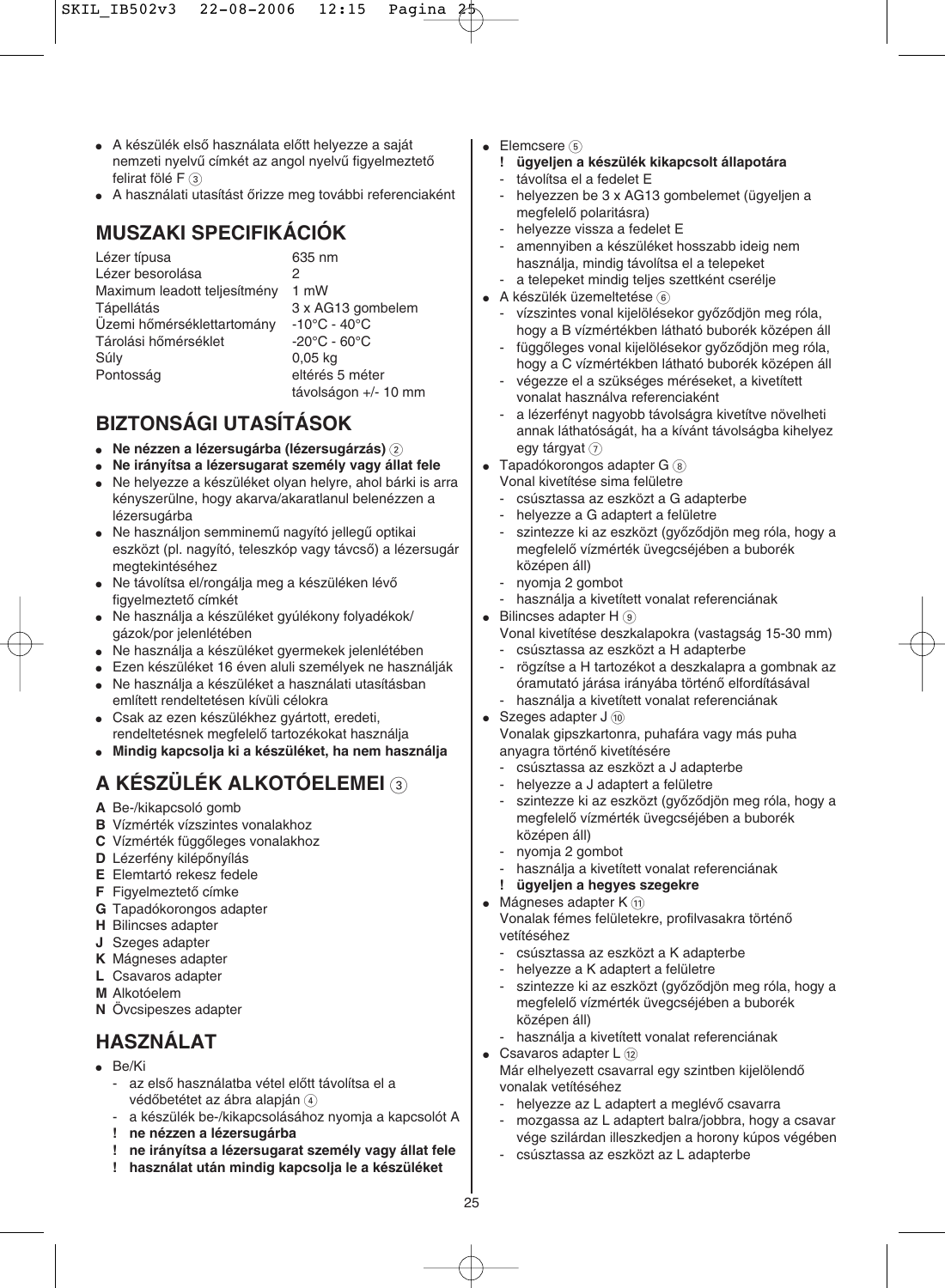- A készülék első használata előtt helyezze a saját nemzeti nyelvű címkét az angol nyelvű figyelmeztető felirat fölé F ③
- A használati utasítást őrizze meg további referenciaként

## MUSZAKI SPECIFIKÁCIÓK

| | |
|---|---|
| Lézer típusa | 635 nm |
| Lézer besorolása | 2 |
| Maximum leadott teljesítmény | 1 mW |
| Tápellátás | 3 x AG13 gombelem |
| Üzemi hőmérséklettartomány | -10°C - 40°C |
| Tárolási hőmérséklet | -20°C - 60°C |
| Súly | 0,05 kg |
| Pontosság | eltérés 5 méter távolságon +/- 10 mm |

## BIZTONSÁGI UTASÍTÁSOK

- **Ne nézzen a lézersugárba (lézersugárzás)** ②
- **Ne irányítsa a lézersugarat személy vagy állat fele**
- Ne helyezze a készüléket olyan helyre, ahol bárki is arra kényszerülne, hogy akarva/akaratlanul belenézzen a lézersugárba
- Ne használjon semminemű nagyító jellegű optikai eszközt (pl. nagyító, teleszkóp vagy távcső) a lézersugár megtekintéséhez
- Ne távolítsa el/rongálja meg a készüléken lévő figyelmeztető címkét
- Ne használja a készüléket gyúlékony folyadékok/gázok/por jelenlétében
- Ne használja a készüléket gyermekek jelenlétében
- Ezen készüléket 16 éven aluli személyek ne használják
- Ne használja a készüléket a használati utasításban említett rendeltetésen kívüli célokra
- Csak az ezen készülékhez gyártott, eredeti, rendeltetésnek megfelelő tartozékokat használja
- **Mindig kapcsolja ki a készüléket, ha nem használja**

## A KÉSZÜLÉK ALKOTÓELEMEI ③

**A** Be-/kikapcsoló gomb
**B** Vízmérték vízszintes vonalakhoz
**C** Vízmérték függőleges vonalakhoz
**D** Lézerfény kilépőnyílás
**E** Elemtartó rekesz fedele
**F** Figyelmeztető címke
**G** Tapadókorongos adapter
**H** Bilincses adapter
**J** Szeges adapter
**K** Mágneses adapter
**L** Csavaros adapter
**M** Alkotóelem
**N** Övcsipeszes adapter

## HASZNÁLAT

- Be/Ki
  - az első használatba vétel előtt távolítsa el a védőbetétet az ábra alapján ④
  - a készülék be-/kikapcsolásához nyomja a kapcsolót A
  
  **! ne nézzen a lézersugárba**
  **! ne irányítsa a lézersugarat személy vagy állat fele**
  **! használat után mindig kapcsolja le a készüléket**
- Elemcsere ⑤
  
  **! ügyeljen a készülék kikapcsolt állapotára**
  - távolítsa el a fedelet E
  - helyezzen be 3 x AG13 gombelemet (ügyeljen a megfelelő polaritásra)
  - helyezze vissza a fedelet E
  - amennyiben a készüléket hosszabb ideig nem használja, mindig távolítsa el a telepeket
  - a telepeket mindig teljes szettként cserélje
- A készülék üzemeltetése ⑥
  - vízszintes vonal kijelölésekor győződjön meg róla, hogy a B vízmértékben látható buborék középen áll
  - függőleges vonal kijelölésekor győződjön meg róla, hogy a C vízmértékben látható buborék középen áll
  - végezze el a szükséges méréseket, a kivetített vonalat használva referenciaként
  - a lézerfényt nagyobb távolságra kivetítve növelheti annak láthatóságát, ha a kívánt távolságba kihelyez egy tárgyat ⑦
- Tapadókorongos adapter G ⑧
  
  Vonal kivetítése sima felületre
  - csúsztassa az eszközt a G adapterbe
  - helyezze a G adaptert a felületre
  - szintezze ki az eszközt (győződjön meg róla, hogy a megfelelő vízmérték üvegcséjében a buborék középen áll)
  - nyomja 2 gombot
  - használja a kivetített vonalat referenciának
- Bilincses adapter H ⑨
  
  Vonal kivetítése deszkalapokra (vastagság 15-30 mm)
  - csúsztassa az eszközt a H adapterbe
  - rögzítse a H tartozékot a deszkalapra a gombnak az óramutató járása irányába történő elfordításával
  - használja a kivetített vonalat referenciának
- Szeges adapter J ⑩
  
  Vonalak gipszkartonra, puhafára vagy más puha anyagra történő kivetítésére
  - csúsztassa az eszközt a J adapterbe
  - helyezze a J adaptert a felületre
  - szintezze ki az eszközt (győződjön meg róla, hogy a megfelelő vízmérték üvegcséjében a buborék középen áll)
  - nyomja 2 gombot
  - használja a kivetített vonalat referenciának
  
  **! ügyeljen a hegyes szegekre**
- Mágneses adapter K ⑪
  
  Vonalak fémes felületekre, profilvasakra történő vetítéséhez
  - csúsztassa az eszközt a K adapterbe
  - helyezze a K adaptert a felületre
  - szintezze ki az eszközt (győződjön meg róla, hogy a megfelelő vízmérték üvegcséjében a buborék középen áll)
  - használja a kivetített vonalat referenciának
- Csavaros adapter L ⑫
  
  Már elhelyezett csavarral egy szintben kijelölendő vonalak vetítéséhez
  - helyezze az L adaptert a meglévő csavarra
  - mozgassa az L adaptert balra/jobbra, hogy a csavar vége szilárdan illeszkedjen a horony kúpos végében
  - csúsztassa az eszközt az L adapterbe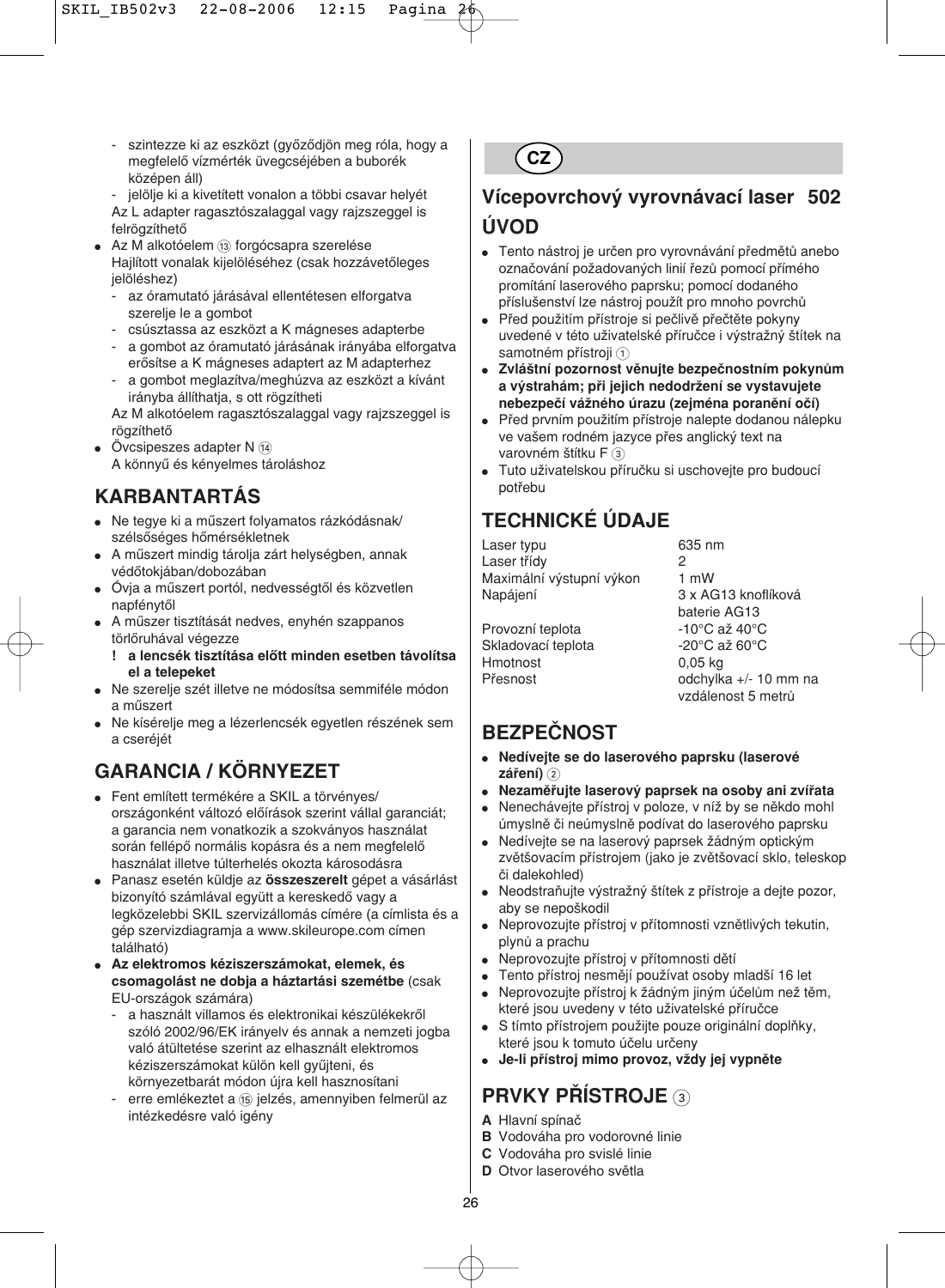- szintezze ki az eszközt (győződjön meg róla, hogy a megfelelő vízmérték üvegcséjében a buborék középen áll)
- jelölje ki a kivetített vonalon a többi csavar helyét

Az L adapter ragasztószalaggal vagy rajzszeggel is felrögzíthető

- Az M alkotóelem ⑬ forgócsapra szerelése
  Hajlított vonalak kijelöléséhez (csak hozzávetőleges jelöléshez)
  - az óramutató járásával ellentétesen elforgatva szerelje le a gombot
  - csúsztassa az eszközt a K mágneses adapterbe
  - a gombot az óramutató járásának irányába elforgatva erősítse a K mágneses adaptert az M adapterhez
  - a gombot meglazítva/meghúzva az eszközt a kívánt irányba állíthatja, s ott rögzítheti

  Az M alkotóelem ragasztószalaggal vagy rajzszeggel is rögzíthető
- Övcsipeszes adapter N ⑭
  A könnyű és kényelmes tároláshoz

## KARBANTARTÁS

- Ne tegye ki a műszert folyamatos rázkódásnak/ szélsőséges hőmérsékletnek
- A műszert mindig tárolja zárt helységben, annak védőtokjában/dobozában
- Óvja a műszert portól, nedvességtől és közvetlen napfénytől
- A műszer tisztítását nedves, enyhén szappanos törlőruhával végezze
  **! a lencsék tisztítása előtt minden esetben távolítsa el a telepeket**
- Ne szerelje szét illetve ne módosítsa semmiféle módon a műszert
- Ne kísérelje meg a lézerlencsék egyetlen részének sem a cseréjét

## GARANCIA / KÖRNYEZET

- Fent említett termékére a SKIL a törvényes/ országonként változó előírások szerint vállal garanciát; a garancia nem vonatkozik a szokványos használat során fellépő normális kopásra és a nem megfelelő használat illetve túlterhelés okozta károsodásra
- Panasz esetén küldje az **összeszerelt** gépet a vásárlást bizonyító számlával együtt a kereskedő vagy a legközelebbi SKIL szervizállomás címére (a címlista és a gép szervizdiagramja a www.skileurope.com címen található)
- **Az elektromos kéziszerszámokat, elemek, és csomagolást ne dobja a háztartási szemétbe** (csak EU-országok számára)
  - a használt villamos és elektronikai készülékekről szóló 2002/96/EK irányelv és annak a nemzeti jogba való átültetése szerint az elhasznált elektromos kéziszerszámokat külön kell gyűjteni, és környezetbarát módon újra kell hasznosítani
  - erre emlékeztet a ⑮ jelzés, amennyiben felmerül az intézkedésre való igény

**CZ**

## Vícepovrchový vyrovnávací laser 502

## ÚVOD

- Tento nástroj je určen pro vyrovnávání předmětů anebo označování požadovaných linií řezů pomocí přímého promítání laserového paprsku; pomocí dodaného příslušenství lze nástroj použít pro mnoho povrchů
- Před použitím přístroje si pečlivě přečtěte pokyny uvedené v této uživatelské příručce i výstražný štítek na samotném přístroji ①
- **Zvláštní pozornost věnujte bezpečnostním pokynům a výstrahám; při jejich nedodržení se vystavujete nebezpečí vážného úrazu (zejména poranění očí)**
- Před prvním použitím přístroje nalepte dodanou nálepku ve vašem rodném jazyce přes anglický text na varovném štítku F ③
- Tuto uživatelskou příručku si uschovejte pro budoucí potřebu

## TECHNICKÉ ÚDAJE

| | |
|---|---|
| Laser typu | 635 nm |
| Laser třídy | 2 |
| Maximální výstupní výkon | 1 mW |
| Napájení | 3 x AG13 knoflíková baterie AG13 |
| Provozní teplota | -10°C až 40°C |
| Skladovací teplota | -20°C až 60°C |
| Hmotnost | 0,05 kg |
| Přesnost | odchylka +/- 10 mm na vzdálenost 5 metrů |

## BEZPEČNOST

- **Nedívejte se do laserového paprsku (laserové záření)** ②
- **Nezaměřujte laserový paprsek na osoby ani zvířata**
- Nenechávejte přístroj v poloze, v níž by se někdo mohl úmyslně či neúmyslně podívat do laserového paprsku
- Nedívejte se na laserový paprsek žádným optickým zvětšovacím přístrojem (jako je zvětšovací sklo, teleskop či dalekohled)
- Neodstraňujte výstražný štítek z přístroje a dejte pozor, aby se nepoškodil
- Neprovozujte přístroj v přítomnosti vznětlivých tekutin, plynů a prachu
- Neprovozujte přístroj v přítomnosti dětí
- Tento přístroj nesmějí používat osoby mladší 16 let
- Neprovozujte přístroj k žádným jiným účelům než těm, které jsou uvedeny v této uživatelské příručce
- S tímto přístrojem použijte pouze originální doplňky, které jsou k tomuto účelu určeny
- **Je-li přístroj mimo provoz, vždy jej vypněte**

## PRVKY PŘÍSTROJE ③

**A** Hlavní spínač
**B** Vodováha pro vodorovné linie
**C** Vodováha pro svislé linie
**D** Otvor laserového světla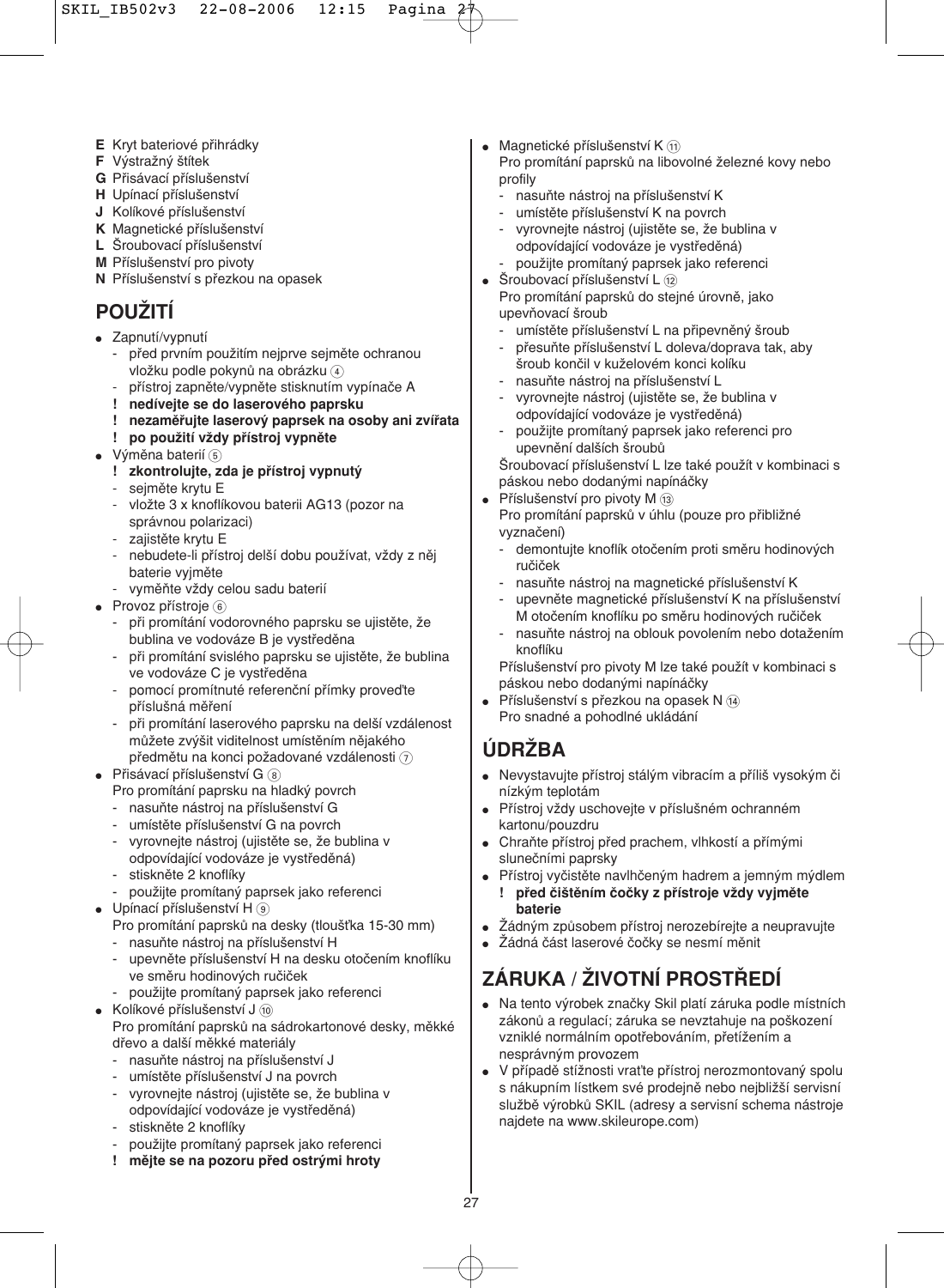- **E** Kryt bateriové přihrádky
- **F** Výstražný štítek
- **G** Přisávací příslušenství
- **H** Upínací příslušenství
- **J** Kolíkové příslušenství
- **K** Magnetické příslušenství
- **L** Šroubovací příslušenství
- **M** Příslušenství pro pivoty
- **N** Příslušenství s přezkou na opasek

## POUŽITÍ

- Zapnutí/vypnutí
  - před prvním použitím nejprve sejměte ochranou vložku podle pokynů na obrázku ④
  - přístroj zapněte/vypněte stisknutím vypínače A
  - **! nedívejte se do laserového paprsku**
  - **! nezaměřujte laserový paprsek na osoby ani zvířata**
  - **! po použití vždy přístroj vypněte**
- Výměna baterií ⑤
  - **! zkontrolujte, zda je přístroj vypnutý**
  - sejměte krytu E
  - vložte 3 x knoflíkovou baterii AG13 (pozor na správnou polarizaci)
  - zajistěte krytu E
  - nebudete-li přístroj delší dobu používat, vždy z něj baterie vyjměte
  - vyměňte vždy celou sadu baterií
- Provoz přístroje ⑥
  - při promítání vodorovného paprsku se ujistěte, že bublina ve vodováze B je vystředěna
  - při promítání svislého paprsku se ujistěte, že bublina ve vodováze C je vystředěna
  - pomocí promítnuté referenční přímky proveďte příslušná měření
  - při promítání laserového paprsku na delší vzdálenost můžete zvýšit viditelnost umístěním nějakého předmětu na konci požadované vzdálenosti ⑦
- Přisávací příslušenství G ⑧
  Pro promítání paprsku na hladký povrch
  - nasuňte nástroj na příslušenství G
  - umístěte příslušenství G na povrch
  - vyrovnejte nástroj (ujistěte se, že bublina v odpovídající vodováze je vystředěná)
  - stiskněte 2 knoflíky
  - použijte promítaný paprsek jako referenci
- Upínací příslušenství H ⑨
  Pro promítání paprsků na desky (tloušťka 15-30 mm)
  - nasuňte nástroj na příslušenství H
  - upevněte příslušenství H na desku otočením knoflíku ve směru hodinových ručiček
  - použijte promítaný paprsek jako referenci
- Kolíkové příslušenství J ⑩
  Pro promítání paprsků na sádrokartonové desky, měkké dřevo a další měkké materiály
  - nasuňte nástroj na příslušenství J
  - umístěte příslušenství J na povrch
  - vyrovnejte nástroj (ujistěte se, že bublina v odpovídající vodováze je vystředěná)
  - stiskněte 2 knoflíky
  - použijte promítaný paprsek jako referenci
  - **! mějte se na pozoru před ostrými hroty**
- Magnetické příslušenství K ⑪
  Pro promítání paprsků na libovolné železné kovy nebo profily
  - nasuňte nástroj na příslušenství K
  - umístěte příslušenství K na povrch
  - vyrovnejte nástroj (ujistěte se, že bublina v odpovídající vodováze je vystředěná)
  - použijte promítaný paprsek jako referenci
- Šroubovací příslušenství L ⑫
  Pro promítání paprsků do stejné úrovně, jako upevňovací šroub
  - umístěte příslušenství L na připevněný šroub
  - přesuňte příslušenství L doleva/doprava tak, aby šroub končil v kuželovém konci kolíku
  - nasuňte nástroj na příslušenství L
  - vyrovnejte nástroj (ujistěte se, že bublina v odpovídající vodováze je vystředěná)
  - použijte promítaný paprsek jako referenci pro upevnění dalších šroubů

  Šroubovací příslušenství L lze také použít v kombinaci s páskou nebo dodanými napínáčky
- Příslušenství pro pivoty M ⑬
  Pro promítání paprsků v úhlu (pouze pro přibližné vyznačení)
  - demontujte knoflík otočením proti směru hodinových ručiček
  - nasuňte nástroj na magnetické příslušenství K
  - upevněte magnetické příslušenství K na příslušenství M otočením knoflíku po směru hodinových ručiček
  - nasuňte nástroj na oblouk povolením nebo dotažením knoflíku

  Příslušenství pro pivoty M lze také použít v kombinaci s páskou nebo dodanými napínáčky
- Příslušenství s přezkou na opasek N ⑭
  Pro snadné a pohodlné ukládání

## ÚDRŽBA

- Nevystavujte přístroj stálým vibracím a příliš vysokým či nízkým teplotám
- Přístroj vždy uschovejte v příslušném ochranném kartonu/pouzdru
- Chraňte přístroj před prachem, vlhkostí a přímými slunečními paprsky
- Přístroj vyčistěte navlhčeným hadrem a jemným mýdlem
  - **! před čištěním čočky z přístroje vždy vyjměte baterie**
- Žádným způsobem přístroj nerozebírejte a neupravujte
- Žádná část laserové čočky se nesmí měnit

## ZÁRUKA / ŽIVOTNÍ PROSTŘEDÍ

- Na tento výrobek značky Skil platí záruka podle místních zákonů a regulací; záruka se nevztahuje na poškození vzniklé normálním opotřebováním, přetížením a nesprávným provozem
- V případě stížnosti vraťte přístroj nerozmontovaný spolu s nákupním lístkem své prodejně nebo nejbližší servisní službě výrobků SKIL (adresy a servisní schema nástroje najdete na www.skileurope.com)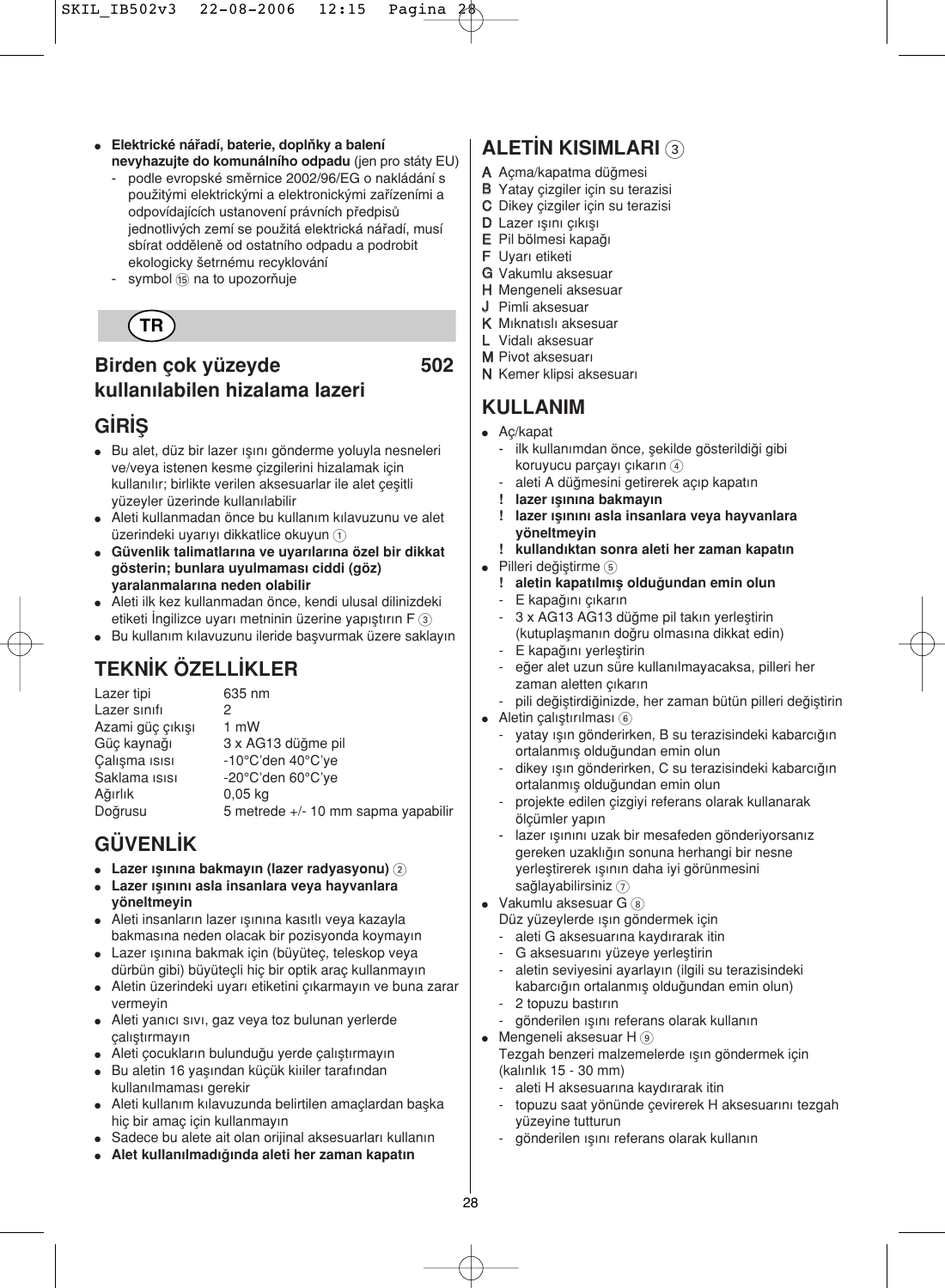- **Elektrické nářadí, baterie, doplňky a balení nevyhazujte do komunálního odpadu** (jen pro státy EU)
  - podle evropské směrnice 2002/96/EG o nakládání s použitými elektrickými a elektronickými zařízeními a odpovídajících ustanovení právních předpisů jednotlivých zemí se použitá elektrická nářadí, musí sbírat odděleně od ostatního odpadu a podrobit ekologicky šetrnému recyklování
  - symbol ⑮ na to upozorňuje

**TR**

## Birden çok yüzeyde kullanılabilen hizalama lazeri 502

## GİRİŞ

- Bu alet, düz bir lazer ışını gönderme yoluyla nesneleri ve/veya istenen kesme çizgilerini hizalamak için kullanılır; birlikte verilen aksesuarlar ile alet çeşitli yüzeyler üzerinde kullanılabilir
- Aleti kullanmadan önce bu kullanım kılavuzunu ve alet üzerindeki uyarıyı dikkatlice okuyun ①
- **Güvenlik talimatlarına ve uyarılarına özel bir dikkat gösterin; bunlara uyulmaması ciddi (göz) yaralanmalarına neden olabilir**
- Aleti ilk kez kullanmadan önce, kendi ulusal dilinizdeki etiketi İngilizce uyarı metninin üzerine yapıştırın F ③
- Bu kullanım kılavuzunu ileride başvurmak üzere saklayın

## TEKNİK ÖZELLİKLER

| | |
|---|---|
| Lazer tipi | 635 nm |
| Lazer sınıfı | 2 |
| Azami güç çıkışı | 1 mW |
| Güç kaynağı | 3 x AG13 düğme pil |
| Çalışma ısısı | -10°C'den 40°C'ye |
| Saklama ısısı | -20°C'den 60°C'ye |
| Ağırlık | 0,05 kg |
| Doğrusu | 5 metrede +/- 10 mm sapma yapabilir |

## GÜVENLİK

- **Lazer ışınına bakmayın (lazer radyasyonu)** ②
- **Lazer ışınını asla insanlara veya hayvanlara yöneltmeyin**
- Aleti insanların lazer ışınına kasıtlı veya kazayla bakmasına neden olacak bir pozisyonda koymayın
- Lazer ışınına bakmak için (büyüteç, teleskop veya dürbün gibi) büyüteçli hiç bir optik araç kullanmayın
- Aletin üzerindeki uyarı etiketini çıkarmayın ve buna zarar vermeyin
- Aleti yanıcı sıvı, gaz veya toz bulunan yerlerde çalıştırmayın
- Aleti çocukların bulunduğu yerde çalıştırmayın
- Bu aletin 16 yaşından küçük kiiiler tarafından kullanılmaması gerekir
- Aleti kullanım kılavuzunda belirtilen amaçlardan başka hiç bir amaç için kullanmayın
- Sadece bu alete ait olan orijinal aksesuarları kullanın
- **Alet kullanılmadığında aleti her zaman kapatın**

## ALETİN KISIMLARI ③

- **A** Açma/kapatma düğmesi
- **B** Yatay çizgiler için su terazisi
- **C** Dikey çizgiler için su terazisi
- **D** Lazer ışını çıkışı
- **E** Pil bölmesi kapağı
- **F** Uyarı etiketi
- **G** Vakumlu aksesuar
- **H** Mengeneli aksesuar
- **J** Pimli aksesuar
- **K** Mıknatıslı aksesuar
- **L** Vidalı aksesuar
- **M** Pivot aksesuarı
- **N** Kemer klipsi aksesuarı

## KULLANIM

- Aç/kapat
  - ilk kullanımdan önce, şekilde gösterildiği gibi koruyucu parçayı çıkarın ④
  - aleti A düğmesini getirerek açıp kapatın
  - **! lazer ışınına bakmayın**
  - **! lazer ışınını asla insanlara veya hayvanlara yöneltmeyin**
  - **! kullandıktan sonra aleti her zaman kapatın**
- Pilleri değiştirme ⑤
  - **! aletin kapatılmış olduğundan emin olun**
  - E kapağını çıkarın
  - 3 x AG13 AG13 düğme pil takın yerleştirin (kutuplaşmanın doğru olmasına dikkat edin)
  - E kapağını yerleştirin
  - eğer alet uzun süre kullanılmayacaksa, pilleri her zaman aletten çıkarın
  - pili değiştirdiğinizde, her zaman bütün pilleri değiştirin
- Aletin çalıştırılması ⑥
  - yatay ışın gönderirken, B su terazisindeki kabarcığın ortalanmış olduğundan emin olun
  - dikey ışın gönderirken, C su terazisindeki kabarcığın ortalanmış olduğundan emin olun
  - projekte edilen çizgiyi referans olarak kullanarak ölçümler yapın
  - lazer ışınını uzak bir mesafeden gönderiyorsanız gereken uzaklığın sonuna herhangi bir nesne yerleştirerek ışının daha iyi görünmesini sağlayabilirsiniz ⑦
- Vakumlu aksesuar G ⑧
  Düz yüzeylerde ışın göndermek için
  - aleti G aksesuarına kaydırarak itin
  - G aksesuarını yüzeye yerleştirin
  - aletin seviyesini ayarlayın (ilgili su terazisindeki kabarcığın ortalanmış olduğundan emin olun)
  - 2 topuzu bastırın
  - gönderilen ışını referans olarak kullanın
- Mengeneli aksesuar H ⑨
  Tezgah benzeri malzemelerde ışın göndermek için (kalınlık 15 - 30 mm)
  - aleti H aksesuarına kaydırarak itin
  - topuzu saat yönünde çevirerek H aksesuarını tezgah yüzeyine tutturun
  - gönderilen ışını referans olarak kullanın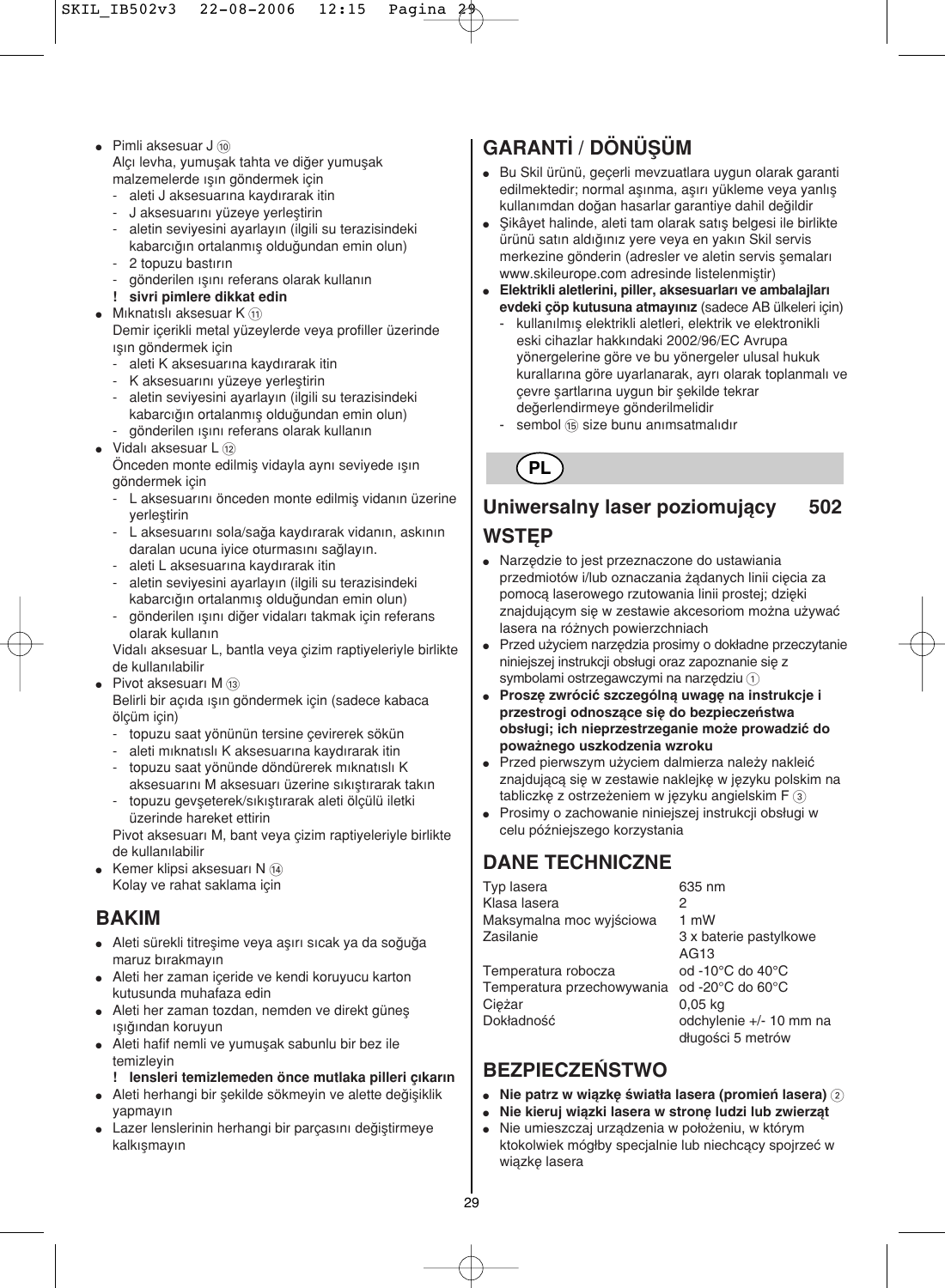- Pimli aksesuar J ⑩
  Alçı levha, yumuşak tahta ve diğer yumuşak malzemelerde ışın göndermek için
  - aleti J aksesuarına kaydırarak itin
  - J aksesuarını yüzeye yerleştirin
  - aletin seviyesini ayarlayın (ilgili su terazisindeki kabarcığın ortalanmış olduğundan emin olun)
  - 2 topuzu bastırın
  - gönderilen ışını referans olarak kullanın
  - **! sivri pimlere dikkat edin**
- Mıknatıslı aksesuar K ⑪
  Demir içerikli metal yüzeylerde veya profiller üzerinde ışın göndermek için
  - aleti K aksesuarına kaydırarak itin
  - K aksesuarını yüzeye yerleştirin
  - aletin seviyesini ayarlayın (ilgili su terazisindeki kabarcığın ortalanmış olduğundan emin olun)
  - gönderilen ışını referans olarak kullanın
- Vidalı aksesuar L ⑫
  Önceden monte edilmiş vidayla aynı seviyede ışın göndermek için
  - L aksesuarını önceden monte edilmiş vidanın üzerine yerleştirin
  - L aksesuarını sola/sağa kaydırarak vidanın, askının daralan ucuna iyice oturmasını sağlayın.
  - aleti L aksesuarına kaydırarak itin
  - aletin seviyesini ayarlayın (ilgili su terazisindeki kabarcığın ortalanmış olduğundan emin olun)
  - gönderilen ışını diğer vidaları takmak için referans olarak kullanın

  Vidalı aksesuar L, bantla veya çizim raptiyeleriyle birlikte de kullanılabilir
- Pivot aksesuarı M ⑬
  Belirli bir açıda ışın göndermek için (sadece kabaca ölçüm için)
  - topuzu saat yönünün tersine çevirerek sökün
  - aleti mıknatıslı K aksesuarına kaydırarak itin
  - topuzu saat yönünde döndürerek mıknatıslı K aksesuarını M aksesuarı üzerine sıkıştırarak takın
  - topuzu gevşeterek/sıkıştırarak aleti ölçülü iletki üzerinde hareket ettirin

  Pivot aksesuarı M, bant veya çizim raptiyeleriyle birlikte de kullanılabilir
- Kemer klipsi aksesuarı N ⑭
  Kolay ve rahat saklama için

## BAKIM

- Aleti sürekli titreşime veya aşırı sıcak ya da soğuğa maruz bırakmayın
- Aleti her zaman içeride ve kendi koruyucu karton kutusunda muhafaza edin
- Aleti her zaman tozdan, nemden ve direkt güneş ışığından koruyun
- Aleti hafif nemli ve yumuşak sabunlu bir bez ile temizleyin
  **! lensleri temizlemeden önce mutlaka pilleri çıkarın**
- Aleti herhangi bir şekilde sökmeyin ve alette değişiklik yapmayın
- Lazer lenslerinin herhangi bir parçasını değiştirmeye kalkışmayın

## GARANTİ / DÖNÜŞÜM

- Bu Skil ürünü, geçerli mevzuatlara uygun olarak garanti edilmektedir; normal aşınma, aşırı yükleme veya yanlış kullanımdan doğan hasarlar garantiye dahil değildir
- Şikâyet halinde, aleti tam olarak satış belgesi ile birlikte ürünü satın aldığınız yere veya en yakın Skil servis merkezine gönderin (adresler ve aletin servis şemaları www.skileurope.com adresinde listelenmiştir)
- **Elektrikli aletlerini, piller, aksesuarları ve ambalajları evdeki çöp kutusuna atmayınız** (sadece AB ülkeleri için)
  - kullanılmış elektrikli aletleri, elektrik ve elektronikli eski cihazlar hakkındaki 2002/96/EC Avrupa yönergelerine göre ve bu yönergeler ulusal hukuk kurallarına göre uyarlanarak, ayrı olarak toplanmalı ve çevre şartlarına uygun bir şekilde tekrar değerlendirmeye gönderilmelidir
  - sembol ⑮ size bunu anımsatmalıdır

**PL**

# Uniwersalny laser poziomujący 502

## WSTĘP

- Narzędzie to jest przeznaczone do ustawiania przedmiotów i/lub oznaczania żądanych linii cięcia za pomocą laserowego rzutowania linii prostej; dzięki znajdującym się w zestawie akcesoriom można używać lasera na różnych powierzchniach
- Przed użyciem narzędzia prosimy o dokładne przeczytanie niniejszej instrukcji obsługi oraz zapoznanie się z symbolami ostrzegawczymi na narzędziu ①
- **Proszę zwrócić szczególną uwagę na instrukcje i przestrogi odnoszące się do bezpieczeństwa obsługi; ich nieprzestrzeganie może prowadzić do poważnego uszkodzenia wzroku**
- Przed pierwszym użyciem dalmierza należy nakleić znajdującą się w zestawie naklejkę w języku polskim na tabliczkę z ostrzeżeniem w języku angielskim F ③
- Prosimy o zachowanie niniejszej instrukcji obsługi w celu późniejszego korzystania

## DANE TECHNICZNE

| | |
|---|---|
| Typ lasera | 635 nm |
| Klasa lasera | 2 |
| Maksymalna moc wyjściowa | 1 mW |
| Zasilanie | 3 x baterie pastylkowe AG13 |
| Temperatura robocza | od -10°C do 40°C |
| Temperatura przechowywania | od -20°C do 60°C |
| Ciężar | 0,05 kg |
| Dokładność | odchylenie +/- 10 mm na długości 5 metrów |

## BEZPIECZEŃSTWO

- **Nie patrz w wiązkę światła lasera (promień lasera)** ②
- **Nie kieruj wiązki lasera w stronę ludzi lub zwierząt**
- Nie umieszczaj urządzenia w położeniu, w którym ktokolwiek mógłby specjalnie lub niechcący spojrzeć w wiązkę lasera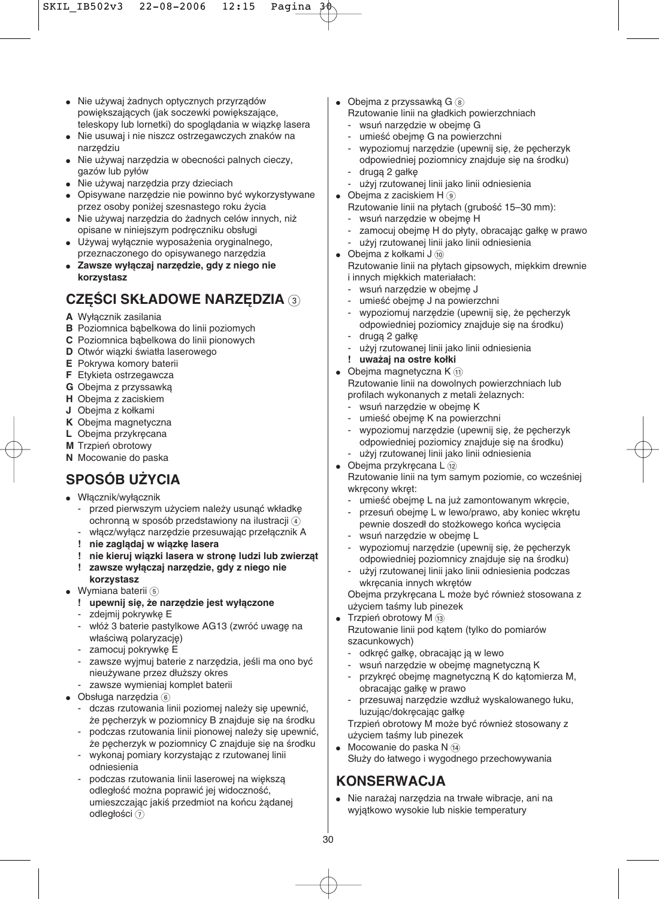- Nie używaj żadnych optycznych przyrządów powiększających (jak soczewki powiększające, teleskopy lub lornetki) do spoglądania w wiązkę lasera
- Nie usuwaj i nie niszcz ostrzegawczych znaków na narzędziu
- Nie używaj narzędzia w obecności palnych cieczy, gazów lub pyłów
- Nie używaj narzędzia przy dzieciach
- Opisywane narzędzie nie powinno być wykorzystywane przez osoby poniżej szesnastego roku życia
- Nie używaj narzędzia do żadnych celów innych, niż opisane w niniejszym podręczniku obsługi
- Używaj wyłącznie wyposażenia oryginalnego, przeznaczonego do opisywanego narzędzia
- **Zawsze wyłączaj narzędzie, gdy z niego nie korzystasz**

## CZĘŚCI SKŁADOWE NARZĘDZIA 3

**A** Wyłącznik zasilania
**B** Poziomnica bąbelkowa do linii poziomych
**C** Poziomnica bąbelkowa do linii pionowych
**D** Otwór wiązki światła laserowego
**E** Pokrywa komory baterii
**F** Etykieta ostrzegawcza
**G** Obejma z przyssawką
**H** Obejma z zaciskiem
**J** Obejma z kołkami
**K** Obejma magnetyczna
**L** Obejma przykręcana
**M** Trzpień obrotowy
**N** Mocowanie do paska

## SPOSÓB UŻYCIA

- Włącznik/wyłącznik
  - przed pierwszym użyciem należy usunąć wkładkę ochronną w sposób przedstawiony na ilustracji 4
  - włącz/wyłącz narzędzie przesuwając przełącznik A
  - **! nie zaglądaj w wiązkę lasera**
  - **! nie kieruj wiązki lasera w stronę ludzi lub zwierząt**
  - **! zawsze wyłączaj narzędzie, gdy z niego nie korzystasz**
- Wymiana baterii 5
  - **! upewnij się, że narzędzie jest wyłączone**
  - zdejmij pokrywkę E
  - włóż 3 baterie pastylkowe AG13 (zwróć uwagę na właściwą polaryzację)
  - zamocuj pokrywkę E
  - zawsze wyjmuj baterie z narzędzia, jeśli ma ono być nieużywane przez dłuższy okres
  - zawsze wymieniaj komplet baterii
- Obsługa narzędzia 6
  - dczas rzutowania linii poziomej należy się upewnić, że pęcherzyk w poziomnicy B znajduje się na środku
  - podczas rzutowania linii pionowej należy się upewnić, że pęcherzyk w poziomnicy C znajduje się na środku
  - wykonaj pomiary korzystając z rzutowanej linii odniesienia
  - podczas rzutowania linii laserowej na większą odległość można poprawić jej widoczność, umieszczając jakiś przedmiot na końcu żądanej odległości 7
- Obejma z przyssawką G 8
  Rzutowanie linii na gładkich powierzchniach
  - wsuń narzędzie w obejmę G
  - umieść obejmę G na powierzchni
  - wypoziomuj narzędzie (upewnij się, że pęcherzyk odpowiedniej poziomnicy znajduje się na środku)
  - drugą 2 gałkę
  - użyj rzutowanej linii jako linii odniesienia
- Obejma z zaciskiem H 9
  Rzutowanie linii na płytach (grubość 15–30 mm):
  - wsuń narzędzie w obejmę H
  - zamocuj obejmę H do płyty, obracając gałkę w prawo
  - użyj rzutowanej linii jako linii odniesienia
- Obejma z kołkami J 10
  Rzutowanie linii na płytach gipsowych, miękkim drewnie i innych miękkich materiałach:
  - wsuń narzędzie w obejmę J
  - umieść obejmę J na powierzchni
  - wypoziomuj narzędzie (upewnij się, że pęcherzyk odpowiedniej poziomicy znajduje się na środku)
  - drugą 2 gałkę
  - użyj rzutowanej linii jako linii odniesienia
  - **! uważaj na ostre kołki**
- Obejma magnetyczna K 11
  Rzutowanie linii na dowolnych powierzchniach lub profilach wykonanych z metali żelaznych:
  - wsuń narzędzie w obejmę K
  - umieść obejmę K na powierzchni
  - wypoziomuj narzędzie (upewnij się, że pęcherzyk odpowiedniej poziomicy znajduje się na środku)
  - użyj rzutowanej linii jako linii odniesienia
- Obejma przykręcana L 12
  Rzutowanie linii na tym samym poziomie, co wcześniej wkręcony wkręt:
  - umieść obejmę L na już zamontowanym wkręcie,
  - przesuń obejmę L w lewo/prawo, aby koniec wkrętu pewnie doszedł do stożkowego końca wycięcia
  - wsuń narzędzie w obejmę L
  - wypoziomuj narzędzie (upewnij się, że pęcherzyk odpowiedniej poziomicy znajduje się na środku)
  - użyj rzutowanej linii jako linii odniesienia podczas wkręcania innych wkrętów

  Obejma przykręcana L może być również stosowana z użyciem taśmy lub pinezek
- Trzpień obrotowy M 13
  Rzutowanie linii pod kątem (tylko do pomiarów szacunkowych)
  - odkręć gałkę, obracając ją w lewo
  - wsuń narzędzie w obejmę magnetyczną K
  - przykręć obejmę magnetyczną K do kątomierza M, obracając gałkę w prawo
  - przesuwaj narzędzie wzdłuż wyskalowanego łuku, luzując/dokręcając gałkę

  Trzpień obrotowy M może być również stosowany z użyciem taśmy lub pinezek
- Mocowanie do paska N 14
  Służy do łatwego i wygodnego przechowywania

## KONSERWACJA

- Nie narażaj narzędzia na trwałe wibracje, ani na wyjątkowo wysokie lub niskie temperatury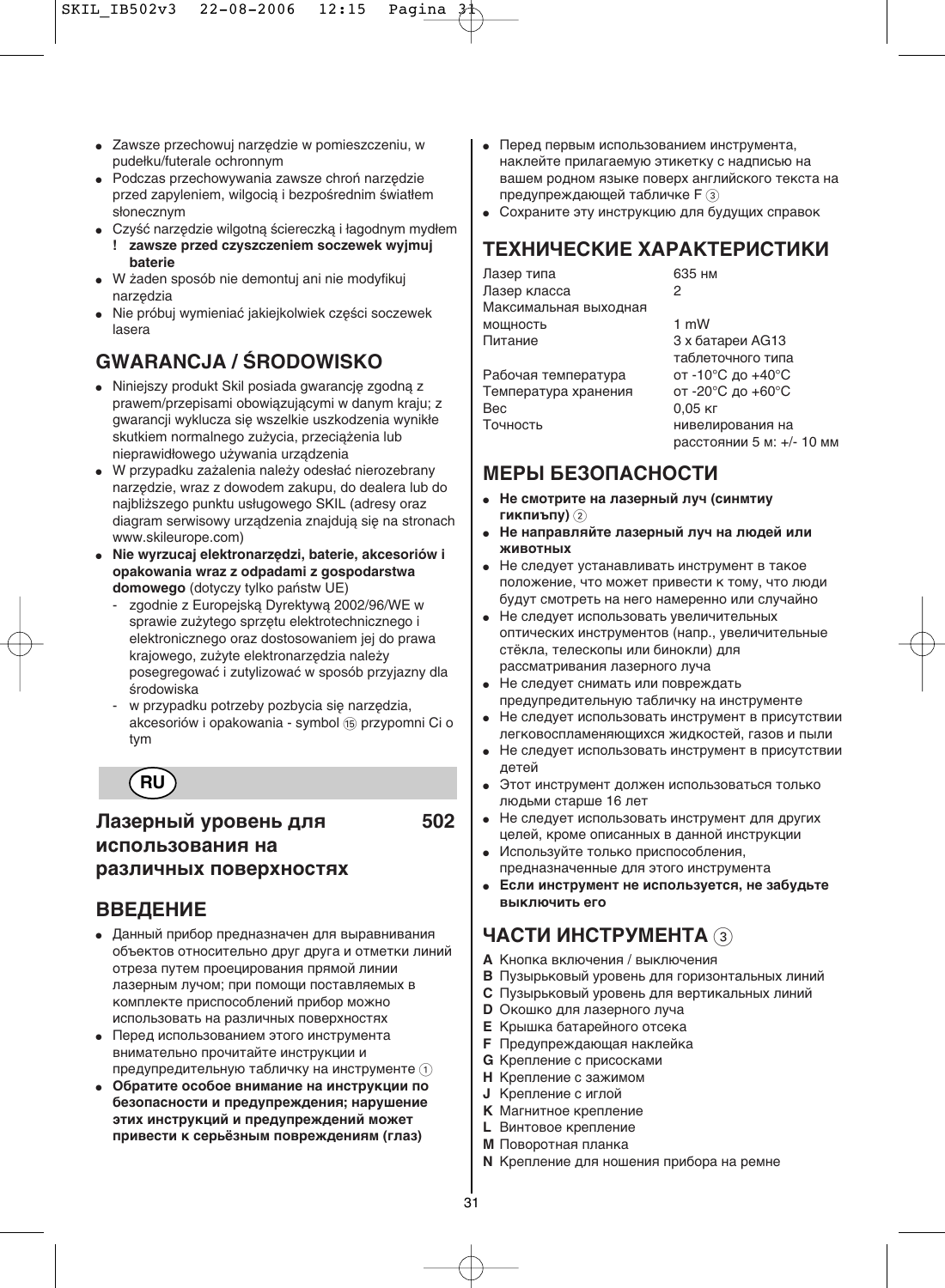- Zawsze przechowuj narzędzie w pomieszczeniu, w pudełku/futerale ochronnym
- Podczas przechowywania zawsze chroń narzędzie przed zapyleniem, wilgocią i bezpośrednim światłem słonecznym
- Czyść narzędzie wilgotną ściereczką i łagodnym mydłem
  **! zawsze przed czyszczeniem soczewek wyjmuj baterie**
- W żaden sposób nie demontuj ani nie modyfikuj narzędzia
- Nie próbuj wymieniać jakiejkolwiek części soczewek lasera

## GWARANCJA / ŚRODOWISKO

- Niniejszy produkt Skil posiada gwarancję zgodną z prawem/przepisami obowiązującymi w danym kraju; z gwarancji wyklucza się wszelkie uszkodzenia wynikłe skutkiem normalnego zużycia, przeciążenia lub nieprawidłowego używania urządzenia
- W przypadku zażalenia należy odesłać nierozebrany narzędzie, wraz z dowodem zakupu, do dealera lub do najbliższego punktu usługowego SKIL (adresy oraz diagram serwisowy urządzenia znajdują się na stronach www.skileurope.com)
- **Nie wyrzucaj elektronarzędzi, baterie, akcesoriów i opakowania wraz z odpadami z gospodarstwa domowego** (dotyczy tylko państw UE)
  - zgodnie z Europejską Dyrektywą 2002/96/WE w sprawie zużytego sprzętu elektrotechnicznego i elektronicznego oraz dostosowaniem jej do prawa krajowego, zużyte elektronarzędzia należy posegregować i zutylizować w sposób przyjazny dla środowiska
  - w przypadku potrzeby pozbycia się narzędzia, akcesoriów i opakowania - symbol ⑮ przypomni Ci o tym

**RU**

# Лазерный уровень для использования на различных поверхностях 502

## ВВЕДЕНИЕ

- Данный прибор предназначен для выравнивания объектов относительно друг друга и отметки линий отреза путем проецирования прямой линии лазерным лучом; при помощи поставляемых в комплекте приспособлений прибор можно использовать на различных поверхностях
- Перед использованием этого инструмента внимательно прочитайте инструкции и предупредительную табличку на инструменте ①
- **Обратите особое внимание на инструкции по безопасности и предупреждения; нарушение этих инструкций и предупреждений может привести к серьёзным повреждениям (глаз)**
- Перед первым использованием инструмента, наклейте прилагаемую этикетку с надписью на вашем родном языке поверх английского текста на предупреждающей табличке F ③
- Сохраните эту инструкцию для будущих справок

## ТЕХНИЧЕСКИЕ ХАРАКТЕРИСТИКИ

| | |
|---|---|
| Лазер типа | 635 нм |
| Лазер класса | 2 |
| Максимальная выходная мощность | 1 mW |
| Питание | 3 x батареи AG13 таблеточного типа |
| Рабочая температура | от -10°C до +40°C |
| Температура хранения | от -20°C до +60°C |
| Вес | 0,05 кг |
| Точность | нивелирования на расстоянии 5 м: +/- 10 мм |

## МЕРЫ БЕЗОПАСНОСТИ

- **Не смотрите на лазерный луч (синмтиу гикпиъпу)** ②
- **Не направляйте лазерный луч на людей или животных**
- Не следует устанавливать инструмент в такое положение, что может привести к тому, что люди будут смотреть на него намеренно или случайно
- Не следует использовать увеличительных оптических инструментов (напр., увеличительные стёкла, телескопы или бинокли) для рассматривания лазерного луча
- Не следует снимать или повреждать предупредительную табличку на инструменте
- Не следует использовать инструмент в присутствии легковоспламеняющихся жидкостей, газов и пыли
- Не следует использовать инструмент в присутствии детей
- Этот инструмент должен использоваться только людьми старше 16 лет
- Не следует использовать инструмент для других целей, кроме описанных в данной инструкции
- Используйте только приспособления, предназначенные для этого инструмента
- **Если инструмент не используется, не забудьте выключить его**

## ЧАСТИ ИНСТРУМЕНТА ③

**A** Кнопка включения / выключения
**B** Пузырьковый уровень для горизонтальных линий
**C** Пузырьковый уровень для вертикальных линий
**D** Окошко для лазерного луча
**E** Крышка батарейного отсека
**F** Предупреждающая наклейка
**G** Крепление с присосками
**H** Крепление с зажимом
**J** Крепление с иглой
**K** Магнитное крепление
**L** Винтовое крепление
**M** Поворотная планка
**N** Крепление для ношения прибора на ремне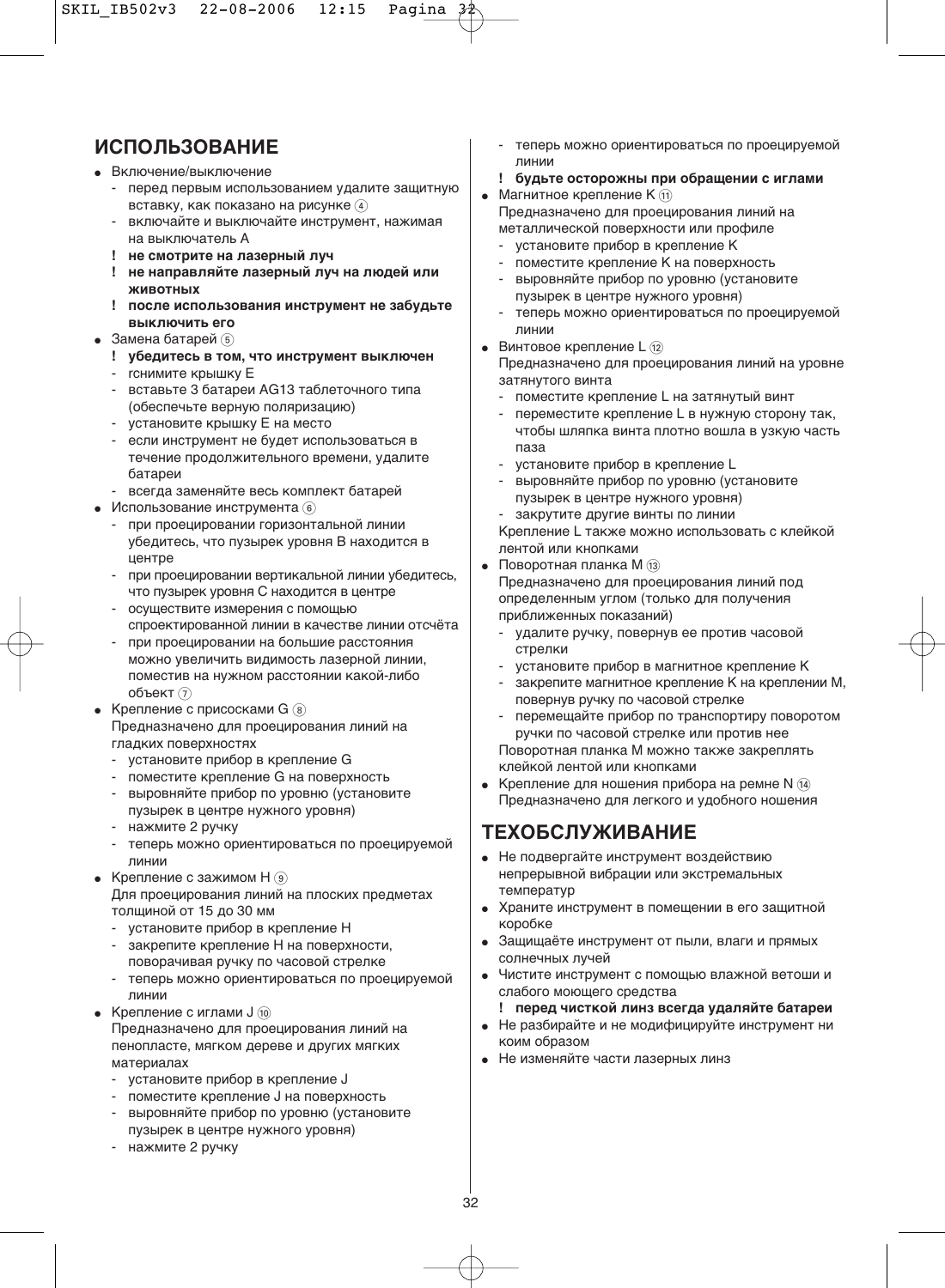## ИСПОЛЬЗОВАНИЕ

- Включение/выключение
  - перед первым использованием удалите защитную вставку, как показано на рисунке ④
  - включайте и выключайте инструмент, нажимая на выключатель A
  - **! не смотрите на лазерный луч**
  - **! не направляйте лазерный луч на людей или животных**
  - **! после использования инструмент не забудьте выключить его**
- Замена батарей ⑤
  - **! убедитесь в том, что инструмент выключен**
  - rснимите крышку E
  - вставьте 3 батареи AG13 таблеточного типа (обеспечьте верную поляризацию)
  - установите крышку E на место
  - если инструмент не будет использоваться в течение продолжительного времени, удалите батареи
  - всегда заменяйте весь комплект батарей
- Использование инструмента ⑥
  - при проецировании горизонтальной линии убедитесь, что пузырек уровня B находится в центре
  - при проецировании вертикальной линии убедитесь, что пузырек уровня C находится в центре
  - осуществите измерения с помощью спроектированной линии в качестве линии отсчёта
  - при проецировании на большие расстояния можно увеличить видимость лазерной линии, поместив на нужном расстоянии какой-либо объект ⑦
- Крепление с присосками G ⑧
  Предназначено для проецирования линий на гладких поверхностях
  - установите прибор в крепление G
  - поместите крепление G на поверхность
  - выровняйте прибор по уровню (установите пузырек в центре нужного уровня)
  - нажмите 2 ручку
  - теперь можно ориентироваться по проецируемой линии
- Крепление с зажимом H ⑨
  Для проецирования линий на плоских предметах толщиной от 15 до 30 мм
  - установите прибор в крепление H
  - закрепите крепление H на поверхности, поворачивая ручку по часовой стрелке
  - теперь можно ориентироваться по проецируемой линии
- Крепление с иглами J ⑩
  Предназначено для проецирования линий на пенопласте, мягком дереве и других мягких материалах
  - установите прибор в крепление J
  - поместите крепление J на поверхность
  - выровняйте прибор по уровню (установите пузырек в центре нужного уровня)
  - нажмите 2 ручку
  - теперь можно ориентироваться по проецируемой линии
  - **! будьте осторожны при обращении с иглами**
- Магнитное крепление K ⑪
  Предназначено для проецирования линий на металлической поверхности или профиле
  - установите прибор в крепление K
  - поместите крепление K на поверхность
  - выровняйте прибор по уровню (установите пузырек в центре нужного уровня)
  - теперь можно ориентироваться по проецируемой линии
- Винтовое крепление L ⑫
  Предназначено для проецирования линий на уровне затянутого винта
  - поместите крепление L на затянутый винт
  - переместите крепление L в нужную сторону так, чтобы шляпка винта плотно вошла в узкую часть паза
  - установите прибор в крепление L
  - выровняйте прибор по уровню (установите пузырек в центре нужного уровня)
  - закрутите другие винты по линии

  Крепление L также можно использовать с клейкой лентой или кнопками
- Поворотная планка M ⑬
  Предназначено для проецирования линий под определенным углом (только для получения приближенных показаний)
  - удалите ручку, повернув ее против часовой стрелки
  - установите прибор в магнитное крепление K
  - закрепите магнитное крепление K на креплении M, повернув ручку по часовой стрелке
  - перемещайте прибор по транспортиру поворотом ручки по часовой стрелке или против нее

  Поворотная планка M можно также закреплять клейкой лентой или кнопками
- Крепление для ношения прибора на ремне N ⑭
  Предназначено для легкого и удобного ношения

## ТЕХОБСЛУЖИВАНИЕ

- Не подвергайте инструмент воздействию непрерывной вибрации или экстремальных температур
- Храните инструмент в помещении в его защитной коробке
- Защищаёте инструмент от пыли, влаги и прямых солнечных лучей
- Чистите инструмент с помощью влажной ветоши и слабого моющего средства
  - **! перед чисткой линз всегда удаляйте батареи**
- Не разбирайте и не модифицируйте инструмент ни коим образом
- Не изменяйте части лазерных линз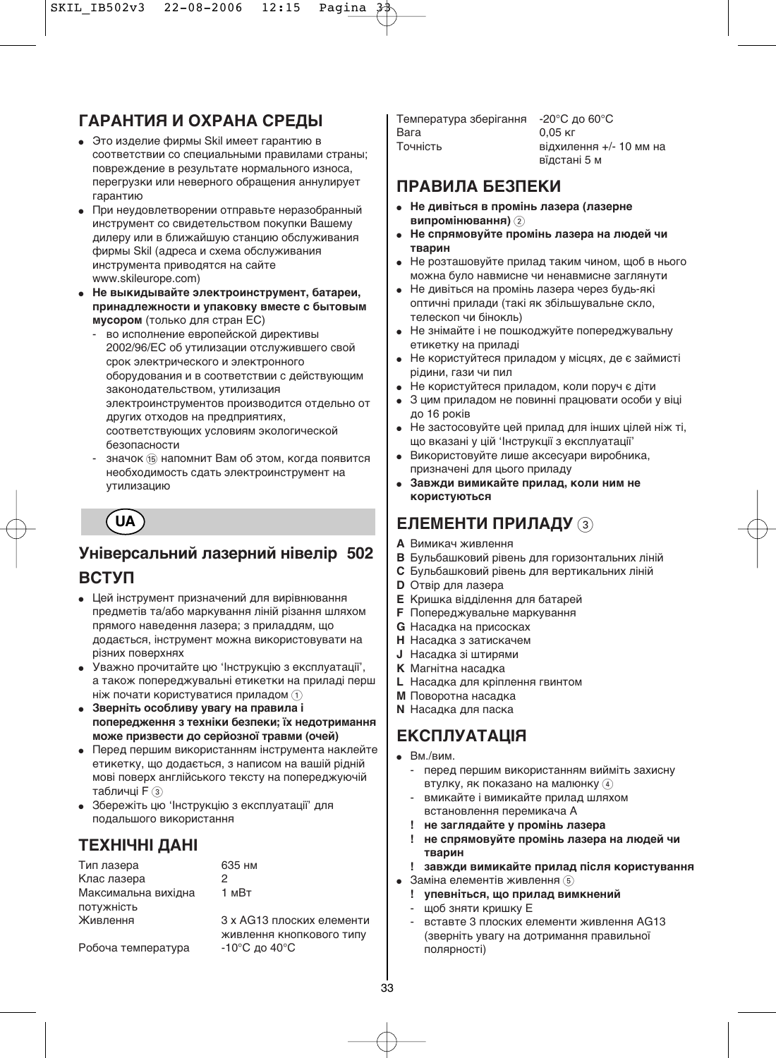## ГАРАНТИЯ И ОХРАНА СРЕДЫ

- Это изделие фирмы Skil имеет гарантию в соответствии со специальными правилами страны; повреждение в результате нормального износа, перегрузки или неверного обращения аннулирует гарантию
- При неудовлетворении отправьте неразобранный инструмент со свидетельством покупки Вашему дилеру или в ближайшую станцию обслуживания фирмы Skil (адреса и схема обслуживания инструмента приводятся на сайте www.skileurope.com)
- **Не выкидывайте электроинструмент, батареи, принадлежности и упаковку вместе с бытовым мусором** (только для стран ЕС)
  - во исполнение европейской директивы 2002/96/ЕС об утилизации отслужившего свой срок электрического и электронного оборудования и в соответствии с действующим законодательством, утилизация электроинструментов производится отдельно от других отходов на предприятиях, соответствующих условиям экологической безопасности
  - значок ⑮ напомнит Вам об этом, когда появится необходимость сдать электроинструмент на утилизацию

**UA**

## Універсальний лазерний нівелір 502

## ВСТУП

- Цей інструмент призначений для вирівнювання предметів та/або маркування ліній різання шляхом прямого наведення лазера; з приладдям, що додається, інструмент можна використовувати на різних поверхнях
- Уважно прочитайте цю 'Інструкцію з експлуатації', а також попереджувальні етикетки на приладі перш ніж почати користуватися приладом ①
- **Зверніть особливу увагу на правила і попередження з техніки безпеки; їх недотримання може призвести до серйозної травми (очей)**
- Перед першим використанням інструмента наклейте етикетку, що додається, з написом на вашій рідній мові поверх англійського тексту на попереджуючій табличці F ③
- Збережіть цю 'Інструкцію з експлуатації' для подальшого використання

## ТЕХНІЧНІ ДАНІ

| | |
|---|---|
| Тип лазера | 635 нм |
| Клас лазера | 2 |
| Максимальна вихідна потужність | 1 мВт |
| Живлення | 3 x AG13 плоских елементи живлення кнопкового типу |
| Робоча температура | -10°C до 40°C |
| Температура зберігання | -20°C до 60°C |
| Вага | 0,05 кг |
| Точність | відхилення +/- 10 мм на відстані 5 м |

## ПРАВИЛА БЕЗПЕКИ

- **Не дивіться в промінь лазера (лазерне випромінювання)** ②
- **Не спрямовуйте промінь лазера на людей чи тварин**
- Не розташовуйте прилад таким чином, щоб в нього можна було навмисне чи ненавмисне заглянути
- Не дивіться на промінь лазера через будь-які оптичні прилади (такі як збільшувальне скло, телескоп чи бінокль)
- Не знімайте і не пошкоджуйте попереджувальну етикетку на приладі
- Не користуйтеся приладом у місцях, де є займисті рідини, гази чи пил
- Не користуйтеся приладом, коли поруч є діти
- З цим приладом не повинні працювати особи у віці до 16 років
- Не застосовуйте цей прилад для інших цілей ніж ті, що вказані у цій 'Інструкції з експлуатації'
- Використовуйте лише аксесуари виробника, призначені для цього приладу
- **Завжди вимикайте прилад, коли ним не користуються**

## ЕЛЕМЕНТИ ПРИЛАДУ ③

**A** Вимикач живлення
**B** Бульбашковий рівень для горизонтальних ліній
**C** Бульбашковий рівень для вертикальних ліній
**D** Отвір для лазера
**E** Кришка відділення для батарей
**F** Попереджувальне маркування
**G** Насадка на присосках
**H** Насадка з затискачем
**J** Насадка зі штирями
**K** Магнітна насадка
**L** Насадка для кріплення гвинтом
**M** Поворотна насадка
**N** Насадка для паска

## ЕКСПЛУАТАЦІЯ

- Вм./вим.
  - перед першим використанням вийміть захисну втулку, як показано на малюнку ④
  - вмикайте і вимикайте прилад шляхом встановлення перемикача A
  - **! не заглядайте у промінь лазера**
  - **! не спрямовуйте промінь лазера на людей чи тварин**
  - **! завжди вимикайте прилад після користування**
- Заміна елементів живлення ⑤
  - **! упевніться, що прилад вимкнений**
  - щоб зняти кришку E
  - вставте 3 плоских елементи живлення AG13 (зверніть увагу на дотримання правильної полярності)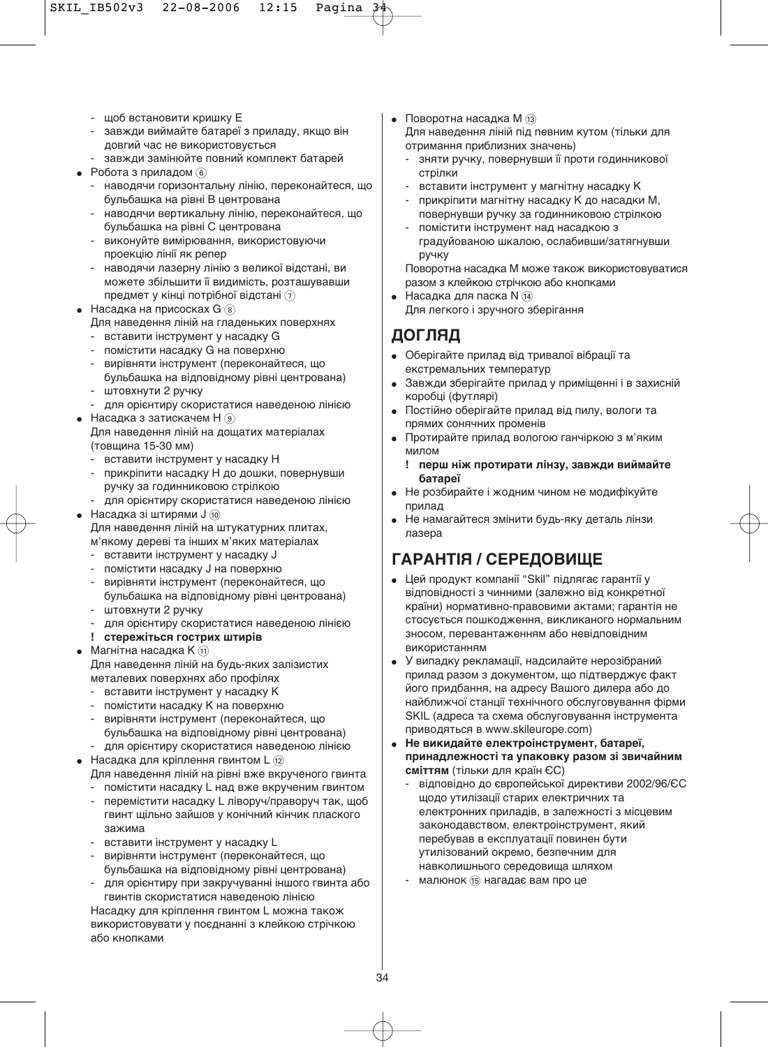- щоб встановити кришку E
- завжди виймайте батареї з приладу, якщо він довгий час не використовується
- завжди замінюйте повний комплект батарей
- Робота з приладом ⑥
  - наводячи горизонтальну лінію, переконайтеся, що бульбашка на рівні B центрована
  - наводячи вертикальну лінію, переконайтеся, що бульбашка на рівні C центрована
  - виконуйте вимірювання, використовуючи проекцію лінії як репер
  - наводячи лазерну лінію з великої відстані, ви можете збільшити її видимість, розташувавши предмет у кінці потрібної відстані ⑦
- Насадка на присосках G ⑧
  Для наведення ліній на гладеньких поверхнях
  - вставити інструмент у насадку G
  - помістити насадку G на поверхню
  - вирівняти інструмент (переконайтеся, що бульбашка на відповідному рівні центрована)
  - штовхнути 2 ручку
  - для орієнтиру скористатися наведеною лінією
- Насадка з затискачем H ⑨
  Для наведення ліній на дощатих матеріалах (товщина 15-30 мм)
  - вставити інструмент у насадку H
  - прикріпити насадку H до дошки, повернувши ручку за годинниковою стрілкою
  - для орієнтиру скористатися наведеною лінією
- Насадка зі штирями J ⑩
  Для наведення ліній на штукатурних плитах, м'якому дереві та інших м'яких матеріалах
  - вставити інструмент у насадку J
  - помістити насадку J на поверхню
  - вирівняти інструмент (переконайтеся, що бульбашка на відповідному рівні центрована)
  - штовхнути 2 ручку
  - для орієнтиру скористатися наведеною лінією
  
  **! стережіться гострих штирів**
- Магнітна насадка K ⑪
  Для наведення ліній на будь-яких залізистих металевих поверхнях або профілях
  - вставити інструмент у насадку K
  - помістити насадку K на поверхню
  - вирівняти інструмент (переконайтеся, що бульбашка на відповідному рівні центрована)
  - для орієнтиру скористатися наведеною лінією
- Насадка для кріплення гвинтом L ⑫
  Для наведення ліній на рівні вже вкрученого гвинта
  - помістити насадку L над вже вкрученим гвинтом
  - перемістити насадку L ліворуч/праворуч так, щоб гвинт щільно зайшов у конічний кінчик плаского зажима
  - вставити інструмент у насадку L
  - вирівняти інструмент (переконайтеся, що бульбашка на відповідному рівні центрована)
  - для орієнтиру при закручуванні іншого гвинта або гвинтів скористатися наведеною лінією
  
  Насадку для кріплення гвинтом L можна також використовувати у поєднанні з клейкою стрічкою або кнопками
- Поворотна насадка M ⑬
  Для наведення ліній під певним кутом (тільки для отримання приблизних значень)
  - зняти ручку, повернувши її проти годинникової стрілки
  - вставити інструмент у магнітну насадку K
  - прикріпити магнітну насадку K до насадки M, повернувши ручку за годинниковою стрілкою
  - помістити інструмент над насадкою з градуйованою шкалою, ослабивши/затягнувши ручку
  
  Поворотна насадка M може також використовуватися разом з клейкою стрічкою або кнопками
- Насадка для паска N ⑭
  Для легкого і зручного зберігання

## ДОГЛЯД

- Оберігайте прилад від тривалої вібрації та екстремальних температур
- Завжди зберігайте прилад у приміщенні і в захисній коробці (футлярі)
- Постійно оберігайте прилад від пилу, вологи та прямих сонячних променів
- Протирайте прилад вологою ганчіркою з м'яким милом
  
  **! перш ніж протирати лінзу, завжди виймайте батареї**
- Не розбирайте і жодним чином не модифікуйте прилад
- Не намагайтеся змінити будь-яку деталь лінзи лазера

## ГАРАНТІЯ / СЕРЕДОВИЩЕ

- Цей продукт компанії "Skil" підлягає гарантії у відповідності з чинними (залежно від конкретної країни) нормативно-правовими актами; гарантія не стосується пошкодження, викликаного нормальним зносом, перевантаженням або невідповідним використанням
- У випадку рекламації, надсилайте нерозібраний прилад разом з документом, що підтверджує факт його придбання, на адресу Вашого дилера або до найближчої станції технічного обслуговування фірми SKIL (адреса та схема обслуговування інструмента приводяться в www.skileurope.com)
- **Не викидайте електроінструмент, батареї, принадлежності та упаковку разом зі звичайним сміттям** (тільки для країн ЄС)
  - відповідно до європейської директиви 2002/96/ЄС щодо утилізації старих електричних та електронних приладів, в залежності з місцевим законодавством, електроінструмент, який перебував в експлуатації повинен бути утилізований окремо, безпечним для навколишнього середовища шляхом
  - малюнок ⑮ нагадає вам про це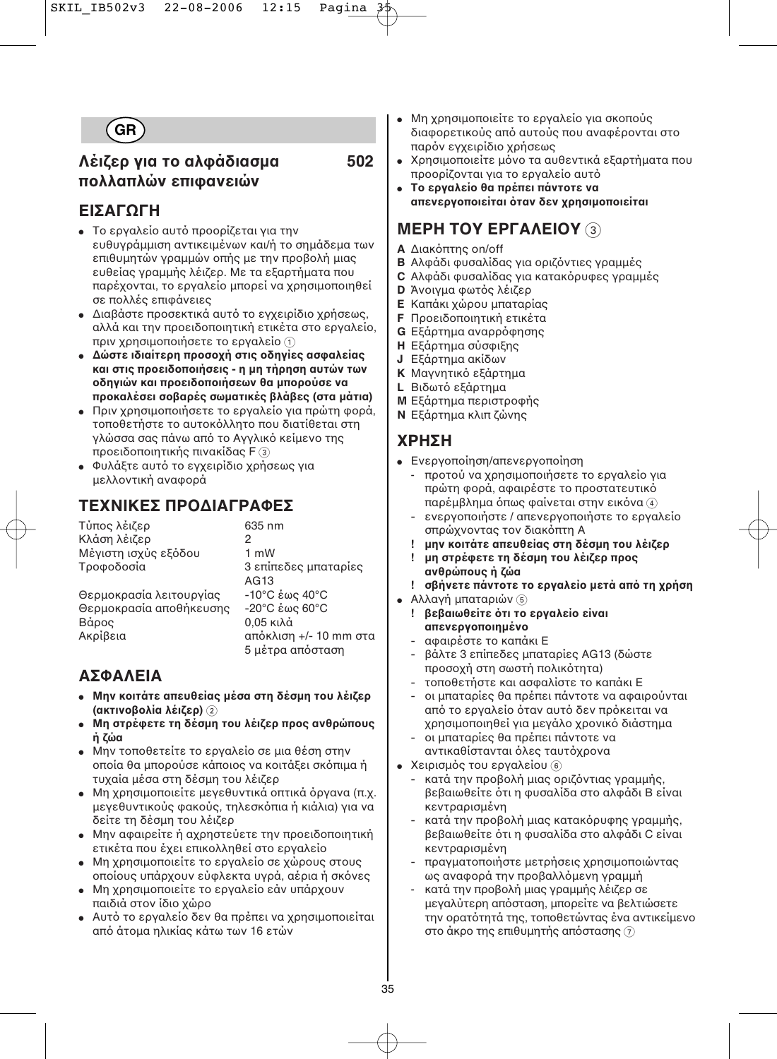**GR**

## Λέιζερ για το αλφάδιασμα πολλαπλών επιφανειών 502

## ΕΙΣΑΓΩΓΗ

- Το εργαλείο αυτό προορίζεται για την ευθυγράμμιση αντικειμένων και/ή το σημάδεμα των επιθυμητών γραμμών οπής με την προβολή μιας ευθείας γραμμής λέιζερ. Με τα εξαρτήματα που παρέχονται, το εργαλείο μπορεί να χρησιμοποιηθεί σε πολλές επιφάνειες
- Διαβάστε προσεκτικά αυτό το εγχειρίδιο χρήσεως, αλλά και την προειδοποιητική ετικέτα στο εργαλείο, πριν χρησιμοποιήσετε το εργαλείο ①
- **Δώστε ιδιαίτερη προσοχή στις οδηγίες ασφαλείας και στις προειδοποιήσεις - η μη τήρηση αυτών των οδηγιών και προειδοποιήσεων θα μπορούσε να προκαλέσει σοβαρές σωματικές βλάβες (στα μάτια)**
- Πριν χρησιμοποιήσετε το εργαλείο για πρώτη φορά, τοποθετήστε το αυτοκόλλητο που διατίθεται στη γλώσσα σας πάνω από το Αγγλικό κείμενο της προειδοποιητικής πινακίδας F ③
- Φυλάξτε αυτό το εγχειρίδιο χρήσεως για μελλοντική αναφορά

## ΤΕΧΝΙΚΕΣ ΠΡΟΔΙΑΓΡΑΦΕΣ

| | |
|---|---|
| Τύπος λέιζερ | 635 nm |
| Κλάση λέιζερ | 2 |
| Μέγιστη ισχύς εξόδου | 1 mW |
| Τροφοδοσία | 3 επίπεδες μπαταρίες AG13 |
| Θερμοκρασία λειτουργίας | -10°C έως 40°C |
| Θερμοκρασία αποθήκευσης | -20°C έως 60°C |
| Βάρος | 0,05 κιλά |
| Ακρίβεια | απόκλιση +/- 10 mm στα 5 μέτρα απόσταση |

## ΑΣΦΑΛΕΙΑ

- **Μην κοιτάτε απευθείας μέσα στη δέσμη του λέιζερ (ακτινοβολία λέιζερ)** ②
- **Μη στρέφετε τη δέσμη του λέιζερ προς ανθρώπους ή ζώα**
- Μην τοποθετείτε το εργαλείο σε μια θέση στην οποία θα μπορούσε κάποιος να κοιτάξει σκόπιμα ή τυχαία μέσα στη δέσμη του λέιζερ
- Μη χρησιμοποιείτε μεγεθυντικά οπτικά όργανα (π.χ. μεγεθυντικούς φακούς, τηλεσκόπια ή κιάλια) για να δείτε τη δέσμη του λέιζερ
- Μην αφαιρείτε ή αχρηστεύετε την προειδοποιητική ετικέτα που έχει επικολληθεί στο εργαλείο
- Μη χρησιμοποιείτε το εργαλείο σε χώρους στους οποίους υπάρχουν εύφλεκτα υγρά, αέρια ή σκόνες
- Μη χρησιμοποιείτε το εργαλείο εάν υπάρχουν παιδιά στον ίδιο χώρο
- Αυτό το εργαλείο δεν θα πρέπει να χρησιμοποιείται από άτομα ηλικίας κάτω των 16 ετών
- Μη χρησιμοποιείτε το εργαλείο για σκοπούς διαφορετικούς από αυτούς που αναφέρονται στο παρόν εγχειρίδιο χρήσεως
- Χρησιμοποιείτε μόνο τα αυθεντικά εξαρτήματα που προορίζονται για το εργαλείο αυτό
- **Το εργαλείο θα πρέπει πάντοτε να απενεργοποιείται όταν δεν χρησιμοποιείται**

## ΜΕΡΗ ΤΟΥ ΕΡΓΑΛΕΙΟΥ ③

**A** Διακόπτης on/off
**B** Αλφάδι φυσαλίδας για οριζόντιες γραμμές
**C** Αλφάδι φυσαλίδας για κατακόρυφες γραμμές
**D** Άνοιγμα φωτός λέιζερ
**E** Καπάκι χώρου μπαταρίας
**F** Προειδοποιητική ετικέτα
**G** Εξάρτημα αναρρόφησης
**H** Εξάρτημα σύσφιξης
**J** Εξάρτημα ακίδων
**K** Μαγνητικό εξάρτημα
**L** Βιδωτό εξάρτημα
**M** Εξάρτημα περιστροφής
**N** Εξάρτημα κλιπ ζώνης

## ΧΡΗΣΗ

- Ενεργοποίηση/απενεργοποίηση
  - προτού να χρησιμοποιήσετε το εργαλείο για πρώτη φορά, αφαιρέστε το προστατευτικό παρέμβλημα όπως φαίνεται στην εικόνα ④
  - ενεργοποιήστε / απενεργοποιήστε το εργαλείο σπρώχνοντας τον διακόπτη A
  - **! μην κοιτάτε απευθείας στη δέσμη του λέιζερ**
  - **! μη στρέφετε τη δέσμη του λέιζερ προς ανθρώπους ή ζώα**
  - **! σβήνετε πάντοτε το εργαλείο μετά από τη χρήση**
- Αλλαγή μπαταριών ⑤
  - **! βεβαιωθείτε ότι το εργαλείο είναι απενεργοποιημένο**
  - αφαιρέστε το καπάκι E
  - βάλτε 3 επίπεδες μπαταρίες AG13 (δώστε προσοχή στη σωστή πολικότητα)
  - τοποθετήστε και ασφαλίστε το καπάκι E
  - οι μπαταρίες θα πρέπει πάντοτε να αφαιρούνται από το εργαλείο όταν αυτό δεν πρόκειται να χρησιμοποιηθεί για μεγάλο χρονικό διάστημα
  - οι μπαταρίες θα πρέπει πάντοτε να αντικαθίστανται όλες ταυτόχρονα
- Χειρισμός του εργαλείου ⑥
  - κατά την προβολή μιας οριζόντιας γραμμής, βεβαιωθείτε ότι η φυσαλίδα στο αλφάδι B είναι κεντραρισμένη
  - κατά την προβολή μιας κατακόρυφης γραμμής, βεβαιωθείτε ότι η φυσαλίδα στο αλφάδι C είναι κεντραρισμένη
  - πραγματοποιήστε μετρήσεις χρησιμοποιώντας ως αναφορά την προβαλλόμενη γραμμή
  - κατά την προβολή μιας γραμμής λέιζερ σε μεγαλύτερη απόσταση, μπορείτε να βελτιώσετε την ορατότητά της, τοποθετώντας ένα αντικείμενο στο άκρο της επιθυμητής απόστασης ⑦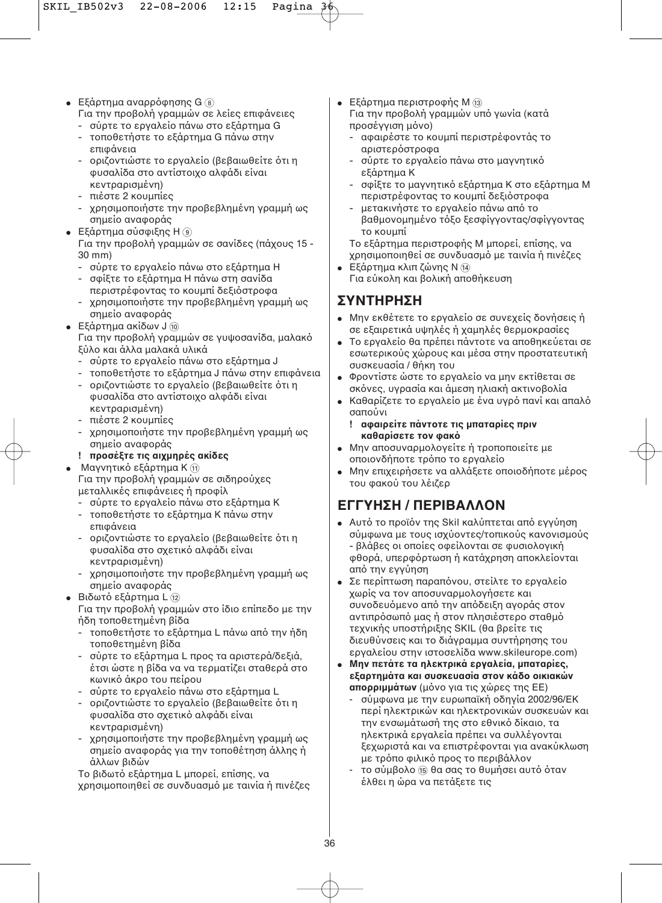- Εξάρτημα αναρρόφησης G ⑧
  Για την προβολή γραμμών σε λείες επιφάνειες
  - σύρτε το εργαλείο πάνω στο εξάρτημα G
  - τοποθετήστε το εξάρτημα G πάνω στην επιφάνεια
  - οριζοντιώστε το εργαλείο (βεβαιωθείτε ότι η φυσαλίδα στο αντίστοιχο αλφάδι είναι κεντραρισμένη)
  - πιέστε 2 κουμπίες
  - χρησιμοποιήστε την προβεβλημένη γραμμή ως σημείο αναφοράς
- Εξάρτημα σύσφιξης H ⑨
  Για την προβολή γραμμών σε σανίδες (πάχους 15 - 30 mm)
  - σύρτε το εργαλείο πάνω στο εξάρτημα H
  - σφίξτε το εξάρτημα H πάνω στη σανίδα περιστρέφοντας το κουμπί δεξιόστροφα
  - χρησιμοποιήστε την προβεβλημένη γραμμή ως σημείο αναφοράς
- Εξάρτημα ακίδων J ⑩
  Για την προβολή γραμμών σε γυψοσανίδα, μαλακό ξύλο και άλλα μαλακά υλικά
  - σύρτε το εργαλείο πάνω στο εξάρτημα J
  - τοποθετήστε το εξάρτημα J πάνω στην επιφάνεια
  - οριζοντιώστε το εργαλείο (βεβαιωθείτε ότι η φυσαλίδα στο αντίστοιχο αλφάδι είναι κεντραρισμένη)
  - πιέστε 2 κουμπίες
  - χρησιμοποιήστε την προβεβλημένη γραμμή ως σημείο αναφοράς

  **! προσέξτε τις αιχμηρές ακίδες**
- Μαγνητικό εξάρτημα K ⑪
  Για την προβολή γραμμών σε σιδηρούχες μεταλλικές επιφάνειες ή προφίλ
  - σύρτε το εργαλείο πάνω στο εξάρτημα K
  - τοποθετήστε το εξάρτημα K πάνω στην επιφάνεια
  - οριζοντιώστε το εργαλείο (βεβαιωθείτε ότι η φυσαλίδα στο σχετικό αλφάδι είναι κεντραρισμένη)
  - χρησιμοποιήστε την προβεβλημένη γραμμή ως σημείο αναφοράς
- Βιδωτό εξάρτημα L ⑫
  Για την προβολή γραμμών στο ίδιο επίπεδο με την ήδη τοποθετημένη βίδα
  - τοποθετήστε το εξάρτημα L πάνω από την ήδη τοποθετημένη βίδα
  - σύρτε το εξάρτημα L προς τα αριστερά/δεξιά, έτσι ώστε η βίδα να να τερματίζει σταθερά στο κωνικό άκρο του πείρου
  - σύρτε το εργαλείο πάνω στο εξάρτημα L
  - οριζοντιώστε το εργαλείο (βεβαιωθείτε ότι η φυσαλίδα στο σχετικό αλφάδι είναι κεντραρισμένη)
  - χρησιμοποιήστε την προβεβλημένη γραμμή ως σημείο αναφοράς για την τοποθέτηση άλλης ή άλλων βιδών

  Το βιδωτό εξάρτημα L μπορεί, επίσης, να χρησιμοποιηθεί σε συνδυασμό με ταινία ή πινέζες
- Εξάρτημα περιστροφής M ⑬
  Για την προβολή γραμμών υπό γωνία (κατά προσέγγιση μόνο)
  - αφαιρέστε το κουμπί περιστρέφοντάς το αριστερόστροφα
  - σύρτε το εργαλείο πάνω στο μαγνητικό εξάρτημα K
  - σφίξτε το μαγνητικό εξάρτημα K στο εξάρτημα M περιστρέφοντας το κουμπί δεξιόστροφα
  - μετακινήστε το εργαλείο πάνω από το βαθμονομημένο τόξο ξεσφίγγοντας/σφίγγοντας το κουμπί

  Το εξάρτημα περιστροφής M μπορεί, επίσης, να χρησιμοποιηθεί σε συνδυασμό με ταινία ή πινέζες
- Εξάρτημα κλιπ ζώνης N ⑭
  Για εύκολη και βολική αποθήκευση

## ΣΥΝΤΗΡΗΣΗ

- Μην εκθέτετε το εργαλείο σε συνεχείς δονήσεις ή σε εξαιρετικά υψηλές ή χαμηλές θερμοκρασίες
- Το εργαλείο θα πρέπει πάντοτε να αποθηκεύεται σε εσωτερικούς χώρους και μέσα στην προστατευτική συσκευασία / θήκη του
- Φροντίστε ώστε το εργαλείο να μην εκτίθεται σε σκόνες, υγρασία και άμεση ηλιακή ακτινοβολία
- Καθαρίζετε το εργαλείο με ένα υγρό πανί και απαλό σαπούνι

  **! αφαιρείτε πάντοτε τις μπαταρίες πριν καθαρίσετε τον φακό**
- Μην αποσυναρμολογείτε ή τροποποιείτε με οποιονδήποτε τρόπο το εργαλείο
- Μην επιχειρήσετε να αλλάξετε οποιοδήποτε μέρος του φακού του λέιζερ

## ΕΓΓΥΗΣΗ / ΠΕΡΙΒΑΛΛΟΝ

- Αυτό το προϊόν της Skil καλύπτεται από εγγύηση σύμφωνα με τους ισχύοντες/τοπικούς κανονισμούς - βλάβες οι οποίες οφείλονται σε φυσιολογική φθορά, υπερφόρτωση ή κατάχρηση αποκλείονται από την εγγύηση
- Σε περίπτωση παραπόνου, στείλτε το εργαλείο χωρίς να τον αποσυναρμολογήσετε και συνοδευόμενο από την απόδειξη αγοράς στον αντιπρόσωπό μας ή στον πλησιέστερο σταθμό τεχνικής υποστήριξης SKIL (θα βρείτε τις διευθύνσεις και το διάγραμμα συντήρησης του εργαλείου στην ιστοσελίδα www.skileurope.com)
- **Μην πετάτε τα ηλεκτρικά εργαλεία, μπαταρίες, εξαρτήματα και συσκευασία στον κάδο οικιακών απορριμμάτων** (μόνο για τις χώρες της ΕΕ)
  - σύμφωνα με την ευρωπαϊκή οδηγία 2002/96/ΕΚ περί ηλεκτρικών και ηλεκτρονικών συσκευών και την ενσωμάτωσή της στο εθνικό δίκαιο, τα ηλεκτρικά εργαλεία πρέπει να συλλέγονται ξεχωριστά και να επιστρέφονται για ανακύκλωση με τρόπο φιλικό προς το περιβάλλον
  - το σύμβολο ⑮ θα σας το θυμήσει αυτό όταν έλθει η ώρα να πετάξετε τις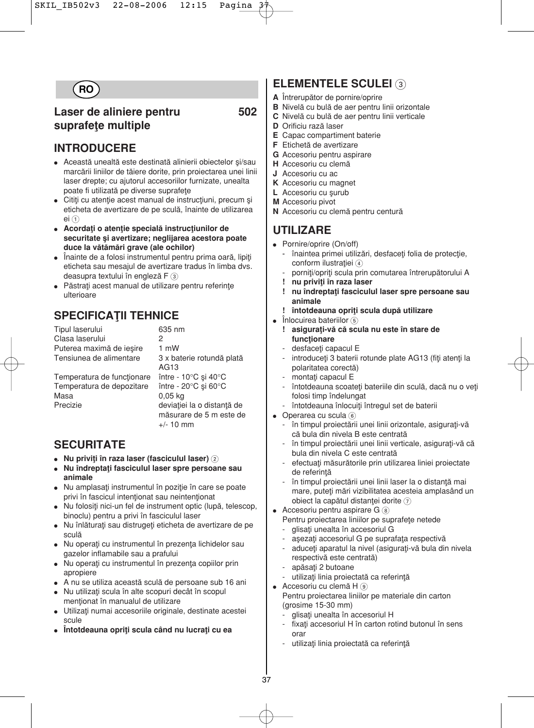RO

# Laser de aliniere pentru suprafeţe multiple 502

## INTRODUCERE

- Această unealtă este destinată alinierii obiectelor şi/sau marcării liniilor de tăiere dorite, prin proiectarea unei linii laser drepte; cu ajutorul accesoriilor furnizate, unealta poate fi utilizată pe diverse suprafeţe
- Citiţi cu atenţie acest manual de instrucţiuni, precum şi eticheta de avertizare de pe sculă, înainte de utilizarea ei ①
- **Acordaţi o atenţie specială instrucţiunilor de securitate şi avertizare; neglijarea acestora poate duce la vătămări grave (ale ochilor)**
- Înainte de a folosi instrumentul pentru prima oară, lipiţi eticheta sau mesajul de avertizare tradus în limba dvs. deasupra textului în engleză F ③
- Păstraţi acest manual de utilizare pentru referinţe ulterioare

## SPECIFICAŢII TEHNICE

| | |
|---|---|
| Tipul laserului | 635 nm |
| Clasa laserului | 2 |
| Puterea maximă de ieşire | 1 mW |
| Tensiunea de alimentare | 3 x baterie rotundă plată AG13 |
| Temperatura de funcţionare | între - 10°C şi 40°C |
| Temperatura de depozitare | între - 20°C şi 60°C |
| Masa | 0,05 kg |
| Precizie | deviaţiei la o distanţă de măsurare de 5 m este de +/- 10 mm |

## SECURITATE

- **Nu priviţi în raza laser (fasciculul laser)** ②
- **Nu îndreptaţi fasciculul laser spre persoane sau animale**
- Nu amplasaţi instrumentul în poziţie în care se poate privi în fascicul intenţionat sau neintenţionat
- Nu folosiţi nici-un fel de instrument optic (lupă, telescop, binoclu) pentru a privi în fasciculul laser
- Nu înlăturaţi sau distrugeţi eticheta de avertizare de pe sculă
- Nu operaţi cu instrumentul în prezenţa lichidelor sau gazelor inflamabile sau a prafului
- Nu operaţi cu instrumentul în prezenţa copiilor prin apropiere
- A nu se utiliza această sculă de persoane sub 16 ani
- Nu utilizaţi scula în alte scopuri decât în scopul menţionat în manualul de utilizare
- Utilizaţi numai accesoriile originale, destinate acestei scule
- **Întotdeauna opriţi scula când nu lucraţi cu ea**

## ELEMENTELE SCULEI ③

**A** Întrerupător de pornire/oprire
**B** Nivelă cu bulă de aer pentru linii orizontale
**C** Nivelă cu bulă de aer pentru linii verticale
**D** Orificiu rază laser
**E** Capac compartiment baterie
**F** Etichetă de avertizare
**G** Accesoriu pentru aspirare
**H** Accesoriu cu clemă
**J** Accesoriu cu ac
**K** Accesoriu cu magnet
**L** Accesoriu cu şurub
**M** Accesoriu pivot
**N** Accesoriu cu clemă pentru centură

## UTILIZARE

- Pornire/oprire (On/off)
  - înaintea primei utilizări, desfaceţi folia de protecţie, conform ilustraţiei ④
  - porniţi/opriţi scula prin comutarea întrerupătorului A
  - **! nu priviţi în raza laser**
  - **! nu îndreptaţi fasciculul laser spre persoane sau animale**
  - **! întotdeauna opriţi scula după utilizare**
- Înlocuirea bateriilor ⑤
  - **! asiguraţi-vă că scula nu este în stare de funcţionare**
  - desfaceţi capacul E
  - introduceţi 3 baterii rotunde plate AG13 (fiţi atenţi la polaritatea corectă)
  - montaţi capacul E
  - întotdeauna scoateţi bateriile din sculă, dacă nu o veţi folosi timp îndelungat
  - întotdeauna înlocuiţi întregul set de baterii
- Operarea cu scula ⑥
  - în timpul proiectării unei linii orizontale, asiguraţi-vă că bula din nivela B este centrată
  - în timpul proiectării unei linii verticale, asiguraţi-vă că bula din nivela C este centrată
  - efectuaţi măsurătorile prin utilizarea liniei proiectate de referinţă
  - în timpul proiectării unei linii laser la o distanţă mai mare, puteţi mări vizibilitatea acesteia amplasând un obiect la capătul distanţei dorite ⑦
- Accesoriu pentru aspirare G ⑧
  Pentru proiectarea liniilor pe suprafeţe netede
  - glisaţi unealta în accesoriul G
  - aşezaţi accesoriul G pe suprafaţa respectivă
  - aduceţi aparatul la nivel (asiguraţi-vă bula din nivela respectivă este centrată)
  - apăsaţi 2 butoane
  - utilizaţi linia proiectată ca referinţă
- Accesoriu cu clemă H ⑨
  Pentru proiectarea liniilor pe materiale din carton (grosime 15-30 mm)
  - glisaţi unealta în accesoriul H
  - fixaţi accesoriul H în carton rotind butonul în sens orar
  - utilizaţi linia proiectată ca referinţă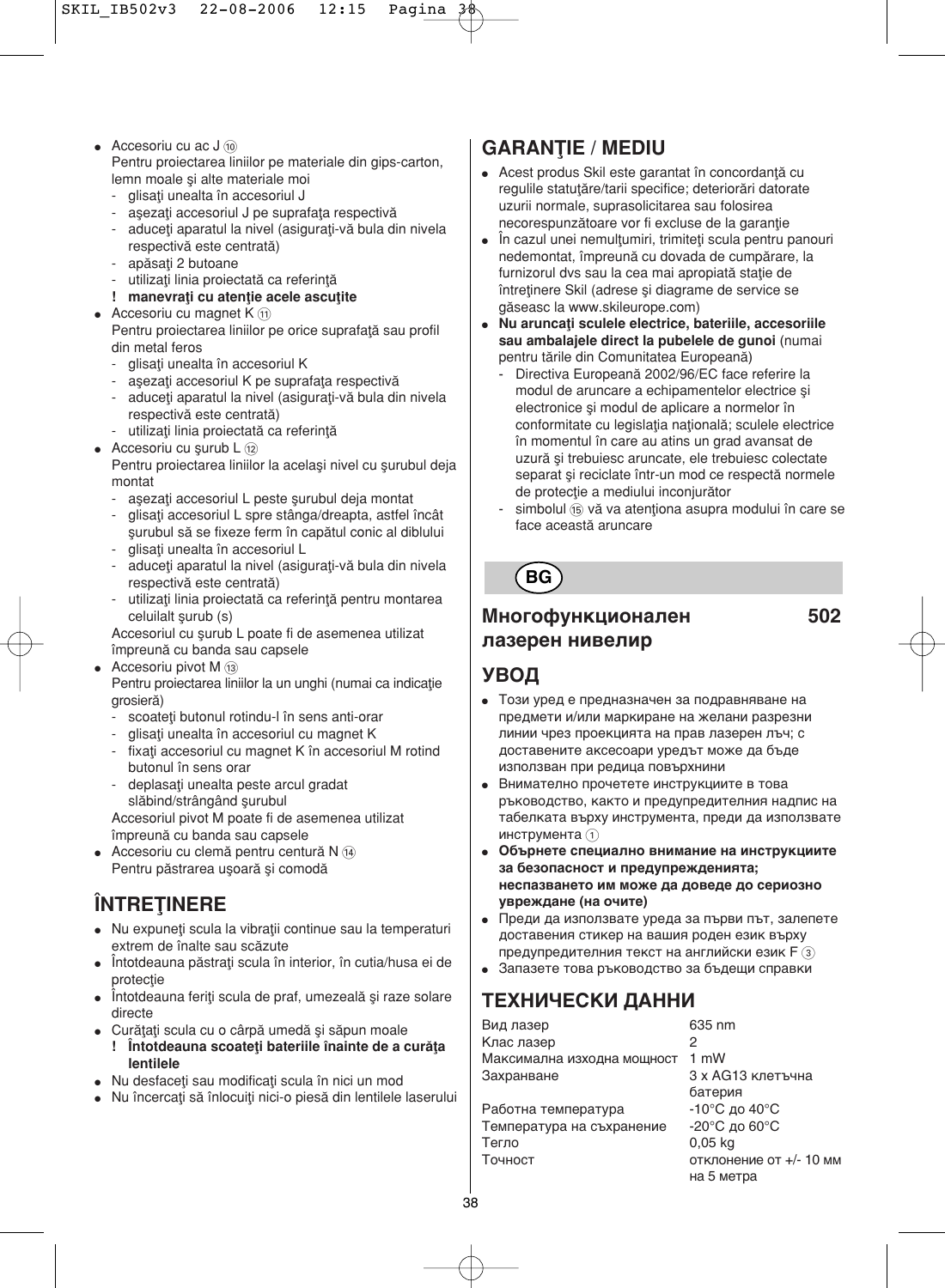- Accesoriu cu ac J ⑩
  Pentru proiectarea liniilor pe materiale din gips-carton, lemn moale şi alte materiale moi
  - glisaţi unealta în accesoriul J
  - aşezaţi accesoriul J pe suprafaţa respectivă
  - aduceţi aparatul la nivel (asiguraţi-vă bula din nivela respectivă este centrată)
  - apăsaţi 2 butoane
  - utilizaţi linia proiectată ca referinţă
  - **! manevraţi cu atenţie acele ascuţite**
- Accesoriu cu magnet K ⑪
  Pentru proiectarea liniilor pe orice suprafaţă sau profil din metal feros
  - glisaţi unealta în accesoriul K
  - aşezaţi accesoriul K pe suprafaţa respectivă
  - aduceţi aparatul la nivel (asiguraţi-vă bula din nivela respectivă este centrată)
  - utilizaţi linia proiectată ca referinţă
- Accesoriu cu şurub L ⑫
  Pentru proiectarea liniilor la acelaşi nivel cu şurubul deja montat
  - aşezaţi accesoriul L peste şurubul deja montat
  - glisaţi accesoriul L spre stânga/dreapta, astfel încât şurubul să se fixeze ferm în capătul conic al diblului
  - glisaţi unealta în accesoriul L
  - aduceţi aparatul la nivel (asiguraţi-vă bula din nivela respectivă este centrată)
  - utilizaţi linia proiectată ca referinţă pentru montarea celuilalt şurub (s)

  Accesoriul cu şurub L poate fi de asemenea utilizat împreună cu banda sau capsele
- Accesoriu pivot M ⑬
  Pentru proiectarea liniilor la un unghi (numai ca indicaţie grosieră)
  - scoateţi butonul rotindu-l în sens anti-orar
  - glisaţi unealta în accesoriul cu magnet K
  - fixaţi accesoriul cu magnet K în accesoriul M rotind butonul în sens orar
  - deplasaţi unealta peste arcul gradat slăbind/strângând şurubul

  Accesoriul pivot M poate fi de asemenea utilizat împreună cu banda sau capsele
- Accesoriu cu clemă pentru centură N ⑭
  Pentru păstrarea uşoară şi comodă

## ÎNTREŢINERE

- Nu expuneţi scula la vibraţii continue sau la temperaturi extrem de înalte sau scăzute
- Întotdeauna păstraţi scula în interior, în cutia/husa ei de protecţie
- Întotdeauna feriţi scula de praf, umezeală şi raze solare directe
- Curăţaţi scula cu o cârpă umedă şi săpun moale
  - **! Întotdeauna scoateţi bateriile înainte de a curăţa lentilele**
- Nu desfaceţi sau modificaţi scula în nici un mod
- Nu încercaţi să înlocuiţi nici-o piesă din lentilele laserului

## GARANŢIE / MEDIU

- Acest produs Skil este garantat în concordanţă cu regulile statuţăre/tarii specifice; deteriorări datorate uzurii normale, suprasolicitarea sau folosirea necorespunzătoare vor fi excluse de la garanţie
- În cazul unei nemulţumiri, trimiteţi scula pentru panouri nedemontat, împreună cu dovada de cumpărare, la furnizorul dvs sau la cea mai apropiată staţie de întreţinere Skil (adrese şi diagrame de service se găsesc la www.skileurope.com)
- **Nu aruncaţi sculele electrice, bateriile, accesoriile sau ambalajele direct la pubelele de gunoi** (numai pentru ţările din Comunitatea Europeană)
  - Directiva Europeană 2002/96/EC face referire la modul de aruncare a echipamentelor electrice şi electronice şi modul de aplicare a normelor în conformitate cu legislaţia naţională; sculele electrice în momentul în care au atins un grad avansat de uzură şi trebuiesc aruncate, ele trebuiesc colectate separat şi reciclate într-un mod ce respectă normele de protecţie a mediului inconjurător
  - simbolul ⑮ vă va atenţiona asupra modului în care se face această aruncare

**BG**

## Многофункционален лазерен нивелир 502

## УВОД

- Този уред е предназначен за подравняване на предмети и/или маркиране на желани разрезни линии чрез проекцията на прав лазерен лъч; с доставените аксесоари уредът може да бъде използван при редица повърхнини
- Внимателно прочетете инструкциите в това ръководство, както и предупредителния надпис на табелката върху инструмента, преди да използвате инструмента ①
- **Обърнете специално внимание на инструкциите за безопасност и предупрежденията; неспазването им може да доведе до сериозно увреждане (на очите)**
- Преди да използвате уреда за първи път, залепете доставения стикер на вашия роден език върху предупредителния текст на английски език F ③
- Запазете това ръководство за бъдещи справки

## ТЕХНИЧЕСКИ ДАННИ

| | |
|---|---|
| Вид лазер | 635 nm |
| Клас лазер | 2 |
| Максимална изходна мощност | 1 mW |
| Захранване | 3 x AG13 клетъчна батерия |
| Работна температура | -10°C до 40°C |
| Температура на съхранение | -20°C до 60°C |
| Тегло | 0,05 kg |
| Точност | отклонение от +/- 10 мм на 5 метра |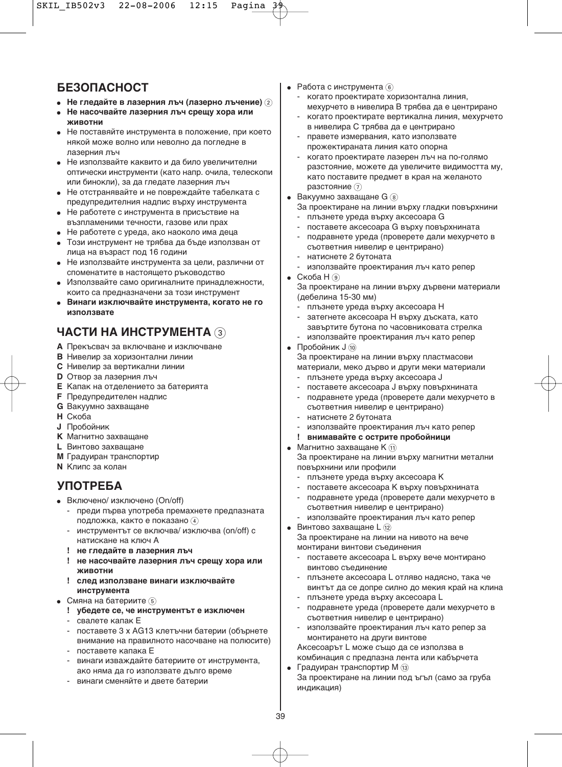## БЕЗОПАСНОСТ

- **Не гледайте в лазерния лъч (лазерно лъчение)** ②
- **Не насочвайте лазерния лъч срещу хора или животни**
- Не поставяйте инструмента в положение, при което някой може волно или неволно да погледне в лазерния лъч
- Не използвайте каквито и да било увеличителни оптически инструменти (като напр. очила, телескопи или бинокли), за да гледате лазерния лъч
- Не отстранявайте и не повреждайте табелката с предупредителния надпис върху инструмента
- Не работете с инструмента в присъствие на възпламеними течности, газове или прах
- Не работете с уреда, ако наоколо има деца
- Този инструмент не трябва да бъде използван от лица на възраст под 16 години
- Не използвайте инструмента за цели, различни от споменатите в настоящето ръководство
- Използвайте само оригиналните принадлежности, които са предназначени за този инструмент
- **Винаги изключвайте инструмента, когато не го използвате**

## ЧАСТИ НА ИНСТРУМЕНТА ③

**A** Прекъсвач за включване и изключване
**B** Нивелир за хоризонтални линии
**C** Нивелир за вертикални линии
**D** Отвор за лазерния лъч
**E** Капак на отделението за батерията
**F** Предупредителен надпис
**G** Вакуумно захващане
**H** Скоба
**J** Пробойник
**K** Магнитно захващане
**L** Винтово захващане
**M** Градуиран транспортир
**N** Клипс за колан

## УПОТРЕБА

- Включено/ изключено (On/off)
  - преди първа употреба премахнете предпазната подложка, както е показано ④
  - инструментът се включва/ изключва (on/off) с натискане на ключ A
  - **! не гледайте в лазерния лъч**
  - **! не насочвайте лазерния лъч срещу хора или животни**
  - **! след използване винаги изключвайте инструмента**
- Смяна на батериите ⑤
  - **! убедете се, че инструментът е изключен**
  - свалете капак E
  - поставете 3 x AG13 клетъчни батерии (обърнете внимание на правилното насочване на полюсите)
  - поставете капака E
  - винаги изваждайте батериите от инструмента, ако няма да го използвате дълго време
  - винаги сменяйте и двете батерии
- Работа с инструмента ⑥
  - когато проектирате хоризонтална линия, мехурчето в нивелира B трябва да е центрирано
  - когато проектирате вертикална линия, мехурчето в нивелира C трябва да е центрирано
  - правете измервания, като използвате прожектираната линия като опорна
  - когато проектирате лазерен лъч на по-голямо разстояние, можете да увеличите видимостта му, като поставите предмет в края на желаното разстояние ⑦
- Вакуумно захващане G ⑧
  За проектиране на линии върху гладки повърхнини
  - плъзнете уреда върху аксесоара G
  - поставете аксесоара G върху повърхността
  - подравнете уреда (проверете дали мехурчето в съответния нивелир е центрирано)
  - натиснете 2 бутоната
  - използвайте проектирания лъч като репер
- Скоба H ⑨
  За проектиране на линии върху дървени материали (дебелина 15-30 мм)
  - плъзнете уреда върху аксесоара H
  - затегнете аксесоара H върху дъската, като завъртите бутона по часовниковата стрелка
  - използвайте проектирания лъч като репер
- Пробойник J ⑩
  За проектиране на линии върху пластмасови материали, меко дърво и други меки материали
  - плъзнете уреда върху аксесоара J
  - поставете аксесоара J върху повърхността
  - подравнете уреда (проверете дали мехурчето в съответния нивелир е центрирано)
  - натиснете 2 бутоната
  - използвайте проектирания лъч като репер
  - **! внимавайте с острите пробойници**
- Магнитно захващане K ⑪
  За проектиране на линии върху магнитни метални повърхнини или профили
  - плъзнете уреда върху аксесоара K
  - поставете аксесоара K върху повърхността
  - подравнете уреда (проверете дали мехурчето в съответния нивелир е центрирано)
  - използвайте проектирания лъч като репер
- Винтово захващане L ⑫
  За проектиране на линии на нивото на вече монтирани винтови съединения
  - поставете аксесоара L върху вече монтирано винтово съединение
  - плъзнете аксесоара L отляво надясно, така че винтът да се допре силно до мекия край на клина
  - плъзнете уреда върху аксесоара L
  - подравнете уреда (проверете дали мехурчето в съответния нивелир е центрирано)
  - използвайте проектирания лъч като репер за монтирането на други винтове

  Аксесоарът L може също да се използва в комбинация с предпазна лента или кабърчета
- Градуиран транспортир M ⑬
  За проектиране на линии под ъгъл (само за груба индикация)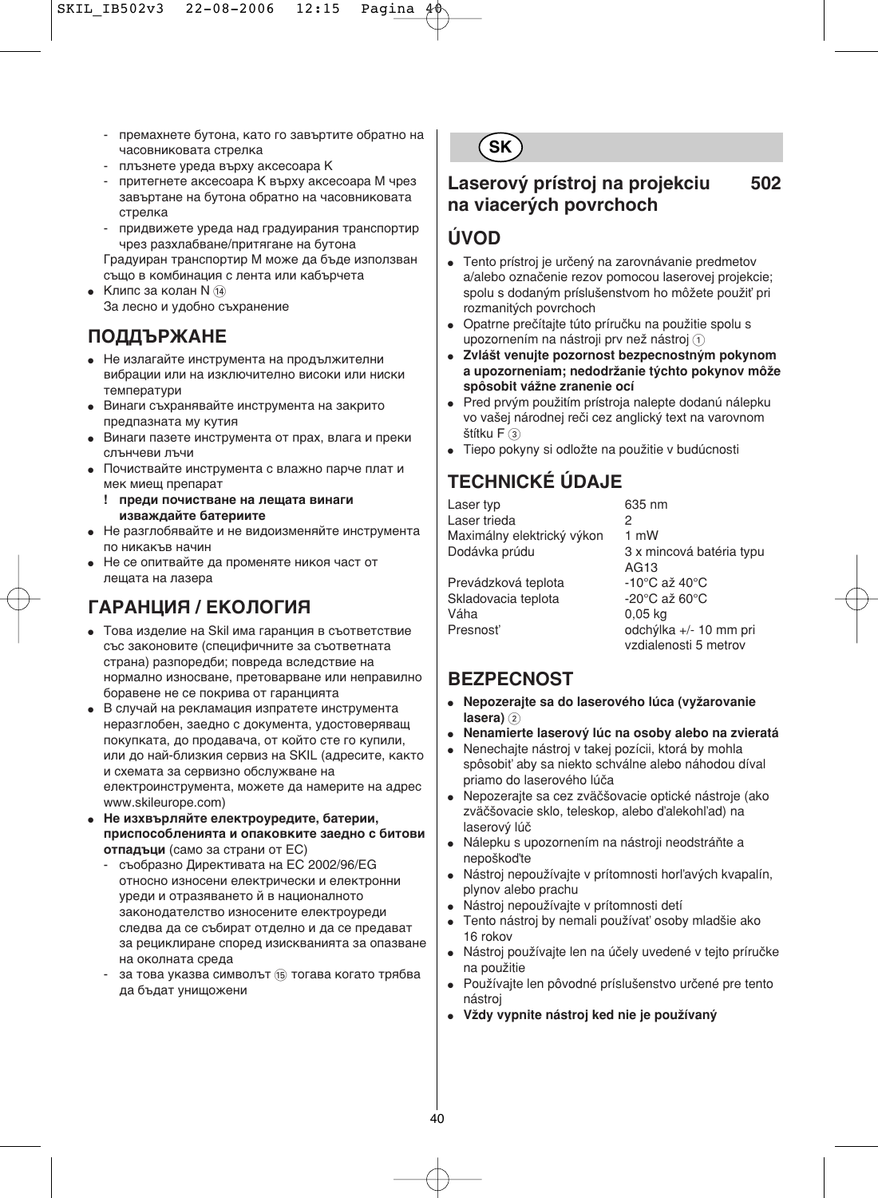- премахнете бутона, като го завъртите обратно на часовниковата стрелка
- плъзнете уреда върху аксесоара K
- притегнете аксесоара K върху аксесоара M чрез завъртане на бутона обратно на часовниковата стрелка
- придвижете уреда над градуирания транспортир чрез разхлабване/притягане на бутона

Градуиран транспортир M може да бъде използван също в комбинация с лента или кабърчета

- Клипс за колан N ⑭
  За лесно и удобно съхранение

## ПОДДЪРЖАНЕ

- Не излагайте инструмента на продължителни вибрации или на изключително високи или ниски температури
- Винаги съхранявайте инструмента на закрито предпазната му кутия
- Винаги пазете инструмента от прах, влага и преки слънчеви лъчи
- Почиствайте инструмента с влажно парче плат и мек миещ препарат
  **! преди почистване на лещата винаги изваждайте батериите**
- Не разглобявайте и не видоизменяйте инструмента по никакъв начин
- Не се опитвайте да променяте никоя част от лещата на лазера

## ГАРАНЦИЯ / ЕКОЛОГИЯ

- Това изделие на Skil има гаранция в съответствие със законовите (специфичните за съответната страна) разпоредби; повреда вследствие на нормално износване, претоварване или неправилно боравене не се покрива от гаранцията
- В случай на рекламация изпратете инструмента неразглобен, заедно с документа, удостоверяващ покупката, до продавача, от който сте го купили, или до най-близкия сервиз на SKIL (адресите, както и схемата за сервизно обслужване на електроинструмента, можете да намерите на адрес www.skileurope.com)
- **Не изхвърляйте електроуредите, батерии, приспособленията и опаковките заедно с битови отпадъци** (само за страни от ЕС)
  - съобразно Директивата на ЕС 2002/96/EG относно износени електрически и електронни уреди и отразяването ѝ в националното законодателство износените електроуреди следва да се събират отделно и да се предават за рециклиране според изискванията за опазване на околната среда
  - за това указва символът ⑮ тогава когато трябва да бъдат унищожени

**SK**

# Laserový prístroj na projekciu na viacerých povrchoch 502

## ÚVOD

- Tento prístroj je určený na zarovnávanie predmetov a/alebo označenie rezov pomocou laserovej projekcie; spolu s dodaným príslušenstvom ho môžete použiť pri rozmanitých povrchoch
- Opatrne prečítajte túto príručku na použitie spolu s upozornením na nástroji prv než nástroj ①
- **Zvlášť venujte pozornost bezpecnostným pokynom a upozorneniam; nedodržanie týchto pokynov môže spôsobit vážne zranenie ocí**
- Pred prvým použitím prístroja nalepte dodanú nálepku vo vašej národnej reči cez anglický text na varovnom štítku F ③
- Tiepo pokyny si odložte na použitie v budúcnosti

## TECHNICKÉ ÚDAJE

| | |
|---|---|
| Laser typ | 635 nm |
| Laser trieda | 2 |
| Maximálny elektrický výkon | 1 mW |
| Dodávka prúdu | 3 x mincová batéria typu AG13 |
| Prevádzková teplota | -10°C až 40°C |
| Skladovacia teplota | -20°C až 60°C |
| Váha | 0,05 kg |
| Presnosť | odchýlka +/- 10 mm pri vzdialenosti 5 metrov |

## BEZPECNOST

- **Nepozerajte sa do laserového lúca (vyžarovanie lasera)** ②
- **Nenamierte laserový lúc na osoby alebo na zvieratá**
- Nenechajte nástroj v takej pozícii, ktorá by mohla spôsobiť aby sa niekto schválne alebo náhodou díval priamo do laserového lúča
- Nepozerajte sa cez zväčšovacie optické nástroje (ako zväčšovacie sklo, teleskop, alebo ďalekohľad) na laserový lúč
- Nálepku s upozornením na nástroji neodstráňte a nepoškoďte
- Nástroj nepoužívajte v prítomnosti horľavých kvapalín, plynov alebo prachu
- Nástroj nepoužívajte v prítomnosti detí
- Tento nástroj by nemali používať osoby mladšie ako 16 rokov
- Nástroj používajte len na účely uvedené v tejto príručke na použitie
- Používajte len pôvodné príslušenstvo určené pre tento nástroj
- **Vždy vypnite nástroj keď nie je používaný**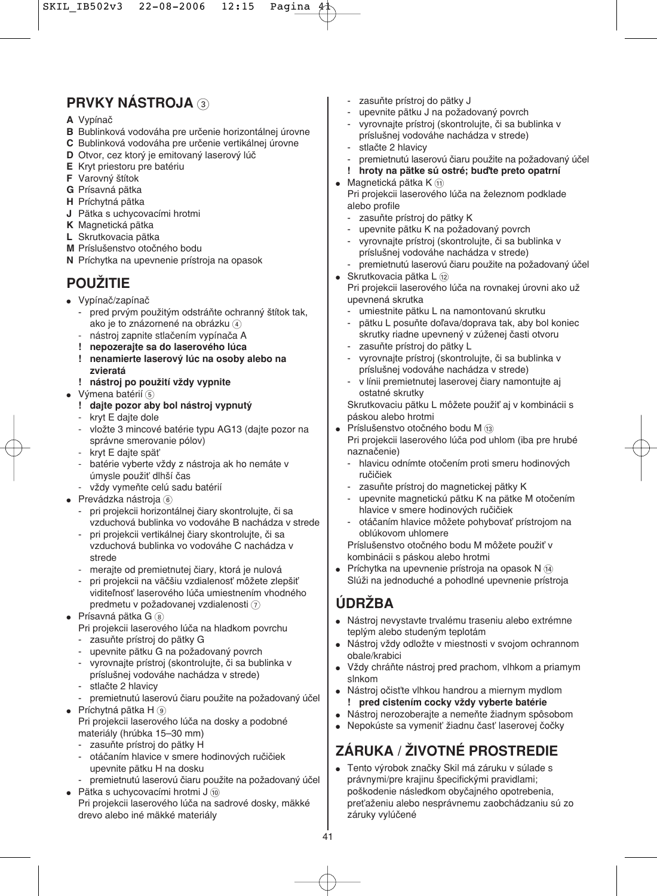## PRVKY NÁSTROJA ③

**A** Vypínač
**B** Bublinková vodováha pre určenie horizontálnej úrovne
**C** Bublinková vodováha pre určenie vertikálnej úrovne
**D** Otvor, cez ktorý je emitovaný laserový lúč
**E** Kryt priestoru pre batériu
**F** Varovný štítok
**G** Prísavná pätka
**H** Príchytná pätka
**J** Pätka s uchycovacími hrotmi
**K** Magnetická pätka
**L** Skrutkovacia pätka
**M** Príslušenstvo otočného bodu
**N** Príchytka na upevnenie prístroja na opasok

## POUŽITIE

- Vypínač/zapínač
  - pred prvým použitým odstráňte ochranný štítok tak, ako je to znázornené na obrázku ④
  - nástroj zapnite stlačením vypínača A
  - **! nepozerajte sa do laserového lúča**
  - **! nenamierte laserový lúc na osoby alebo na zvieratá**
  - **! nástroj po použití vždy vypnite**
- Výmena batérií ⑤
  - **! dajte pozor aby bol nástroj vypnutý**
  - kryt E dajte dole
  - vložte 3 mincové batérie typu AG13 (dajte pozor na správne smerovanie pólov)
  - kryt E dajte späť
  - batérie vyberte vždy z nástroja ak ho nemáte v úmysle použiť dlhší čas
  - vždy vymeňte celú sadu batérií
- Prevádzka nástroja ⑥
  - pri projekcii horizontálnej čiary skontrolujte, či sa vzduchová bublinka vo vodováhe B nachádza v strede
  - pri projekcii vertikálnej čiary skontrolujte, či sa vzduchová bublinka vo vodováhe C nachádza v strede
  - merajte od premietnutej čiary, ktorá je nulová
  - pri projekcii na väčšiu vzdialenosť môžete zlepšiť viditeľnosť laserového lúča umiestnením vhodného predmetu v požadovanej vzdialenosti ⑦
- Prísavná pätka G ⑧
  Pri projekcii laserového lúča na hladkom povrchu
  - zasuňte prístroj do pätky G
  - upevnite pätku G na požadovaný povrch
  - vyrovnajte prístroj (skontrolujte, či sa bublinka v príslušnej vodováhe nachádza v strede)
  - stlačte 2 hlavicy
  - premietnutú laserovú čiaru použite na požadovaný účel
- Príchytná pätka H ⑨
  Pri projekcii laserového lúča na dosky a podobné materiály (hrúbka 15–30 mm)
  - zasuňte prístroj do pätky H
  - otáčaním hlavice v smere hodinových ručičiek upevnite pätku H na dosku
  - premietnutú laserovú čiaru použite na požadovaný účel
- Pätka s uchycovacími hrotmi J ⑩
  Pri projekcii laserového lúča na sadrové dosky, mäkké drevo alebo iné mäkké materiály
  - zasuňte prístroj do pätky J
  - upevnite pätku J na požadovaný povrch
  - vyrovnajte prístroj (skontrolujte, či sa bublinka v príslušnej vodováhe nachádza v strede)
  - stlačte 2 hlavicy
  - premietnutú laserovú čiaru použite na požadovaný účel
  - **! hroty na pätke sú ostré; buďte preto opatrní**
- Magnetická pätka K ⑪
  Pri projekcii laserového lúča na železnom podklade alebo profile
  - zasuňte prístroj do pätky K
  - upevnite pätku K na požadovaný povrch
  - vyrovnajte prístroj (skontrolujte, či sa bublinka v príslušnej vodováhe nachádza v strede)
  - premietnutú laserovú čiaru použite na požadovaný účel
- Skrutkovacia pätka L ⑫
  Pri projekcii laserového lúča na rovnakej úrovni ako už upevnená skrutka
  - umiestnite pätku L na namontovanú skrutku
  - pätku L posuňte doľava/doprava tak, aby bol koniec skrutky riadne upevnený v zúženej časti otvoru
  - zasuňte prístroj do pätky L
  - vyrovnajte prístroj (skontrolujte, či sa bublinka v príslušnej vodováhe nachádza v strede)
  - v línii premietnutej laserovej čiary namontujte aj ostatné skrutky

  Skrutkovaciu pätku L môžete použiť aj v kombinácii s páskou alebo hrotmi
- Príslušenstvo otočného bodu M ⑬
  Pri projekcii laserového lúča pod uhlom (iba pre hrubé naznačenie)
  - hlavicu odnímte otočením proti smeru hodinových ručičiek
  - zasuňte prístroj do magnetickej pätky K
  - upevnite magnetickú pätku K na pätke M otočením hlavice v smere hodinových ručičiek
  - otáčaním hlavice môžete pohybovať prístrojom na oblúkovom uhlomere

  Príslušenstvo otočného bodu M môžete použiť v kombinácii s páskou alebo hrotmi
- Príchytka na upevnenie prístroja na opasok N ⑭
  Slúži na jednoduché a pohodlné upevnenie prístroja

## ÚDRŽBA

- Nástroj nevystavte trvalému traseniu alebo extrémne teplým alebo studeným teplotám
- Nástroj vždy odložte v miestnosti v svojom ochrannom obale/krabici
- Vždy chráňte nástroj pred prachom, vlhkom a priamym slnkom
- Nástroj očisťte vlhkou handrou a miernym mydlom
  - **! pred cistením cocky vždy vyberte batérie**
- Nástroj nerozoberajte a nemeňte žiadnym spôsobom
- Nepokúste sa vymeniť žiadnu časť laserovej čočky

## ZÁRUKA / ŽIVOTNÉ PROSTREDIE

- Tento výrobok značky Skil má záruku v súlade s právnymi/pre krajinu špecifickými pravidlami; poškodenie následkom obyčajného opotrebenia, preťaženiu alebo nesprávnemu zaobchádzaniu sú zo záruky vylúčené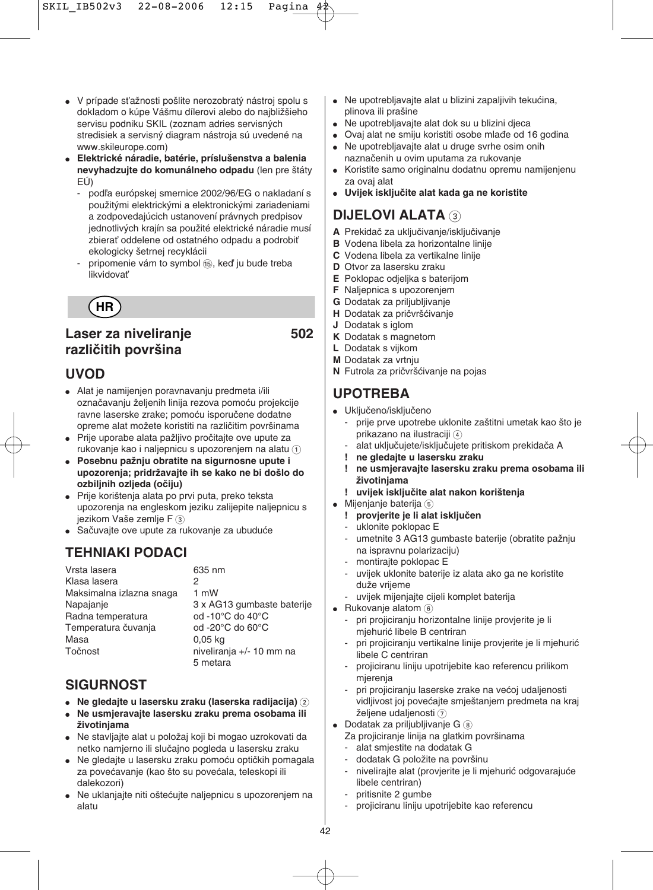- V prípade sťažnosti pošlite nerozobratý nástroj spolu s dokladom o kúpe Vášmu dílerovi alebo do najbližšieho servisu podniku SKIL (zoznam adries servisných stredisiek a servisný diagram nástroja sú uvedené na www.skileurope.com)
- **Elektrické náradie, batérie, príslušenstva a balenia nevyhadzujte do komunálneho odpadu** (len pre štáty EÚ)
  - podľa európskej smernice 2002/96/EG o nakladaní s použitými elektrickými a elektronickými zariadeniami a zodpovedajúcich ustanovení právnych predpisov jednotlivých krajín sa použité elektrické náradie musí zbierať oddelene od ostatného odpadu a podrobiť ekologicky šetrnej recyklácii
  - pripomenie vám to symbol ⑮, keď ju bude treba likvidovať

**HR**

## Laser za niveliranje različitih površina 502

## UVOD

- Alat je namijenjen poravnavanju predmeta i/ili označavanju željenih linija rezova pomoću projekcije ravne laserske zrake; pomoću isporučene dodatne opreme alat možete koristiti na različitim površinama
- Prije uporabe alata pažljivo pročitajte ove upute za rukovanje kao i naljepnicu s upozorenjem na alatu ①
- **Posebnu pažnju obratite na sigurnosne upute i upozorenja; pridržavajte ih se kako ne bi došlo do ozbiljnih ozljeda (očiju)**
- Prije korištenja alata po prvi puta, preko teksta upozorenja na engleskom jeziku zalijepite naljepnicu s jezikom Vaše zemlje F ③
- Sačuvajte ove upute za rukovanje za ubuduće

## TEHNIAKI PODACI

| | |
|---|---|
| Vrsta lasera | 635 nm |
| Klasa lasera | 2 |
| Maksimalna izlazna snaga | 1 mW |
| Napajanje | 3 x AG13 gumbaste baterije |
| Radna temperatura | od -10°C do 40°C |
| Temperatura čuvanja | od -20°C do 60°C |
| Masa | 0,05 kg |
| Točnost | niveliranja +/- 10 mm na 5 metara |

## SIGURNOST

- **Ne gledajte u lasersku zraku (laserska radijacija)** ②
- **Ne usmjeravajte lasersku zraku prema osobama ili životinjama**
- Ne stavljajte alat u položaj koji bi mogao uzrokovati da netko namjerno ili slučajno pogleda u lasersku zraku
- Ne gledajte u lasersku zraku pomoću optičkih pomagala za povećavanje (kao što su povećala, teleskopi ili dalekozori)
- Ne uklanjajte niti oštećujte naljepnicu s upozorenjem na alatu
- Ne upotrebljavajte alat u blizini zapaljivih tekućina, plinova ili prašine
- Ne upotrebljavajte alat dok su u blizini djeca
- Ovaj alat ne smiju koristiti osobe mlađe od 16 godina
- Ne upotrebljavajte alat u druge svrhe osim onih naznačenih u ovim uputama za rukovanje
- Koristite samo originalnu dodatnu opremu namijenjenu za ovaj alat
- **Uvijek isključite alat kada ga ne koristite**

## DIJELOVI ALATA ③

**A** Prekidač za uključivanje/isključivanje
**B** Vodena libela za horizontalne linije
**C** Vodena libela za vertikalne linije
**D** Otvor za lasersku zraku
**E** Poklopac odjeljka s baterijom
**F** Naljepnica s upozorenjem
**G** Dodatak za priljubljivanje
**H** Dodatak za pričvršćivanje
**J** Dodatak s iglom
**K** Dodatak s magnetom
**L** Dodatak s vijkom
**M** Dodatak za vrtnju
**N** Futrola za pričvršćivanje na pojas

## UPOTREBA

- Uključeno/isključeno
  - prije prve upotrebe uklonite zaštitni umetak kao što je prikazano na ilustraciji ④
  - alat uključujete/isključujete pritiskom prekidača A
  - **! ne gledajte u lasersku zraku**
  - **! ne usmjeravajte lasersku zraku prema osobama ili životinjama**
  - **! uvijek isključite alat nakon korištenja**
- Mijenjanje baterija ⑤
  - **! provjerite je li alat isključen**
  - uklonite poklopac E
  - umetnite 3 AG13 gumbaste baterije (obratite pažnju na ispravnu polarizaciju)
  - montirajte poklopac E
  - uvijek uklonite baterije iz alata ako ga ne koristite duže vrijeme
  - uvijek mijenjajte cijeli komplet baterija
- Rukovanje alatom ⑥
  - pri projiciranju horizontalne linije provjerite je li mjehurić libele B centriran
  - pri projiciranju vertikalne linije provjerite je li mjehurić libele C centriran
  - projiciranu liniju upotrijebite kao referencu prilikom mjerenja
  - pri projiciranju laserske zrake na većoj udaljenosti vidljivost joj povećajte smještanjem predmeta na kraj željene udaljenosti ⑦
- Dodatak za priljubljivanje G ⑧
  Za projiciranje linija na glatkim površinama
  - alat smjestite na dodatak G
  - dodatak G položite na površinu
  - nivelirajte alat (provjerite je li mjehurić odgovarajuće libele centriran)
  - pritisnite 2 gumbe
  - projiciranu liniju upotrijebite kao referencu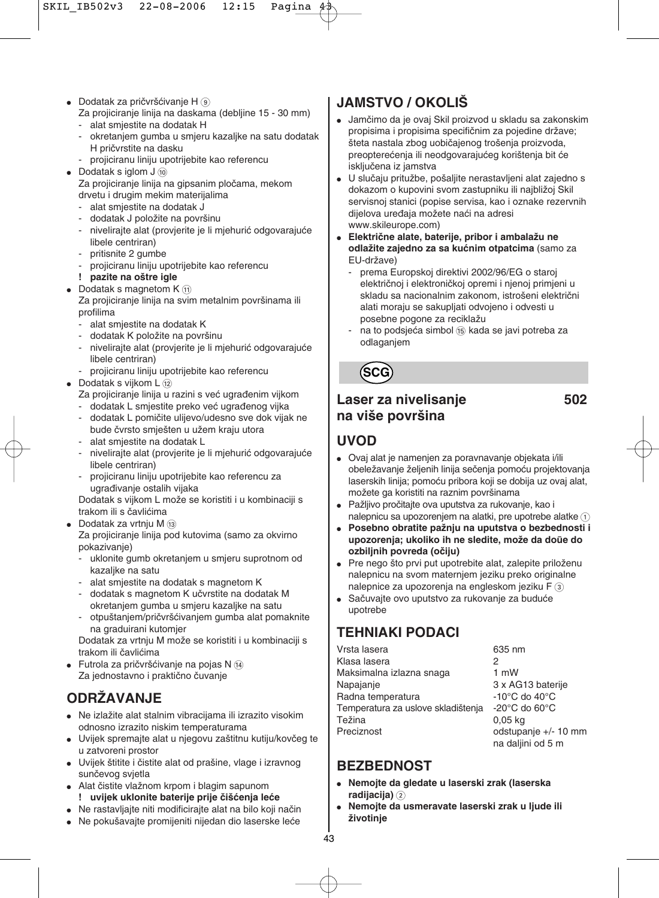- Dodatak za pričvršćivanje H ⑨
  Za projiciranje linija na daskama (debljine 15 - 30 mm)
  - alat smjestite na dodatak H
  - okretanjem gumba u smjeru kazaljke na satu dodatak H pričvrstite na dasku
  - projiciranu liniju upotrijebite kao referencu
- Dodatak s iglom J ⑩
  Za projiciranje linija na gipsanim pločama, mekom drvetu i drugim mekim materijalima
  - alat smjestite na dodatak J
  - dodatak J položite na površinu
  - nivelirajte alat (provjerite je li mjehurić odgovarajuće libele centriran)
  - pritisnite 2 gumbe
  - projiciranu liniju upotrijebite kao referencu
  - **! pazite na oštre igle**
- Dodatak s magnetom K ⑪
  Za projiciranje linija na svim metalnim površinama ili profilima
  - alat smjestite na dodatak K
  - dodatak K položite na površinu
  - nivelirajte alat (provjerite je li mjehurić odgovarajuće libele centriran)
  - projiciranu liniju upotrijebite kao referencu
- Dodatak s vijkom L ⑫
  Za projiciranje linija u razini s već ugrađenim vijkom
  - dodatak L smjestite preko već ugrađenog vijka
  - dodatak L pomičite ulijevo/udesno sve dok vijak ne bude čvrsto smješten u užem kraju utora
  - alat smjestite na dodatak L
  - nivelirajte alat (provjerite je li mjehurić odgovarajuće libele centriran)
  - projiciranu liniju upotrijebite kao referencu za ugrađivanje ostalih vijaka

  Dodatak s vijkom L može se koristiti i u kombinaciji s trakom ili s čavlićima
- Dodatak za vrtnju M ⑬
  Za projiciranje linija pod kutovima (samo za okvirno pokazivanje)
  - uklonite gumb okretanjem u smjeru suprotnom od kazaljke na satu
  - alat smjestite na dodatak s magnetom K
  - dodatak s magnetom K učvrstite na dodatak M okretanjem gumba u smjeru kazaljke na satu
  - otpuštanjem/pričvršćivanjem gumba alat pomaknite na graduirani kutomjer

  Dodatak za vrtnju M može se koristiti i u kombinaciji s trakom ili čavlićima
- Futrola za pričvršćivanje na pojas N ⑭
  Za jednostavno i praktično čuvanje

## ODRŽAVANJE

- Ne izlažite alat stalnim vibracijama ili izrazito visokim odnosno izrazito niskim temperaturama
- Uvijek spremajte alat u njegovu zaštitnu kutiju/kovčeg te u zatvoreni prostor
- Uvijek štitite i čistite alat od prašine, vlage i izravnog sunčevog svjetla
- Alat čistite vlažnom krpom i blagim sapunom
  **! uvijek uklonite baterije prije čišćenja leće**
- Ne rastavljajte niti modificirajte alat na bilo koji način
- Ne pokušavajte promijeniti nijedan dio laserske leće

## JAMSTVO / OKOLIŠ

- Jamčimo da je ovaj Skil proizvod u skladu sa zakonskim propisima i propisima specifičnim za pojedine države; šteta nastala zbog uobičajenog trošenja proizvoda, preopterećenja ili neodgovarajućeg korištenja bit će isključena iz jamstva
- U slučaju pritužbe, pošaljite nerastavljeni alat zajedno s dokazom o kupovini svom zastupniku ili najbližoj Skil servisnoj stanici (popise servisa, kao i oznake rezervnih dijelova uređaja možete naći na adresi www.skileurope.com)
- **Električne alate, baterije, pribor i ambalažu ne odlažite zajedno za sa kućnim otpatcima** (samo za EU-države)
  - prema Europskoj direktivi 2002/96/EG o staroj električnoj i elektroničkoj opremi i njenoj primjeni u skladu sa nacionalnim zakonom, istrošeni električni alati moraju se sakupljati odvojeno i odvesti u posebne pogone za reciklažu
  - na to podsjeća simbol ⑮ kada se javi potreba za odlaganjem

**SCG**

# Laser za nivelisanje na više površina 502

## UVOD

- Ovaj alat je namenjen za poravnavanje objekata i/ili obeležavanje željenih linija sečenja pomoću projektovanja laserskih linija; pomoću pribora koji se dobija uz ovaj alat, možete ga koristiti na raznim površinama
- Pažljivo pročitajte ova uputstva za rukovanje, kao i nalepnicu sa upozorenjem na alatki, pre upotrebe alatke ①
- **Posebno obratite pažnju na uputstva o bezbednosti i upozorenja; ukoliko ih ne sledite, može da doūe do ozbiljnih povreda (očiju)**
- Pre nego što prvi put upotrebite alat, zalepite priloženu nalepnicu na svom maternjem jeziku preko originalne nalepnice za upozorenja na engleskom jeziku F ③
- Sačuvajte ovo uputstvo za rukovanje za buduće upotrebe

## TEHNIAKI PODACI

| | |
|---|---|
| Vrsta lasera | 635 nm |
| Klasa lasera | 2 |
| Maksimalna izlazna snaga | 1 mW |
| Napajanje | 3 x AG13 baterije |
| Radna temperatura | -10°C do 40°C |
| Temperatura za uslove skladištenja | -20°C do 60°C |
| Težina | 0,05 kg |
| Preciznost | odstupanje +/- 10 mm na daljini od 5 m |

## BEZBEDNOST

- **Nemojte da gledate u laserski zrak (laserska radijacija)** ②
- **Nemojte da usmeravate laserski zrak u ljude ili životinje**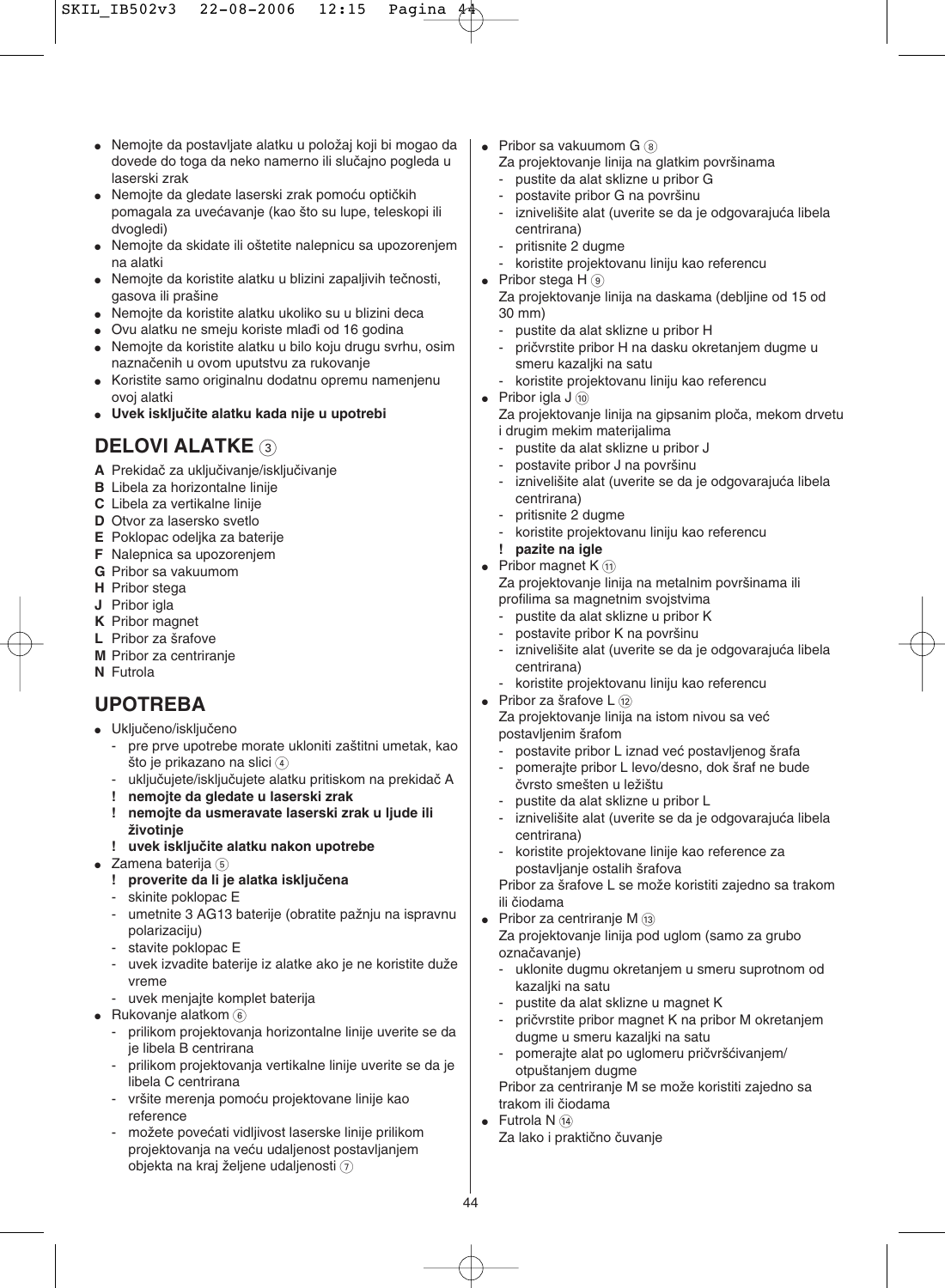- Nemojte da postavljate alatku u položaj koji bi mogao da dovede do toga da neko namerno ili slučajno pogleda u laserski zrak
- Nemojte da gledate laserski zrak pomoću optičkih pomagala za uvećavanje (kao što su lupe, teleskopi ili dvogledi)
- Nemojte da skidate ili oštetite nalepnicu sa upozorenjem na alatki
- Nemojte da koristite alatku u blizini zapaljivih tečnosti, gasova ili prašine
- Nemojte da koristite alatku ukoliko su u blizini deca
- Ovu alatku ne smeju koriste mlađi od 16 godina
- Nemojte da koristite alatku u bilo koju drugu svrhu, osim naznačenih u ovom uputstvu za rukovanje
- Koristite samo originalnu dodatnu opremu namenjenu ovoj alatki
- **Uvek isključite alatku kada nije u upotrebi**

## DELOVI ALATKE ③

**A** Prekidač za uključivanje/isključivanje
**B** Libela za horizontalne linije
**C** Libela za vertikalne linije
**D** Otvor za lasersko svetlo
**E** Poklopac odeljka za baterije
**F** Nalepnica sa upozorenjem
**G** Pribor sa vakuumom
**H** Pribor stega
**J** Pribor igla
**K** Pribor magnet
**L** Pribor za šrafove
**M** Pribor za centriranje
**N** Futrola

## UPOTREBA

- Uključeno/isključeno
  - pre prve upotrebe morate ukloniti zaštitni umetak, kao što je prikazano na slici ④
  - uključujete/isključujete alatku pritiskom na prekidač A
  - **! nemojte da gledate u laserski zrak**
  - **! nemojte da usmeravate laserski zrak u ljude ili životinje**
  - **! uvek isključite alatku nakon upotrebe**
- Zamena baterija ⑤
  - **! proverite da li je alatka isključena**
  - skinite poklopac E
  - umetnite 3 AG13 baterije (obratite pažnju na ispravnu polarizaciju)
  - stavite poklopac E
  - uvek izvadite baterije iz alatke ako je ne koristite duže vreme
  - uvek menjajte komplet baterija
- Rukovanje alatkom ⑥
  - prilikom projektovanja horizontalne linije uverite se da je libela B centrirana
  - prilikom projektovanja vertikalne linije uverite se da je libela C centrirana
  - vršite merenja pomoću projektovane linije kao reference
  - možete povećati vidljivost laserske linije prilikom projektovanja na veću udaljenost postavljanjem objekta na kraj željene udaljenosti ⑦
- Pribor sa vakuumom G ⑧
  Za projektovanje linija na glatkim površinama
  - pustite da alat sklizne u pribor G
  - postavite pribor G na površinu
  - iznivelišite alat (uverite se da je odgovarajuća libela centrirana)
  - pritisnite 2 dugme
  - koristite projektovanu liniju kao referencu
- Pribor stega H ⑨
  Za projektovanje linija na daskama (debljine od 15 od 30 mm)
  - pustite da alat sklizne u pribor H
  - pričvrstite pribor H na dasku okretanjem dugme u smeru kazaljki na satu
  - koristite projektovanu liniju kao referencu
- Pribor igla J ⑩
  Za projektovanje linija na gipsanim ploča, mekom drvetu i drugim mekim materijalima
  - pustite da alat sklizne u pribor J
  - postavite pribor J na površinu
  - iznivelišite alat (uverite se da je odgovarajuća libela centrirana)
  - pritisnite 2 dugme
  - koristite projektovanu liniju kao referencu
  - **! pazite na igle**
- Pribor magnet K ⑪
  Za projektovanje linija na metalnim površinama ili profilima sa magnetnim svojstvima
  - pustite da alat sklizne u pribor K
  - postavite pribor K na površinu
  - iznivelišite alat (uverite se da je odgovarajuća libela centrirana)
  - koristite projektovanu liniju kao referencu
- Pribor za šrafove L ⑫
  Za projektovanje linija na istom nivou sa već postavljenim šrafom
  - postavite pribor L iznad već postavljenog šrafa
  - pomerajte pribor L levo/desno, dok šraf ne bude čvrsto smešten u ležištu
  - pustite da alat sklizne u pribor L
  - iznivelišite alat (uverite se da je odgovarajuća libela centrirana)
  - koristite projektovane linije kao reference za postavljanje ostalih šrafova

  Pribor za šrafove L se može koristiti zajedno sa trakom ili čiodama
- Pribor za centriranje M ⑬
  Za projektovanje linija pod uglom (samo za grubo označavanje)
  - uklonite dugmu okretanjem u smeru suprotnom od kazaljki na satu
  - pustite da alat sklizne u magnet K
  - pričvrstite pribor magnet K na pribor M okretanjem dugme u smeru kazaljki na satu
  - pomerajte alat po uglomeru pričvršćivanjem/ otpuštanjem dugme

  Pribor za centriranje M se može koristiti zajedno sa trakom ili čiodama
- Futrola N ⑭
  Za lako i praktično čuvanje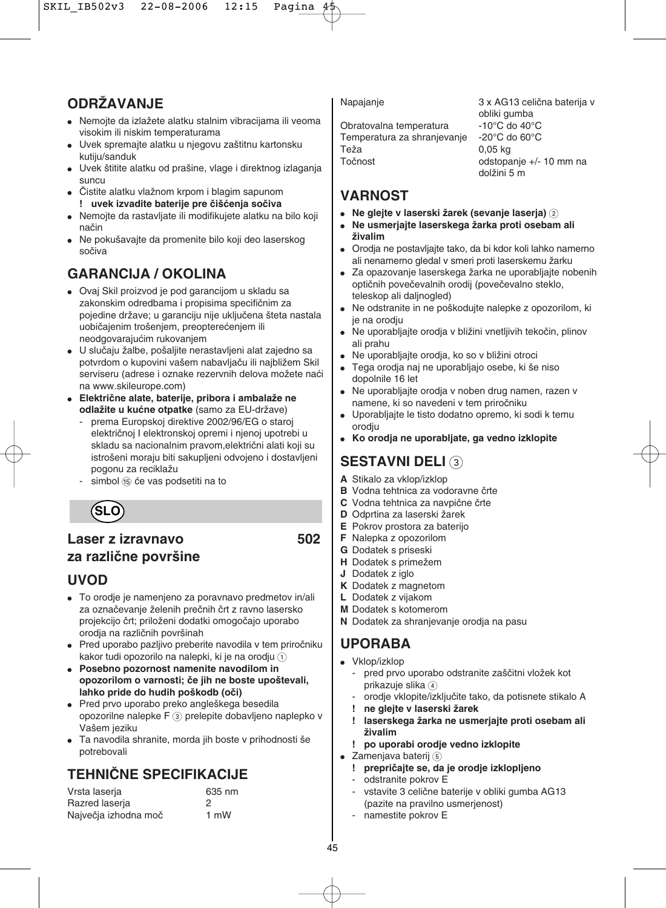## ODRŽAVANJE

- Nemojte da izlažete alatku stalnim vibracijama ili veoma visokim ili niskim temperaturama
- Uvek spremajte alatku u njegovu zaštitnu kartonsku kutiju/sanduk
- Uvek štitite alatku od prašine, vlage i direktnog izlaganja suncu
- Čistite alatku vlažnom krpom i blagim sapunom
  **! uvek izvadite baterije pre čišćenja sočiva**
- Nemojte da rastavljate ili modifikujete alatku na bilo koji način
- Ne pokušavajte da promenite bilo koji deo laserskog sočiva

## GARANCIJA / OKOLINA

- Ovaj Skil proizvod je pod garancijom u skladu sa zakonskim odredbama i propisima specifičnim za pojedine države; u garanciju nije uključena šteta nastala uobičajenim trošenjem, preopterećenjem ili neodgovarajućim rukovanjem
- U slučaju žalbe, pošaljite nerastavljeni alat zajedno sa potvrdom o kupovini vašem nabavljaču ili najbližem Skil serviseru (adrese i oznake rezervnih delova možete naći na www.skileurope.com)
- **Električne alate, baterije, pribora i ambalaže ne odlažite u kućne otpatke** (samo za EU-države)
  - prema Europskoj direktive 2002/96/EG o staroj električnoj I elektronskoj opremi i njenoj upotrebi u skladu sa nacionalnim pravom,električni alati koji su istrošeni moraju biti sakupljeni odvojeno i dostavljeni pogonu za reciklažu
  - simbol ⑮ će vas podsetiti na to

**SLO**

# Laser z izravnavo za različne površine 502

## UVOD

- To orodje je namenjeno za poravnavo predmetov in/ali za označevanje želenih prečnih črt z ravno lasersko projekcijo črt; priloženi dodatki omogočajo uporabo orodja na različnih površinah
- Pred uporabo pazljivo preberite navodila v tem priročniku kakor tudi opozorilo na nalepki, ki je na orodju ①
- **Posebno pozornost namenite navodilom in opozorilom o varnosti; če jih ne boste upoštevali, lahko pride do hudih poškodb (oči)**
- Pred prvo uporabo preko angleškega besedila opozorilne nalepke F ③ prelepite dobavljeno naplepko v Vašem jeziku
- Ta navodila shranite, morda jih boste v prihodnosti še potrebovali

## TEHNIČNE SPECIFIKACIJE

| | |
|---|---|
| Vrsta laserja | 635 nm |
| Razred laserja | 2 |
| Največja izhodna moč | 1 mW |
| Napajanje | 3 x AG13 celična baterija v obliki gumba |
| Obratovalna temperatura | -10°C do 40°C |
| Temperatura za shranjevanje | -20°C do 60°C |
| Teža | 0,05 kg |
| Točnost | odstopanje +/- 10 mm na dolžini 5 m |

## VARNOST

- **Ne glejte v laserski žarek (sevanje laserja)** ②
- **Ne usmerjajte laserskega žarka proti osebam ali živalim**
- Orodja ne postavljajte tako, da bi kdor koli lahko namerno ali nenamerno gledal v smeri proti laserskemu žarku
- Za opazovanje laserskega žarka ne uporabljajte nobenih optičnih povečevalnih orodij (povečevalno steklo, teleskop ali daljnogled)
- Ne odstranite in ne poškodujte nalepke z opozorilom, ki je na orodju
- Ne uporabljajte orodja v bližini vnetljivih tekočin, plinov ali prahu
- Ne uporabljajte orodja, ko so v bližini otroci
- Tega orodja naj ne uporabljajo osebe, ki še niso dopolnile 16 let
- Ne uporabljajte orodja v noben drug namen, razen v namene, ki so navedeni v tem priročniku
- Uporabljajte le tisto dodatno opremo, ki sodi k temu orodju
- **Ko orodja ne uporabljate, ga vedno izklopite**

## SESTAVNI DELI ③

**A** Stikalo za vklop/izklop
**B** Vodna tehtnica za vodoravne črte
**C** Vodna tehtnica za navpične črte
**D** Odprtina za laserski žarek
**E** Pokrov prostora za baterijo
**F** Nalepka z opozorilom
**G** Dodatek s priseski
**H** Dodatek s primežem
**J** Dodatek z iglo
**K** Dodatek z magnetom
**L** Dodatek z vijakom
**M** Dodatek s kotomerom
**N** Dodatek za shranjevanje orodja na pasu

## UPORABA

- Vklop/izklop
  - pred prvo uporabo odstranite zaščitni vložek kot prikazuje slika ④
  - orodje vklopite/izključite tako, da potisnete stikalo A
  - **! ne glejte v laserski žarek**
  - **! laserskega žarka ne usmerjajte proti osebam ali živalim**
  - **! po uporabi orodje vedno izklopite**
- Zamenjava baterij ⑤
  - **! prepričajte se, da je orodje izklopljeno**
  - odstranite pokrov E
  - vstavite 3 celične baterije v obliki gumba AG13 (pazite na pravilno usmerjenost)
  - namestite pokrov E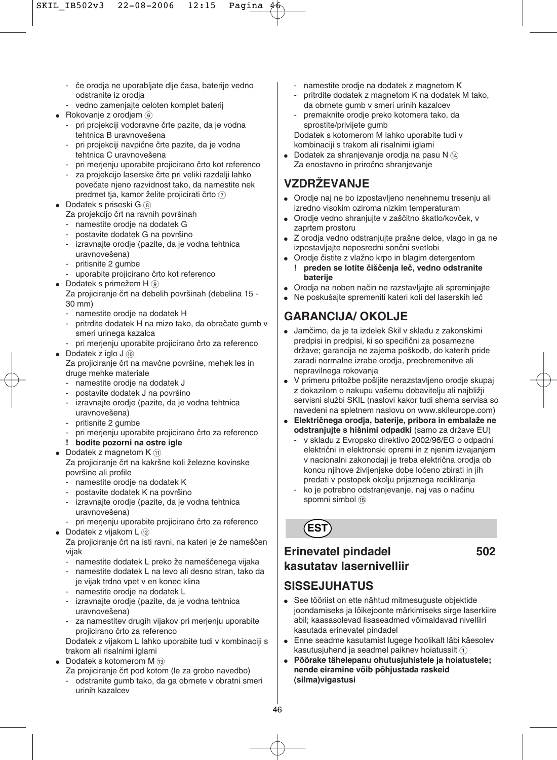- če orodja ne uporabljate dlje časa, baterije vedno odstranite iz orodja
- vedno zamenjajte celoten komplet baterij

- Rokovanje z orodjem ⑥
  - pri projekciji vodoravne črte pazite, da je vodna tehtnica B uravnovešena
  - pri projekciji navpične črte pazite, da je vodna tehtnica C uravnovešena
  - pri merjenju uporabite projicirano črto kot referenco
  - za projekcijo laserske črte pri veliki razdalji lahko povečate njeno razvidnost tako, da namestite nek predmet tja, kamor želite projicirati črto ⑦
- Dodatek s priseski G ⑧
  Za projekcijo črt na ravnih površinah
  - namestite orodje na dodatek G
  - postavite dodatek G na površino
  - izravnajte orodje (pazite, da je vodna tehtnica uravnovešena)
  - pritisnite 2 gumbe
  - uporabite projicirano črto kot referenco
- Dodatek s primežem H ⑨
  Za projiciranje črt na debelih površinah (debelina 15 - 30 mm)
  - namestite orodje na dodatek H
  - pritrdite dodatek H na mizo tako, da obračate gumb v smeri urinega kazalca
  - pri merjenju uporabite projicirano črto za referenco
- Dodatek z iglo J ⑩
  Za projiciranje črt na mavčne površine, mehek les in druge mehke materiale
  - namestite orodje na dodatek J
  - postavite dodatek J na površino
  - izravnajte orodje (pazite, da je vodna tehtnica uravnovešena)
  - pritisnite 2 gumbe
  - pri merjenju uporabite projicirano črto za referenco
  - **! bodite pozorni na ostre igle**
- Dodatek z magnetom K ⑪
  Za projiciranje črt na kakršne koli železne kovinske površine ali profile
  - namestite orodje na dodatek K
  - postavite dodatek K na površino
  - izravnajte orodje (pazite, da je vodna tehtnica uravnovešena)
  - pri merjenju uporabite projicirano črto za referenco
- Dodatek z vijakom L ⑫
  Za projiciranje črt na isti ravni, na kateri je že nameščen vijak
  - namestite dodatek L preko že nameščenega vijaka
  - namestite dodatek L na levo ali desno stran, tako da je vijak trdno vpet v en konec klina
  - namestite orodje na dodatek L
  - izravnajte orodje (pazite, da je vodna tehtnica uravnovešena)
  - za namestitev drugih vijakov pri merjenju uporabite projicirano črto za referenco

  Dodatek z vijakom L lahko uporabite tudi v kombinaciji s trakom ali risalnimi iglami
- Dodatek s kotomerom M ⑬
  Za projiciranje črt pod kotom (le za grobo navedbo)
  - odstranite gumb tako, da ga obrnete v obratni smeri urinih kazalcev
  - namestite orodje na dodatek z magnetom K
  - pritrdite dodatek z magnetom K na dodatek M tako, da obrnete gumb v smeri urinih kazalcev
  - premaknite orodje preko kotomera tako, da sprostite/privijete gumb

  Dodatek s kotomerom M lahko uporabite tudi v kombinaciji s trakom ali risalnimi iglami
- Dodatek za shranjevanje orodja na pasu N ⑭
  Za enostavno in priročno shranjevanje

## VZDRŽEVANJE

- Orodje naj ne bo izpostavljeno nenehnemu tresenju ali izredno visokim oziroma nizkim temperaturam
- Orodje vedno shranjujte v zaščitno škatlo/kovček, v zaprtem prostoru
- Z orodja vedno odstranjujte prašne delce, vlago in ga ne izpostavljajte neposredni sončni svetlobi
- Orodje čistite z vlažno krpo in blagim detergentom
  **! preden se lotite čiščenja leč, vedno odstranite baterije**
- Orodja na noben način ne razstavljajte ali spreminjajte
- Ne poskušajte spremeniti kateri koli del laserskih leč

## GARANCIJA/ OKOLJE

- Jamčimo, da je ta izdelek Skil v skladu z zakonskimi predpisi in predpisi, ki so specifični za posamezne države; garancija ne zajema poškodb, do katerih pride zaradi normalne izrabe orodja, preobremenitve ali nepravilnega rokovanja
- V primeru pritožbe pošljite nerazstavljeno orodje skupaj z dokazilom o nakupu vašemu dobavitelju ali najbližji servisni službi SKIL (naslovi kakor tudi shema servisa so navedeni na spletnem naslovu on www.skileurope.com)
- **Električnega orodja, baterije, pribora in embalaže ne odstranjujte s hišnimi odpadki** (samo za države EU)
  - v skladu z Evropsko direktivo 2002/96/EG o odpadni električni in elektronski opremi in z njenim izvajanjem v nacionalni zakonodaji je treba električna orodja ob koncu njihove življenjske dobe ločeno zbirati in jih predati v postopek okolju prijaznega recikliranja
  - ko je potrebno odstranjevanje, naj vas o načinu spomni simbol ⑮

**EST**

# Erinevatel pindadel kasutatav laserniv elliir 502

## SISSEJUHATUS

- See tööriist on ette nähtud mitmesuguste objektide joondamiseks ja lõikejoonte märkimiseks sirge laserkiire abil; kaasasolevad lisaseadmed võimaldavad nivelliiri kasutada erinevatel pindadel
- Enne seadme kasutamist lugege hoolikalt läbi käesolev kasutusjuhend ja seadmel paiknev hoiatussilt ①
- **Pöörake tähelepanu ohutusjuhistele ja hoiatustele; nende eiramine võib põhjustada raskeid (silma)vigastusi**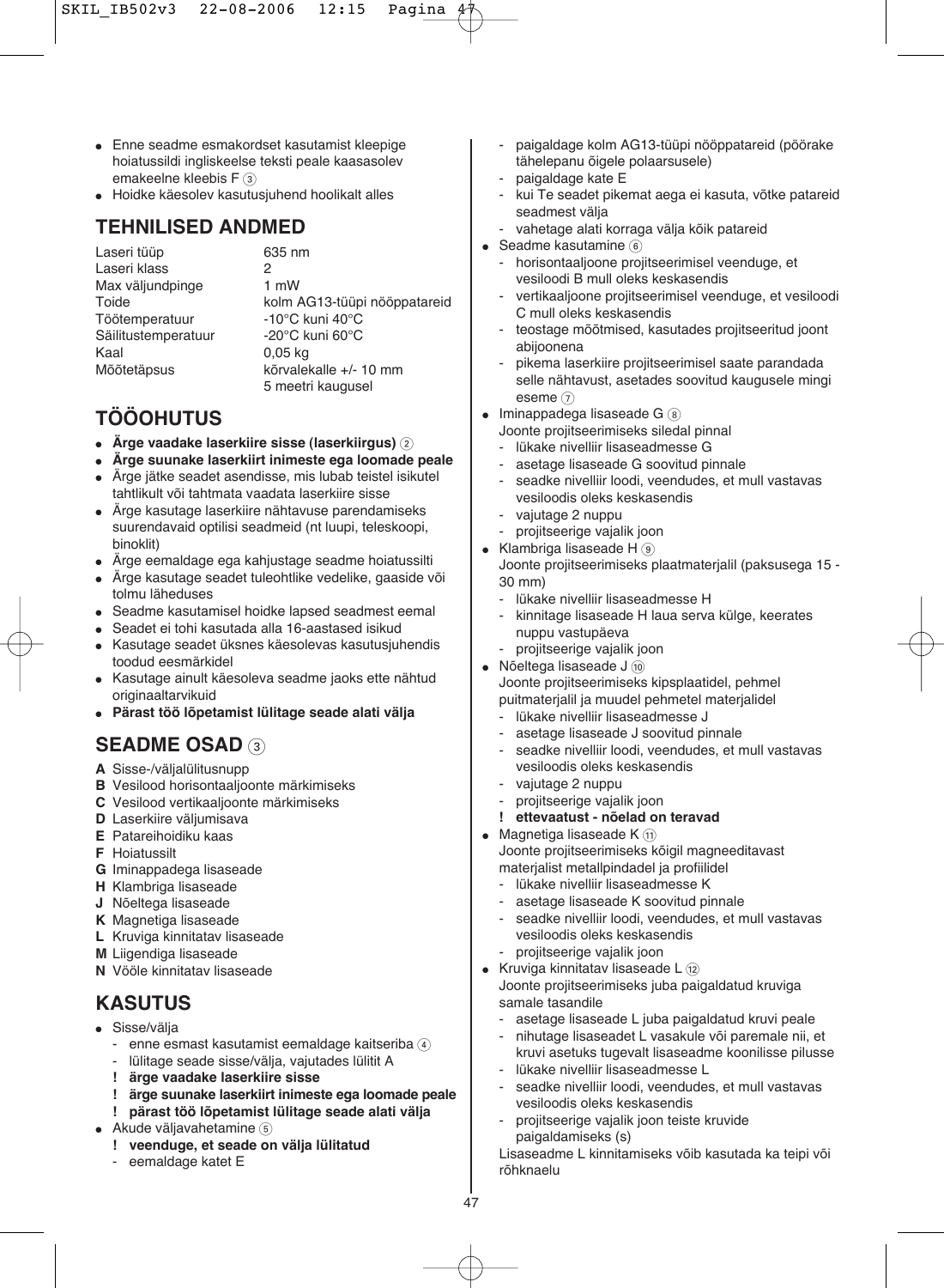- Enne seadme esmakordset kasutamist kleepige hoiatussildi ingliskeelse teksti peale kaasasolev emakeelne kleebis F ③
- Hoidke käesolev kasutusjuhend hoolikalt alles

## TEHNILISED ANDMED

| | |
|---|---|
| Laseri tüüp | 635 nm |
| Laseri klass | 2 |
| Max väljundpinge | 1 mW |
| Toide | kolm AG13-tüüpi nööppatareid |
| Töötemperatuur | -10°C kuni 40°C |
| Säilitustemperatuur | -20°C kuni 60°C |
| Kaal | 0,05 kg |
| Mõõtetäpsus | kõrvalekalle +/- 10 mm 5 meetri kaugusel |

## TÖÖOHUTUS

- **Ärge vaadake laserkiire sisse (laserkiirgus)** ②
- **Ärge suunake laserkiirt inimeste ega loomade peale**
- Ärge jätke seadet asendisse, mis lubab teistel isikutel tahtlikult või tahtmata vaadata laserkiire sisse
- Ärge kasutage laserkiire nähtavuse parendamiseks suurendavaid optilisi seadmeid (nt luupi, teleskoopi, binoklit)
- Ärge eemaldage ega kahjustage seadme hoiatussilti
- Ärge kasutage seadet tuleohtlike vedelike, gaaside või tolmu läheduses
- Seadme kasutamisel hoidke lapsed seadmest eemal
- Seadet ei tohi kasutada alla 16-aastased isikud
- Kasutage seadet üksnes käesolevas kasutusjuhendis toodud eesmärkidel
- Kasutage ainult käesoleva seadme jaoks ette nähtud originaaltarvikuid
- **Pärast töö lõpetamist lülitage seade alati välja**

## SEADME OSAD ③

**A** Sisse-/väljalülitusnupp
**B** Vesilood horisontaaljoonte märkimiseks
**C** Vesilood vertikaaljoonte märkimiseks
**D** Laserkiire väljumisava
**E** Patareihoidiku kaas
**F** Hoiatussilt
**G** Iminappadega lisaseade
**H** Klambriga lisaseade
**J** Nõeltega lisaseade
**K** Magnetiga lisaseade
**L** Kruviga kinnitatav lisaseade
**M** Liigendiga lisaseade
**N** Vööle kinnitatav lisaseade

## KASUTUS

- Sisse/välja
  - enne esmast kasutamist eemaldage kaitseriba ④
  - lülitage seade sisse/välja, vajutades lülitit A
  - **! ärge vaadake laserkiire sisse**
  - **! ärge suunake laserkiirt inimeste ega loomade peale**
  - **! pärast töö lõpetamist lülitage seade alati välja**
- Akude väljavahetamine ⑤
  - **! veenduge, et seade on välja lülitatud**
  - eemaldage katet E
  - paigaldage kolm AG13-tüüpi nööppatareid (pöörake tähelepanu õigele polaarsusele)
  - paigaldage kate E
  - kui Te seadet pikemat aega ei kasuta, võtke patareid seadmest välja
  - vahetage alati korraga välja kõik patareid
- Seadme kasutamine ⑥
  - horisontaaljoone projitseerimisel veenduge, et vesiloodi B mull oleks keskasendis
  - vertikaaljoone projitseerimisel veenduge, et vesiloodi C mull oleks keskasendis
  - teostage mõõtmised, kasutades projitseeritud joont abijoonena
  - pikema laserkiire projitseerimisel saate parandada selle nähtavust, asetades soovitud kaugusele mingi eseme ⑦
- Iminappadega lisaseade G ⑧
  Joonte projitseerimiseks siledal pinnal
  - lükake nivelliir lisaseadmesse G
  - asetage lisaseade G soovitud pinnale
  - seadke nivelliir loodi, veendudes, et mull vastavas vesiloodis oleks keskasendis
  - vajutage 2 nuppu
  - projitseerige vajalik joon
- Klambriga lisaseade H ⑨
  Joonte projitseerimiseks plaatmaterjalil (paksusega 15 - 30 mm)
  - lükake nivelliir lisaseadmesse H
  - kinnitage lisaseade H laua serva külge, keerates nuppu vastupäeva
  - projitseerige vajalik joon
- Nõeltega lisaseade J ⑩
  Joonte projitseerimiseks kipsplaatidel, pehmel puitmaterjalil ja muudel pehmetel materjalidel
  - lükake nivelliir lisaseadmesse J
  - asetage lisaseade J soovitud pinnale
  - seadke nivelliir loodi, veendudes, et mull vastavas vesiloodis oleks keskasendis
  - vajutage 2 nuppu
  - projitseerige vajalik joon
  - **! ettevaatust - nõelad on teravad**
- Magnetiga lisaseade K ⑪
  Joonte projitseerimiseks kõigil magneeditavast materjalist metallpindadel ja profiilidel
  - lükake nivelliir lisaseadmesse K
  - asetage lisaseade K soovitud pinnale
  - seadke nivelliir loodi, veendudes, et mull vastavas vesiloodis oleks keskasendis
  - projitseerige vajalik joon
- Kruviga kinnitatav lisaseade L ⑫
  Joonte projitseerimiseks juba paigaldatud kruviga samale tasandile
  - asetage lisaseade L juba paigaldatud kruvi peale
  - nihutage lisaseadet L vasakule või paremale nii, et kruvi asetuks tugevalt lisaseadme koonilisse pilusse
  - lükake nivelliir lisaseadmesse L
  - seadke nivelliir loodi, veendudes, et mull vastavas vesiloodis oleks keskasendis
  - projitseerige vajalik joon teiste kruvide paigaldamiseks (s)

  Lisaseadme L kinnitamiseks võib kasutada ka teipi või rõhknaelu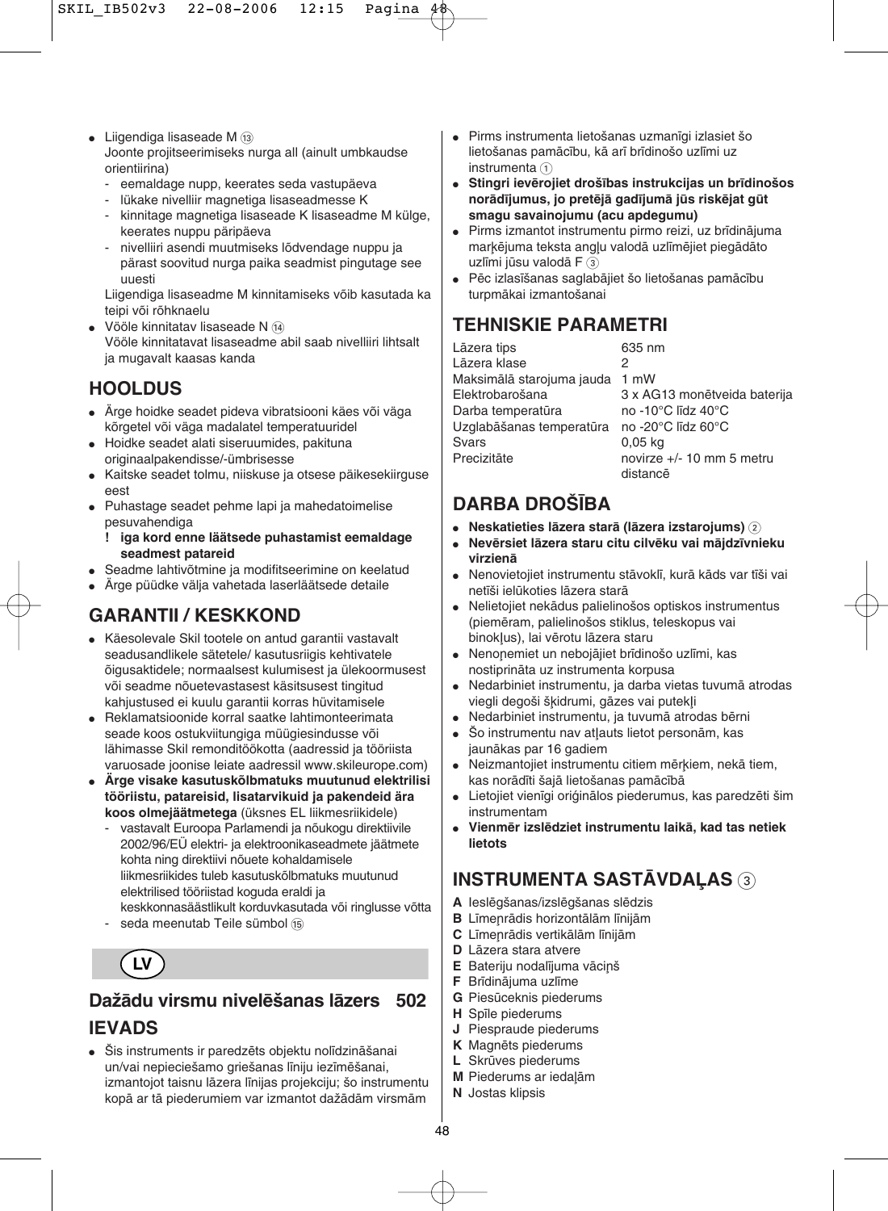- Liigendiga lisaseade M ⑬
  Joonte projitseerimiseks nurga all (ainult umbkaudse orientiirina)
  - eemaldage nupp, keerates seda vastupäeva
  - lükake nivelliir magnetiga lisaseadmesse K
  - kinnitage magnetiga lisaseade K lisaseadme M külge, keerates nuppu päripäeva
  - nivelliiri asendi muutmiseks lõdvendage nuppu ja pärast soovitud nurga paika seadmist pingutage see uuesti

  Liigendiga lisaseadme M kinnitamiseks võib kasutada ka teipi või rõhknaelu
- Vööle kinnitatav lisaseade N ⑭
  Vööle kinnitatavat lisaseadme abil saab nivelliiri lihtsalt ja mugavalt kaasas kanda

## HOOLDUS

- Ärge hoidke seadet pideva vibratsiooni käes või väga kõrgetel või väga madalatel temperatuuridel
- Hoidke seadet alati siseruumides, pakituna originaalpakendisse/-ümbrisesse
- Kaitske seadet tolmu, niiskuse ja otsese päikesekiirguse eest
- Puhastage seadet pehme lapi ja mahedatoimelise pesuvahendiga
  **! iga kord enne läätsede puhastamist eemaldage seadmest patareid**
- Seadme lahtivõtmine ja modifitseerimine on keelatud
- Ärge püüdke välja vahetada laserläätsede detaile

## GARANTII / KESKKOND

- Käesolevale Skil tootele on antud garantii vastavalt seadusandlikele sätetele/ kasutusriigis kehtivatele õigusaktidele; normaalsest kulumisest ja ülekoormusest või seadme nõuetevastasest käsitsusest tingitud kahjustused ei kuulu garantii korras hüvitamisele
- Reklamatsioonide korral saatke lahtimonteerimata seade koos ostukviitungiga müügiesindusse või lähimasse Skil remonditöökotta (aadressid ja tööriista varuosade joonise leiate aadressil www.skileurope.com)
- **Ärge visake kasutuskõlbmatuks muutunud elektrilisi tööriistu, patareisid, lisatarvikuid ja pakendeid ära koos olmejäätmetega** (üksnes EL liikmesriikidele)
  - vastavalt Euroopa Parlamendi ja nõukogu direktiivile 2002/96/EÜ elektri- ja elektroonikaseadmete jäätmete kohta ning direktiivi nõuete kohaldamisele liikmesriikides tuleb kasutuskõlbmatuks muutunud elektrilised tööriistad koguda eraldi ja keskkonnasäästlikult korduvkasutada või ringlusse võtta
  - seda meenutab Teile sümbol ⑮

**LV**

## Dažādu virsmu nivelēšanas lāzers 502

## IEVADS

- Šis instruments ir paredzēts objektu nolīdzināšanai un/vai nepieciešamo griešanas līniju iezīmēšanai, izmantojot taisnu lāzera līnijas projekciju; šo instrumentu kopā ar tā piederumiem var izmantot dažādām virsmām
- Pirms instrumenta lietošanas uzmanīgi izlasiet šo lietošanas pamācību, kā arī brīdinošo uzlīmi uz instrumenta ①
- **Stingri ievērojiet drošības instrukcijas un brīdinošos norādījumus, jo pretējā gadījumā jūs riskējat gūt smagu savainojumu (acu apdegumu)**
- Pirms izmantot instrumentu pirmo reizi, uz brīdinājuma marķējuma teksta angļu valodā uzlīmējiet piegādāto uzlīmi jūsu valodā F ③
- Pēc izlasīšanas saglabājiet šo lietošanas pamācību turpmākai izmantošanai

## TEHNISKIE PARAMETRI

| | |
|---|---|
| Lāzera tips | 635 nm |
| Lāzera klase | 2 |
| Maksimālā starojuma jauda | 1 mW |
| Elektrobarošana | 3 x AG13 monētveida baterija |
| Darba temperatūra | no -10°C līdz 40°C |
| Uzglabāšanas temperatūra | no -20°C līdz 60°C |
| Svars | 0,05 kg |
| Precizitāte | novirze +/- 10 mm 5 metru distancē |

## DARBA DROŠĪBA

- **Neskatieties lāzera starā (lāzera izstarojums)** ②
- **Nevērsiet lāzera staru citu cilvēku vai mājdzīvnieku virzienā**
- Nenovietojiet instrumentu stāvoklī, kurā kāds var tīši vai netīši ielūkoties lāzera starā
- Nelietojiet nekādus palielinošos optiskos instrumentus (piemēram, palielinošos stiklus, teleskopus vai binokļus), lai vērotu lāzera staru
- Nenoņemiet un nebojājiet brīdinošo uzlīmi, kas nostiprināta uz instrumenta korpusa
- Nedarbiniet instrumentu, ja darba vietas tuvumā atrodas viegli degoši šķidrumi, gāzes vai putekļi
- Nedarbiniet instrumentu, ja tuvumā atrodas bērni
- Šo instrumentu nav atļauts lietot personām, kas jaunākas par 16 gadiem
- Neizmantojiet instrumentu citiem mērķiem, nekā tiem, kas norādīti šajā lietošanas pamācībā
- Lietojiet vienīgi oriģinālos piederumus, kas paredzēti šim instrumentam
- **Vienmēr izslēdziet instrumentu laikā, kad tas netiek lietots**

## INSTRUMENTA SASTĀVDAĻAS ③

**A** Ieslēgšanas/izslēgšanas slēdzis
**B** Līmeņrādis horizontālām līnijām
**C** Līmeņrādis vertikālām līnijām
**D** Lāzera stara atvere
**E** Bateriju nodalījuma vāciņš
**F** Brīdinājuma uzlīme
**G** Piesūceknis piederums
**H** Spīle piederums
**J** Piespraude piederums
**K** Magnēts piederums
**L** Skrūves piederums
**M** Piederums ar iedaļām
**N** Jostas klipsis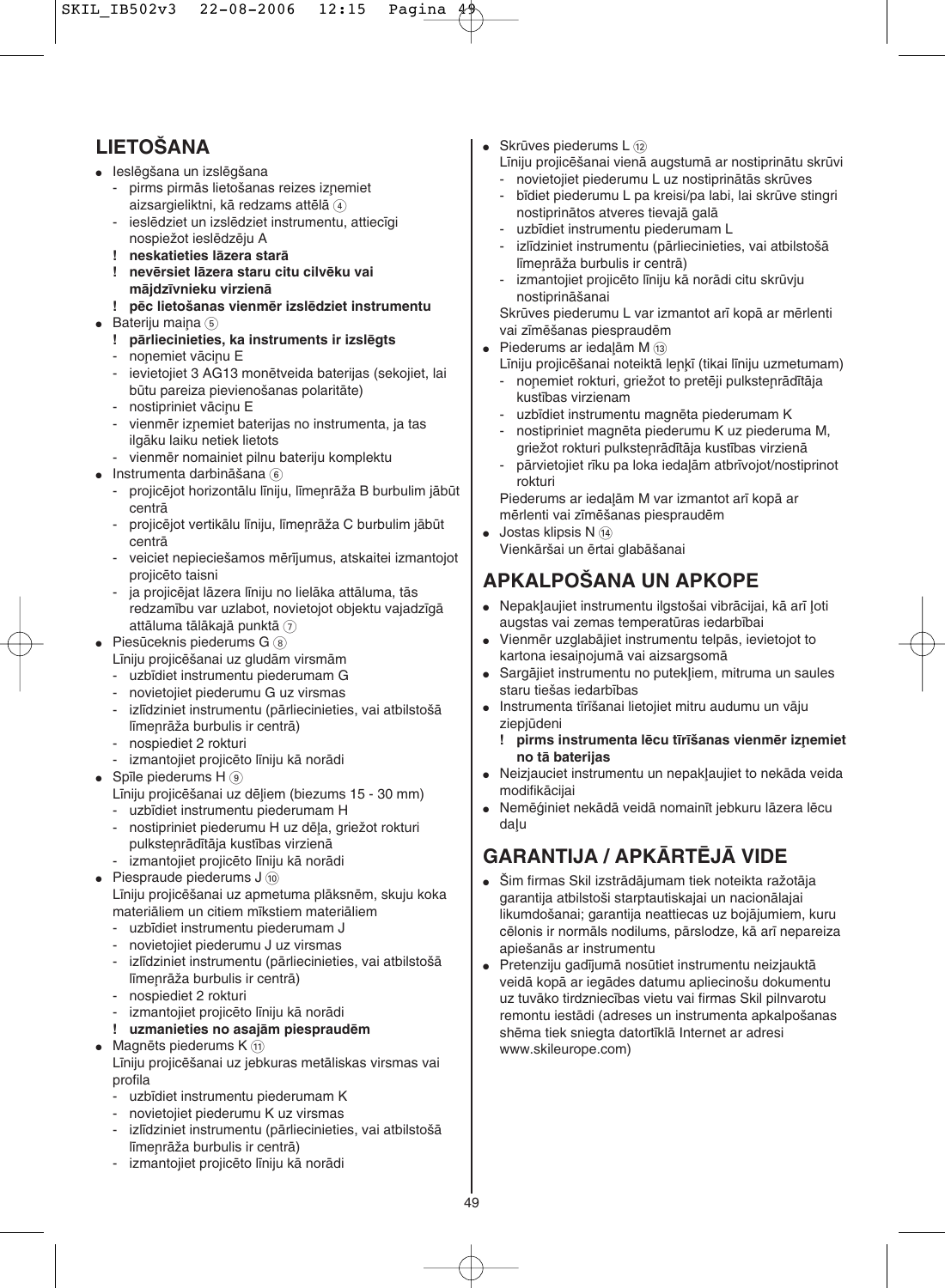## LIETOŠANA

- Ieslēgšana un izslēgšana
  - pirms pirmās lietošanas reizes izņemiet aizsargieliktni, kā redzams attēlā ④
  - ieslēdziet un izslēdziet instrumentu, attiecīgi nospiežot ieslēdzēju A
  - **! neskatieties lāzera starā**
  - **! nevērsiet lāzera staru citu cilvēku vai mājdzīvnieku virzienā**
  - **! pēc lietošanas vienmēr izslēdziet instrumentu**
- Bateriju maiņa ⑤
  - **! pārliecinieties, ka instruments ir izslēgts**
  - noņemiet vāciņu E
  - ievietojiet 3 AG13 monētveida baterijas (sekojiet, lai būtu pareiza pievienošanas polaritāte)
  - nostipriniet vāciņu E
  - vienmēr izņemiet baterijas no instrumenta, ja tas ilgāku laiku netiek lietots
  - vienmēr nomainiet pilnu bateriju komplektu
- Instrumenta darbināšana ⑥
  - projicējot horizontālu līniju, līmeņrāža B burbulim jābūt centrā
  - projicējot vertikālu līniju, līmeņrāža C burbulim jābūt centrā
  - veiciet nepieciešamos mērījumus, atskaitei izmantojot projicēto taisni
  - ja projicējat lāzera līniju no lielāka attāluma, tās redzamību var uzlabot, novietojot objektu vajadzīgā attāluma tālākajā punktā ⑦
- Piesūceknis piederums G ⑧
  Līniju projicēšanai uz gludām virsmām
  - uzbīdiet instrumentu piederumam G
  - novietojiet piederumu G uz virsmas
  - izlīdziniet instrumentu (pārliecinieties, vai atbilstošā līmeņrāža burbulis ir centrā)
  - nospiediet 2 rokturi
  - izmantojiet projicēto līniju kā norādi
- Spīle piederums H ⑨
  Līniju projicēšanai uz dēļiem (biezums 15 - 30 mm)
  - uzbīdiet instrumentu piederumam H
  - nostipriniet piederumu H uz dēļa, griežot rokturi pulksteņrādītāja kustības virzienā
  - izmantojiet projicēto līniju kā norādi
- Piespraude piederums J ⑩
  Līniju projicēšanai uz apmetuma plāksnēm, skuju koka materiāliem un citiem mīkstiem materiāliem
  - uzbīdiet instrumentu piederumam J
  - novietojiet piederumu J uz virsmas
  - izlīdziniet instrumentu (pārliecinieties, vai atbilstošā līmeņrāža burbulis ir centrā)
  - nospiediet 2 rokturi
  - izmantojiet projicēto līniju kā norādi
  - **! uzmanieties no asajām piespraudēm**
- Magnēts piederums K ⑪
  Līniju projicēšanai uz jebkuras metāliskas virsmas vai profila
  - uzbīdiet instrumentu piederumam K
  - novietojiet piederumu K uz virsmas
  - izlīdziniet instrumentu (pārliecinieties, vai atbilstošā līmeņrāža burbulis ir centrā)
  - izmantojiet projicēto līniju kā norādi
- Skrūves piederums L ⑫
  Līniju projicēšanai vienā augstumā ar nostiprinātu skrūvi
  - novietojiet piederumu L uz nostiprinātās skrūves
  - bīdiet piederumu L pa kreisi/pa labi, lai skrūve stingri nostiprinātos atveres tievajā galā
  - uzbīdiet instrumentu piederumam L
  - izlīdziniet instrumentu (pārliecinieties, vai atbilstošā līmeņrāža burbulis ir centrā)
  - izmantojiet projicēto līniju kā norādi citu skrūvju nostiprināšanai

  Skrūves piederumu L var izmantot arī kopā ar mērlenti vai zīmēšanas piespraudēm
- Piederums ar iedaļām M ⑬
  Līniju projicēšanai noteiktā leņķī (tikai līniju uzmetumam)
  - noņemiet rokturi, griežot to pretēji pulksteņrādītāja kustības virzienam
  - uzbīdiet instrumentu magnēta piederumam K
  - nostipriniet magnēta piederumu K uz piederuma M, griežot rokturi pulksteņrādītāja kustības virzienā
  - pārvietojiet rīku pa loka iedaļām atbrīvojot/nostiprinot rokturi

  Piederums ar iedaļām M var izmantot arī kopā ar mērlenti vai zīmēšanas piespraudēm
- Jostas klipsis N ⑭
  Vienkāršai un ērtai glabāšanai

## APKALPOŠANA UN APKOPE

- Nepakļaujiet instrumentu ilgstošai vibrācijai, kā arī ļoti augstas vai zemas temperatūras iedarbībai
- Vienmēr uzglabājiet instrumentu telpās, ievietojot to kartona iesaiņojumā vai aizsargsomā
- Sargājiet instrumentu no putekļiem, mitruma un saules staru tiešas iedarbības
- Instrumenta tīrīšanai lietojiet mitru audumu un vāju ziepjūdeni
  - **! pirms instrumenta lēcu tīrīšanas vienmēr izņemiet no tā baterijas**
- Neizjauciet instrumentu un nepakļaujiet to nekāda veida modifikācijai
- Neмēģiniet nekādā veidā nomainīt jebkuru lāzera lēcu daļu

## GARANTIJA / APKĀRTĒJĀ VIDE

- Šim firmas Skil izstrādājumam tiek noteikta ražotāja garantija atbilstoši starptautiskajai un nacionālajai likumdošanai; garantija neattiecas uz bojājumiem, kuru cēlonis ir normāls nodilums, pārslodze, kā arī nepareiza apiešanās ar instrumentu
- Pretenziju gadījumā nosūtiet instrumentu neizjauktā veidā kopā ar iegādes datumu apliecinošu dokumentu uz tuvāko tirdzniecības vietu vai firmas Skil pilnvarotu remontu iestādi (adreses un instrumenta apkalpošanas shēma tiek sniegta datortīklā Internet ar adresi www.skileurope.com)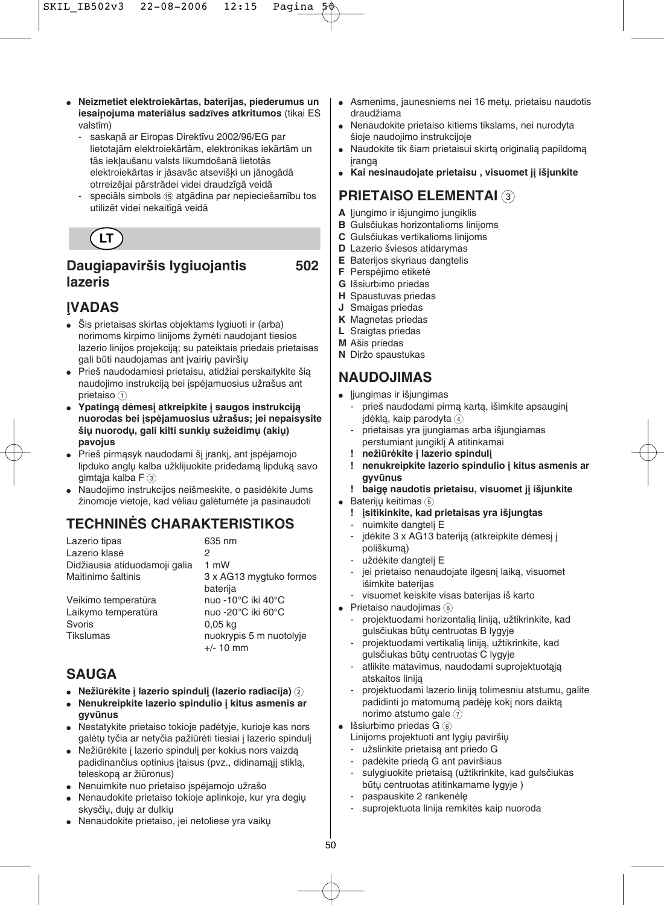- **Neizmetiet elektroiekārtas, baterijas, piederumus un iesaiņojuma materiālus sadzīves atkritumos** (tikai ES valstīm)
  - saskaņā ar Eiropas Direktīvu 2002/96/EG par lietotajām elektroiekārtām, elektronikas iekārtām un tās iekļaušanu valsts likumdošanā lietotās elektroiekārtas ir jāsavāc atsevišķi un jānogādā otrreizējai pārstrādei videi draudzīgā veidā
  - speciāls simbols ⑮ atgādina par nepieciešamību tos utilizēt videi nekaitīgā veidā

## LT

# Daugiapaviršis lygiuojantis lazeris 502

## ĮVADAS

- Šis prietaisas skirtas objektams lygiuoti ir (arba) norimoms kirpimo linijoms žymėti naudojant tiesios lazerio linijos projekciją; su pateiktais priedais prietaisas gali būti naudojamas ant įvairių paviršių
- Prieš naudodamiesi prietaisu, atidžiai perskaitykite šią naudojimo instrukciją bei įspėjamuosius užrašus ant prietaiso ①
- **Ypatingą dėmesį atkreipkite į saugos instrukciją nuorodas bei įspėjamuosius užrašus; jei nepaisysite šių nuorodų, gali kilti sunkių sužeidimų (akių) pavojus**
- Prieš pirmąsyk naudodami šį įrankį, ant įspėjamojo lipduko anglų kalba užklijuokite pridedamą lipduką savo gimtąja kalba F ③
- Naudojimo instrukcijos neišmeskite, o pasidėkite Jums žinomoje vietoje, kad vėliau galėtumėte ja pasinaudoti

## TECHNINĖS CHARAKTERISTIKOS

| | |
|---|---|
| Lazerio tipas | 635 nm |
| Lazerio klasė | 2 |
| Didžiausia atiduodamoji galia | 1 mW |
| Maitinimo šaltinis | 3 x AG13 mygtuko formos baterija |
| Veikimo temperatūra | nuo -10°C iki 40°C |
| Laikymo temperatūra | nuo -20°C iki 60°C |
| Svoris | 0,05 kg |
| Tikslumas | nuokrypis 5 m nuotolyje +/- 10 mm |

## SAUGA

- **Nežiūrėkite į lazerio spindulį (lazerio radiacija)** ②
- **Nenukreipkite lazerio spindulio į kitus asmenis ar gyvūnus**
- Nestatykite prietaiso tokioje padėtyje, kurioje kas nors galėtų tyčia ar netyčia pažiūrėti tiesiai į lazerio spindulį
- Nežiūrėkite į lazerio spindulį per kokius nors vaizdą padidinančius optinius įtaisus (pvz., didinamąjį stiklą, teleskopą ar žiūronus)
- Nenuimkite nuo prietaiso įspėjamojo užrašo
- Nenaudokite prietaiso tokioje aplinkoje, kur yra degių skysčių, dujų ar dulkių
- Nenaudokite prietaiso, jei netoliese yra vaikų
- Asmenims, jaunesniems nei 16 metų, prietaisu naudotis draudžiama
- Nenaudokite prietaiso kitiems tikslams, nei nurodyta šioje naudojimo instrukcijoje
- Naudokite tik šiam prietaisui skirtą originalią papildomą įrangą
- **Kai nesinaudojate prietaisu , visuomet jį išjunkite**

## PRIETAISO ELEMENTAI ③

**A** Įjungimo ir išjungimo jungiklis
**B** Gulsčiukas horizontalioms linijoms
**C** Gulsčiukas vertikalioms linijoms
**D** Lazerio šviesos atidarymas
**E** Baterijos skyriaus dangtelis
**F** Perspėjimo etiketė
**G** Išsiurbimo priedas
**H** Spaustuvas priedas
**J** Smaigas priedas
**K** Magnetas priedas
**L** Sraigtas priedas
**M** Ašis priedas
**N** Diržo spaustukas

## NAUDOJIMAS

- Įjungimas ir išjungimas
  - prieš naudodami pirmą kartą, išimkite apsauginį įdėklą, kaip parodyta ④
  - prietaisas yra įjungiamas arba išjungiamas perstumiant jungiklį A atitinkamai
  - **! nežiūrėkite į lazerio spindulį**
  - **! nenukreipkite lazerio spindulio į kitus asmenis ar gyvūnus**
  - **! baigę naudotis prietaisu, visuomet jį išjunkite**
- Baterijų keitimas ⑤
  - **! įsitikinkite, kad prietaisas yra išjungtas**
  - nuimkite dangtelį E
  - įdėkite 3 x AG13 bateriją (atkreipkite dėmesį į poliškumą)
  - uždėkite dangtelį E
  - jei prietaiso nenaudojate ilgesnį laiką, visuomet išimkite baterijas
  - visuomet keiskite visas baterijas iš karto
- Prietaiso naudojimas ⑥
  - projektuodami horizontalią liniją, užtikrinkite, kad gulsčiukas būtų centruotas B lygyje
  - projektuodami vertikalią liniją, užtikrinkite, kad gulsčiukas būtų centruotas C lygyje
  - atlikite matavimus, naudodami suprojektuotąją atskaitos liniją
  - projektuodami lazerio liniją tolimesniu atstumu, galite padidinti jo matomumą padėję kokį nors daiktą norimo atstumo gale ⑦
- Išsiurbimo priedas G ⑧
  Linijoms projektuoti ant lygių paviršių
  - užslinkite prietaisą ant priedo G
  - padėkite priedą G ant paviršiaus
  - sulygiuokite prietaisą (užtikrinkite, kad gulsčiukas būtų centruotas atitinkamame lygyje )
  - paspauskite 2 rankenėlę
  - suprojektuota linija remkitės kaip nuoroda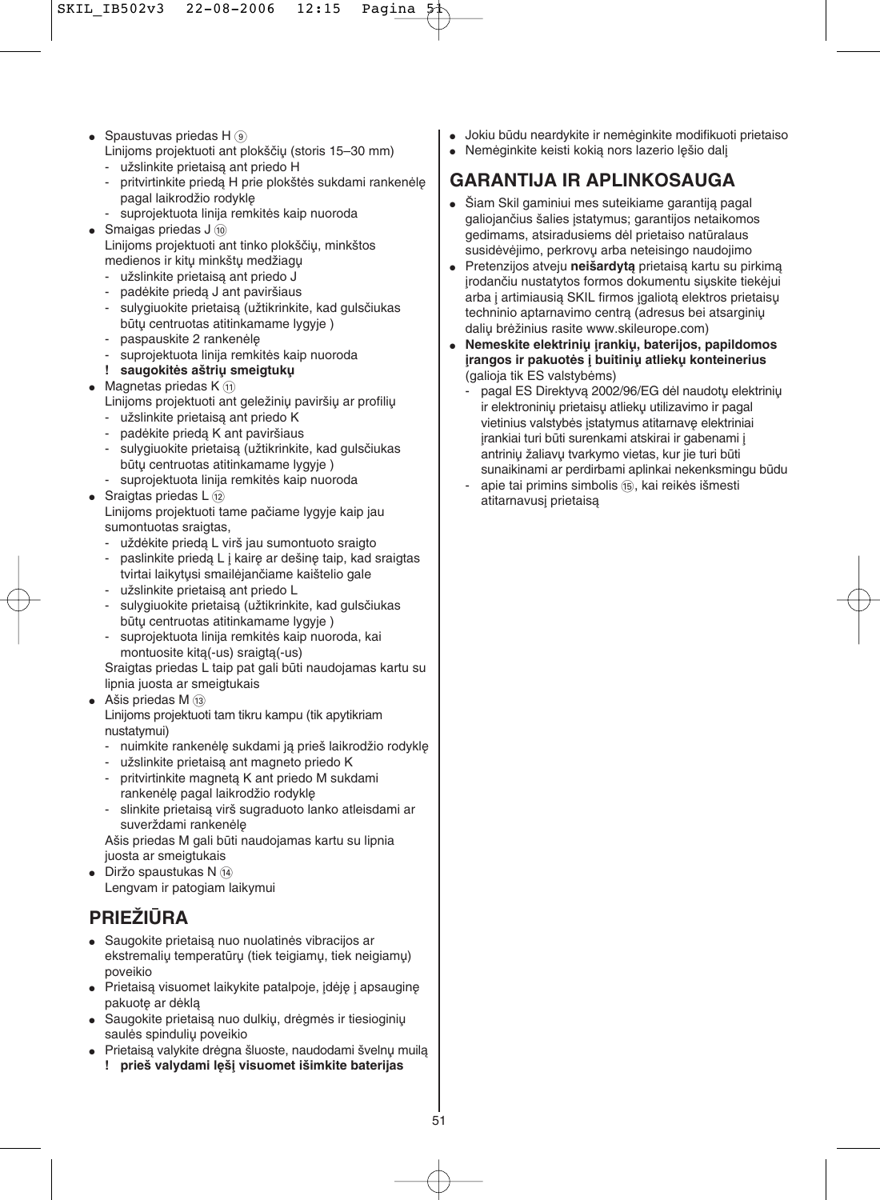- Spaustuvas priedas H ⑨
  Linijoms projektuoti ant plokščių (storis 15–30 mm)
  - užslinkite prietaisą ant priedo H
  - pritvirtinkite priedą H prie plokštės sukdami rankenėlę pagal laikrodžio rodyklę
  - suprojektuota linija remkitės kaip nuoroda
- Smaigas priedas J ⑩
  Linijoms projektuoti ant tinko plokščių, minkštos medienos ir kitų minkštų medžiagų
  - užslinkite prietaisą ant priedo J
  - padėkite priedą J ant paviršiaus
  - sulygiuokite prietaisą (užtikrinkite, kad gulsčiukas būtų centruotas atitinkamame lygyje )
  - paspauskite 2 rankenėlę
  - suprojektuota linija remkitės kaip nuoroda
  
  **! saugokitės aštrių smeigtukų**
- Magnetas priedas K ⑪
  Linijoms projektuoti ant geležinių paviršių ar profilių
  - užslinkite prietaisą ant priedo K
  - padėkite priedą K ant paviršiaus
  - sulygiuokite prietaisą (užtikrinkite, kad gulsčiukas būtų centruotas atitinkamame lygyje )
  - suprojektuota linija remkitės kaip nuoroda
- Sraigtas priedas L ⑫
  Linijoms projektuoti tame pačiame lygyje kaip jau sumontuotas sraigtas,
  - uždėkite priedą L virš jau sumontuoto sraigto
  - paslinkite priedą L į kairę ar dešinę taip, kad sraigtas tvirtai laikytųsi smailėjančiame kaištelio gale
  - užslinkite prietaisą ant priedo L
  - sulygiuokite prietaisą (užtikrinkite, kad gulsčiukas būtų centruotas atitinkamame lygyje )
  - suprojektuota linija remkitės kaip nuoroda, kai montuosite kitą(-us) sraigtą(-us)
  
  Sraigtas priedas L taip pat gali būti naudojamas kartu su lipnia juosta ar smeigtukais
- Ašis priedas M ⑬
  Linijoms projektuoti tam tikru kampu (tik apytikriam nustatymui)
  - nuimkite rankenėlę sukdami ją prieš laikrodžio rodyklę
  - užslinkite prietaisą ant magneto priedo K
  - pritvirtinkite magnetą K ant priedo M sukdami rankenėlę pagal laikrodžio rodyklę
  - slinkite prietaisą virš sugraduoto lanko atleisdami ar suverždami rankenėlę
  
  Ašis priedas M gali būti naudojamas kartu su lipnia juosta ar smeigtukais
- Diržo spaustukas N ⑭
  Lengvam ir patogiam laikymui

## PRIEŽIŪRA

- Saugokite prietaisą nuo nuolatinės vibracijos ar ekstremalių temperatūrų (tiek teigiamų, tiek neigiamų) poveikio
- Prietaisą visuomet laikykite patalpoje, įdėję į apsauginę pakuotę ar dėklą
- Saugokite prietaisą nuo dulkių, drėgmės ir tiesioginių saulės spindulių poveikio
- Prietaisą valykite drėgna šluoste, naudodami švelnų muilą
  
  **! prieš valydami lęšį visuomet išimkite baterijas**
- Jokiu būdu neardykite ir nemėginkite modifikuoti prietaiso
- Nemėginkite keisti kokią nors lazerio lęšio dalį

## GARANTIJA IR APLINKOSAUGA

- Šiam Skil gaminiui mes suteikiame garantiją pagal galiojančius šalies įstatymus; garantijos netaikomos gedimams, atsiradusiems dėl prietaiso natūralaus susidėvėjimo, perkrovų arba neteisingo naudojimo
- Pretenzijos atveju **neišardytą** prietaisą kartu su pirkimą įrodančiu nustatytos formos dokumentu siųskite tiekėjui arba į artimiausią SKIL firmos įgaliotą elektros prietaisų techninio aptarnavimo centrą (adresus bei atsarginių dalių brėžinius rasite www.skileurope.com)
- **Nemeskite elektrinių įrankių, baterijos, papildomos įrangos ir pakuotės į buitinių atliekų konteinerius** (galioja tik ES valstybėms)
  - pagal ES Direktyvą 2002/96/EG dėl naudotų elektrinių ir elektroninių prietaisų atliekų utilizavimo ir pagal vietinius valstybės įstatymus atitarnavę elektriniai įrankiai turi būti surenkami atskirai ir gabenami į antrinių žaliavų tvarkymo vietas, kur jie turi būti sunaikinami ar perdirbami aplinkai nekenksmingu būdu
  - apie tai primins simbolis ⑮, kai reikės išmesti atitarnavusį prietaisą